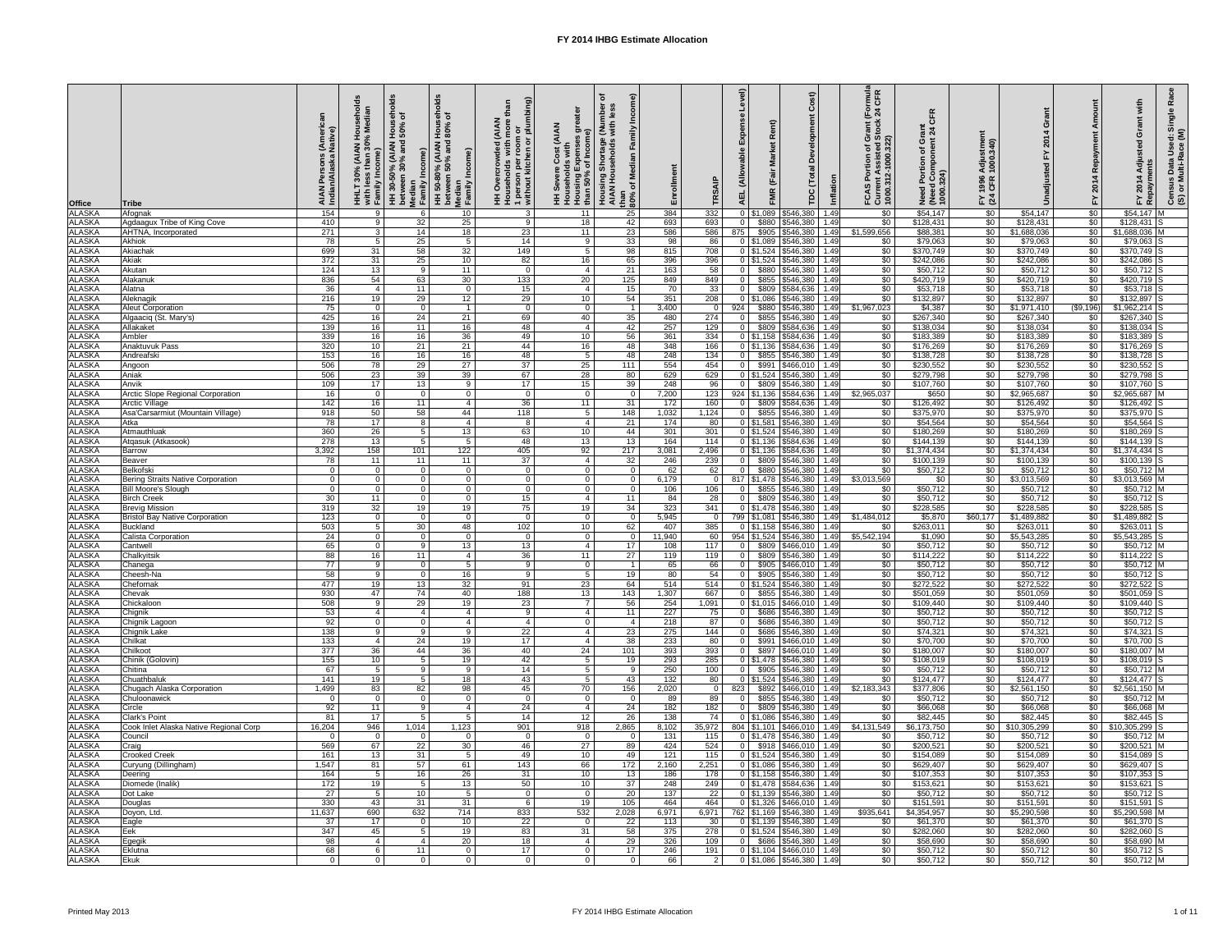# FY 2014 IHBG Estimate Allocation

| Office | Tribe | AIAN Persons (American Indian/Alaska Native) | HHLT 30% (AIAN Households with less than 30% Median Family Income) | HH 30-50% (AIAN Households between 30% and 50% of Median Family Income) | HH 50-80% (AIAN Households between 50% and 80% of Median Family Income) | HH Overcrowded (AIAN Households with more than 1 person per room or without kitchen or plumbing) | HH Severe Cost (AIAN Households with Housing Expenses greater than 50% of Income) | Housing Shortage (Number of AIAN Households with less than 80% of Median Family Income) | Enrollment | TRSAIP | AEL (Allowable Expense Level) | FMR (Fair Market Rent) | TDC (Total Development Cost) | Inflation | FCAS Portion of Grant (Formula Current Assisted Stock 24 CFR 1000.312-1000.322) | Need Portion of Grant (Need Component 24 CFR 1000.324) | FY 1996 Adjustment (24 CFR 1000.340) | Unadjusted FY 2014 Grant | FY 2014 Repayment Amount | FY 2014 Adjusted Grant with Repayments | Census Data Used: Single Race (S) or Multi-Race (M) |
|---|---|---|---|---|---|---|---|---|---|---|---|---|---|---|---|---|---|---|---|---|---|
| ALASKA | Afognak | 154 | 9 | 6 | 10 | 3 | 11 | 25 | 384 | 332 | 0 | $1,089 | $546,380 | 1.49 | $0 | $54,147 | $0 | $54,147 | $0 | $54,147 | M |
| ALASKA | Agdaagux Tribe of King Cove | 410 | 9 | 32 | 25 | 9 | 18 | 42 | 693 | 693 | 0 | $880 | $546,380 | 1.49 | $0 | $128,431 | $0 | $128,431 | $0 | $128,431 | S |
| ALASKA | AHTNA, Incorporated | 271 | 3 | 14 | 18 | 23 | 11 | 23 | 586 | 586 | 875 | $905 | $546,380 | 1.49 | $1,599,656 | $88,381 | $0 | $1,688,036 | $0 | $1,688,036 | M |
| ALASKA | Akhiok | 78 | 5 | 25 | 5 | 14 | 9 | 33 | 98 | 86 | 0 | $1,089 | $546,380 | 1.49 | $0 | $79,063 | $0 | $79,063 | $0 | $79,063 | S |
| ALASKA | Akiachak | 699 | 31 | 58 | 32 | 149 | 5 | 98 | 815 | 708 | 0 | $1,524 | $546,380 | 1.49 | $0 | $370,749 | $0 | $370,749 | $0 | $370,749 | S |
| ALASKA | Akiak | 372 | 31 | 25 | 10 | 82 | 16 | 65 | 396 | 396 | 0 | $1,524 | $546,380 | 1.49 | $0 | $242,086 | $0 | $242,086 | $0 | $242,086 | S |
| ALASKA | Akutan | 124 | 13 | 9 | 11 | 0 | 4 | 21 | 163 | 58 | 0 | $880 | $546,380 | 1.49 | $0 | $50,712 | $0 | $50,712 | $0 | $50,712 | S |
| ALASKA | Alakanuk | 836 | 54 | 63 | 30 | 133 | 20 | 125 | 849 | 849 | 0 | $855 | $546,380 | 1.49 | $0 | $420,719 | $0 | $420,719 | $0 | $420,719 | S |
| ALASKA | Alatna | 36 | 4 | 11 | 0 | 15 | 4 | 15 | 70 | 33 | 0 | $809 | $584,636 | 1.49 | $0 | $53,718 | $0 | $53,718 | $0 | $53,718 | S |
| ALASKA | Aleknagik | 216 | 19 | 29 | 12 | 29 | 10 | 54 | 351 | 208 | 0 | $1,086 | $546,380 | 1.49 | $0 | $132,897 | $0 | $132,897 | $0 | $132,897 | S |
| ALASKA | Aleut Corporation | 75 | 0 | 0 | 1 | 0 | 0 | 1 | 3,400 | 0 | 924 | $880 | $546,380 | 1.49 | $1,967,023 | $4,387 | $0 | $1,971,410 | ($9,196) | $1,962,214 | S |
| ALASKA | Algaaciq (St. Mary's) | 425 | 16 | 24 | 21 | 69 | 40 | 35 | 480 | 274 | 0 | $855 | $546,380 | 1.49 | $0 | $267,340 | $0 | $267,340 | $0 | $267,340 | S |
| ALASKA | Allakaket | 139 | 16 | 11 | 16 | 48 | 4 | 42 | 257 | 129 | 0 | $809 | $584,636 | 1.49 | $0 | $138,034 | $0 | $138,034 | $0 | $138,034 | S |
| ALASKA | Ambler | 339 | 16 | 16 | 36 | 49 | 10 | 56 | 361 | 334 | 0 | $1,158 | $584,636 | 1.49 | $0 | $183,389 | $0 | $183,389 | $0 | $183,389 | S |
| ALASKA | Anaktuvuk Pass | 320 | 10 | 21 | 21 | 44 | 16 | 48 | 348 | 166 | 0 | $1,136 | $584,636 | 1.49 | $0 | $176,269 | $0 | $176,269 | $0 | $176,269 | S |
| ALASKA | Andreafski | 153 | 16 | 16 | 16 | 48 | 5 | 48 | 248 | 134 | 0 | $855 | $546,380 | 1.49 | $0 | $138,728 | $0 | $138,728 | $0 | $138,728 | S |
| ALASKA | Angoon | 506 | 78 | 29 | 27 | 37 | 25 | 111 | 554 | 454 | 0 | $991 | $466,010 | 1.49 | $0 | $230,552 | $0 | $230,552 | $0 | $230,552 | S |
| ALASKA | Aniak | 506 | 23 | 39 | 39 | 67 | 28 | 80 | 629 | 629 | 0 | $1,524 | $546,380 | 1.49 | $0 | $279,798 | $0 | $279,798 | $0 | $279,798 | S |
| ALASKA | Anvik | 109 | 17 | 13 | 9 | 17 | 15 | 39 | 248 | 96 | 0 | $809 | $546,380 | 1.49 | $0 | $107,760 | $0 | $107,760 | $0 | $107,760 | S |
| ALASKA | Arctic Slope Regional Corporation | 16 | 0 | 0 | 0 | 0 | 0 | 0 | 7,200 | 123 | 924 | $1,136 | $584,636 | 1.49 | $2,965,037 | $650 | $0 | $2,965,687 | $0 | $2,965,687 | M |
| ALASKA | Arctic Village | 142 | 16 | 11 | 4 | 36 | 11 | 31 | 172 | 160 | 0 | $809 | $584,636 | 1.49 | $0 | $126,492 | $0 | $126,492 | $0 | $126,492 | S |
| ALASKA | Asa'Carsarmiut (Mountain Village) | 918 | 50 | 58 | 44 | 118 | 5 | 148 | 1,032 | 1,124 | 0 | $855 | $546,380 | 1.49 | $0 | $375,970 | $0 | $375,970 | $0 | $375,970 | S |
| ALASKA | Atka | 78 | 17 | 8 | 4 | 8 | 4 | 21 | 174 | 80 | 0 | $1,581 | $546,380 | 1.49 | $0 | $54,564 | $0 | $54,564 | $0 | $54,564 | S |
| ALASKA | Atmauthluak | 360 | 26 | 5 | 13 | 63 | 10 | 44 | 301 | 301 | 0 | $1,524 | $546,380 | 1.49 | $0 | $180,269 | $0 | $180,269 | $0 | $180,269 | S |
| ALASKA | Atqasuk (Atkasook) | 278 | 13 | 5 | 5 | 48 | 13 | 13 | 164 | 114 | 0 | $1,136 | $584,636 | 1.49 | $0 | $144,139 | $0 | $144,139 | $0 | $144,139 | S |
| ALASKA | Barrow | 3,392 | 158 | 101 | 122 | 405 | 92 | 217 | 3,081 | 2,496 | 0 | $1,136 | $584,636 | 1.49 | $0 | $1,374,434 | $0 | $1,374,434 | $0 | $1,374,434 | S |
| ALASKA | Beaver | 78 | 11 | 11 | 11 | 37 | 4 | 32 | 246 | 239 | 0 | $809 | $546,380 | 1.49 | $0 | $100,139 | $0 | $100,139 | $0 | $100,139 | S |
| ALASKA | Belkofski | 0 | 0 | 0 | 0 | 0 | 0 | 0 | 62 | 62 | 0 | $880 | $546,380 | 1.49 | $0 | $50,712 | $0 | $50,712 | $0 | $50,712 | M |
| ALASKA | Bering Straits Native Corporation | 0 | 0 | 0 | 0 | 0 | 0 | 0 | 6,179 | 0 | 817 | $1,478 | $546,380 | 1.49 | $3,013,569 | $0 | $0 | $3,013,569 | $0 | $3,013,569 | M |
| ALASKA | Bill Moore's Slough | 0 | 0 | 0 | 0 | 0 | 0 | 0 | 106 | 106 | 0 | $855 | $546,380 | 1.49 | $0 | $50,712 | $0 | $50,712 | $0 | $50,712 | M |
| ALASKA | Birch Creek | 30 | 11 | 0 | 0 | 15 | 4 | 11 | 84 | 28 | 0 | $809 | $546,380 | 1.49 | $0 | $50,712 | $0 | $50,712 | $0 | $50,712 | S |
| ALASKA | Brevig Mission | 319 | 32 | 19 | 19 | 75 | 19 | 34 | 323 | 341 | 0 | $1,478 | $546,380 | 1.49 | $0 | $228,585 | $0 | $228,585 | $0 | $228,585 | S |
| ALASKA | Bristol Bay Native Corporation | 123 | 0 | 0 | 0 | 0 | 0 | 0 | 5,945 | 0 | 799 | $1,081 | $546,380 | 1.49 | $1,484,012 | $5,870 | $60,177 | $1,489,882 | $0 | $1,489,882 | S |
| ALASKA | Buckland | 503 | 5 | 30 | 48 | 102 | 10 | 62 | 407 | 385 | 0 | $1,158 | $546,380 | 1.49 | $0 | $263,011 | $0 | $263,011 | $0 | $263,011 | S |
| ALASKA | Calista Corporation | 24 | 0 | 0 | 0 | 0 | 0 | 0 | 11,940 | 60 | 954 | $1,524 | $546,380 | 1.49 | $5,542,194 | $1,090 | $0 | $5,543,285 | $0 | $5,543,285 | S |
| ALASKA | Cantwell | 65 | 0 | 9 | 13 | 13 | 4 | 17 | 108 | 117 | 0 | $809 | $466,010 | 1.49 | $0 | $50,712 | $0 | $50,712 | $0 | $50,712 | M |
| ALASKA | Chalkyitsik | 88 | 16 | 11 | 4 | 36 | 11 | 27 | 119 | 119 | 0 | $809 | $546,380 | 1.49 | $0 | $114,222 | $0 | $114,222 | $0 | $114,222 | S |
| ALASKA | Chanega | 77 | 9 | 0 | 5 | 9 | 0 | 1 | 65 | 66 | 0 | $905 | $466,010 | 1.49 | $0 | $50,712 | $0 | $50,712 | $0 | $50,712 | M |
| ALASKA | Cheesh-Na | 58 | 9 | 0 | 16 | 9 | 5 | 19 | 80 | 54 | 0 | $905 | $546,380 | 1.49 | $0 | $50,712 | $0 | $50,712 | $0 | $50,712 | S |
| ALASKA | Chefornak | 477 | 19 | 13 | 32 | 91 | 23 | 64 | 514 | 514 | 0 | $1,524 | $546,380 | 1.49 | $0 | $272,522 | $0 | $272,522 | $0 | $272,522 | S |
| ALASKA | Chevak | 930 | 47 | 74 | 40 | 188 | 13 | 143 | 1,307 | 667 | 0 | $855 | $546,380 | 1.49 | $0 | $501,059 | $0 | $501,059 | $0 | $501,059 | S |
| ALASKA | Chickaloon | 508 | 9 | 29 | 19 | 23 | 7 | 56 | 254 | 1,091 | 0 | $1,015 | $466,010 | 1.49 | $0 | $109,440 | $0 | $109,440 | $0 | $109,440 | S |
| ALASKA | Chignik | 53 | 4 | 4 | 4 | 9 | 4 | 11 | 227 | 75 | 0 | $686 | $546,380 | 1.49 | $0 | $50,712 | $0 | $50,712 | $0 | $50,712 | S |
| ALASKA | Chignik Lagoon | 92 | 0 | 0 | 4 | 4 | 0 | 4 | 218 | 87 | 0 | $686 | $546,380 | 1.49 | $0 | $50,712 | $0 | $50,712 | $0 | $50,712 | S |
| ALASKA | Chignik Lake | 138 | 9 | 9 | 9 | 22 | 4 | 23 | 275 | 144 | 0 | $686 | $546,380 | 1.49 | $0 | $74,321 | $0 | $74,321 | $0 | $74,321 | S |
| ALASKA | Chilkat | 133 | 4 | 24 | 19 | 17 | 4 | 38 | 233 | 80 | 0 | $991 | $466,010 | 1.49 | $0 | $70,700 | $0 | $70,700 | $0 | $70,700 | S |
| ALASKA | Chilkoot | 377 | 36 | 44 | 36 | 40 | 24 | 101 | 393 | 393 | 0 | $897 | $466,010 | 1.49 | $0 | $180,007 | $0 | $180,007 | $0 | $180,007 | M |
| ALASKA | Chinik (Golovin) | 155 | 10 | 5 | 19 | 42 | 5 | 19 | 293 | 285 | 0 | $1,478 | $546,380 | 1.49 | $0 | $108,019 | $0 | $108,019 | $0 | $108,019 | S |
| ALASKA | Chitina | 67 | 5 | 9 | 9 | 14 | 5 | 9 | 250 | 100 | 0 | $905 | $546,380 | 1.49 | $0 | $50,712 | $0 | $50,712 | $0 | $50,712 | M |
| ALASKA | Chuathbaluk | 141 | 19 | 5 | 18 | 43 | 5 | 43 | 132 | 80 | 0 | $1,524 | $546,380 | 1.49 | $0 | $124,477 | $0 | $124,477 | $0 | $124,477 | S |
| ALASKA | Chugach Alaska Corporation | 1,499 | 83 | 82 | 98 | 45 | 70 | 156 | 2,020 | 0 | 823 | $892 | $466,010 | 1.49 | $2,183,343 | $377,806 | $0 | $2,561,150 | $0 | $2,561,150 | M |
| ALASKA | Chuloonawick | 0 | 0 | 0 | 0 | 0 | 0 | 0 | 89 | 89 | 0 | $855 | $546,380 | 1.49 | $0 | $50,712 | $0 | $50,712 | $0 | $50,712 | M |
| ALASKA | Circle | 92 | 11 | 9 | 4 | 24 | 4 | 24 | 182 | 182 | 0 | $809 | $546,380 | 1.49 | $0 | $66,068 | $0 | $66,068 | $0 | $66,068 | M |
| ALASKA | Clark's Point | 81 | 17 | 5 | 5 | 14 | 12 | 26 | 138 | 74 | 0 | $1,086 | $546,380 | 1.49 | $0 | $82,445 | $0 | $82,445 | $0 | $82,445 | S |
| ALASKA | Cook Inlet Alaska Native Regional Corp | 16,204 | 946 | 1,014 | 1,123 | 901 | 918 | 2,865 | 8,102 | 35,972 | 804 | $1,101 | $466,010 | 1.49 | $4,131,549 | $6,173,750 | $0 | $10,305,299 | $0 | $10,305,299 | S |
| ALASKA | Council | 0 | 0 | 0 | 0 | 0 | 0 | 0 | 131 | 115 | 0 | $1,478 | $546,380 | 1.49 | $0 | $50,712 | $0 | $50,712 | $0 | $50,712 | M |
| ALASKA | Craig | 569 | 67 | 22 | 30 | 46 | 27 | 89 | 424 | 524 | 0 | $918 | $466,010 | 1.49 | $0 | $200,521 | $0 | $200,521 | $0 | $200,521 | M |
| ALASKA | Crooked Creek | 161 | 13 | 31 | 5 | 49 | 10 | 49 | 121 | 115 | 0 | $1,524 | $546,380 | 1.49 | $0 | $154,089 | $0 | $154,089 | $0 | $154,089 | S |
| ALASKA | Curyung (Dillingham) | 1,547 | 81 | 57 | 61 | 143 | 66 | 172 | 2,160 | 2,251 | 0 | $1,086 | $546,380 | 1.49 | $0 | $629,407 | $0 | $629,407 | $0 | $629,407 | S |
| ALASKA | Deering | 164 | 5 | 16 | 26 | 31 | 10 | 13 | 186 | 178 | 0 | $1,158 | $546,380 | 1.49 | $0 | $107,353 | $0 | $107,353 | $0 | $107,353 | S |
| ALASKA | Diomede (Inalik) | 172 | 19 | 5 | 13 | 50 | 10 | 37 | 248 | 249 | 0 | $1,478 | $584,636 | 1.49 | $0 | $153,621 | $0 | $153,621 | $0 | $153,621 | S |
| ALASKA | Dot Lake | 27 | 5 | 10 | 5 | 0 | 0 | 20 | 137 | 22 | 0 | $1,139 | $546,380 | 1.49 | $0 | $50,712 | $0 | $50,712 | $0 | $50,712 | S |
| ALASKA | Douglas | 330 | 43 | 31 | 31 | 6 | 19 | 105 | 464 | 464 | 0 | $1,326 | $466,010 | 1.49 | $0 | $151,591 | $0 | $151,591 | $0 | $151,591 | S |
| ALASKA | Doyon, Ltd. | 11,637 | 690 | 632 | 714 | 833 | 532 | 2,028 | 6,971 | 6,971 | 762 | $1,169 | $546,380 | 1.49 | $935,641 | $4,354,957 | $0 | $5,290,598 | $0 | $5,290,598 | M |
| ALASKA | Eagle | 37 | 17 | 0 | 10 | 22 | 0 | 22 | 113 | 30 | 0 | $1,139 | $546,380 | 1.49 | $0 | $61,370 | $0 | $61,370 | $0 | $61,370 | S |
| ALASKA | Eek | 347 | 45 | 5 | 19 | 83 | 31 | 58 | 375 | 278 | 0 | $1,524 | $546,380 | 1.49 | $0 | $282,060 | $0 | $282,060 | $0 | $282,060 | S |
| ALASKA | Egegik | 98 | 4 | 4 | 20 | 18 | 4 | 29 | 326 | 109 | 0 | $686 | $546,380 | 1.49 | $0 | $58,690 | $0 | $58,690 | $0 | $58,690 | M |
| ALASKA | Eklutna | 68 | 6 | 11 | 0 | 17 | 0 | 17 | 246 | 191 | 0 | $1,104 | $466,010 | 1.49 | $0 | $50,712 | $0 | $50,712 | $0 | $50,712 | S |
| ALASKA | Ekuk | 0 | 0 | 0 | 0 | 0 | 0 | 0 | 66 | 2 | 0 | $1,086 | $546,380 | 1.49 | $0 | $50,712 | $0 | $50,712 | $0 | $50,712 | M |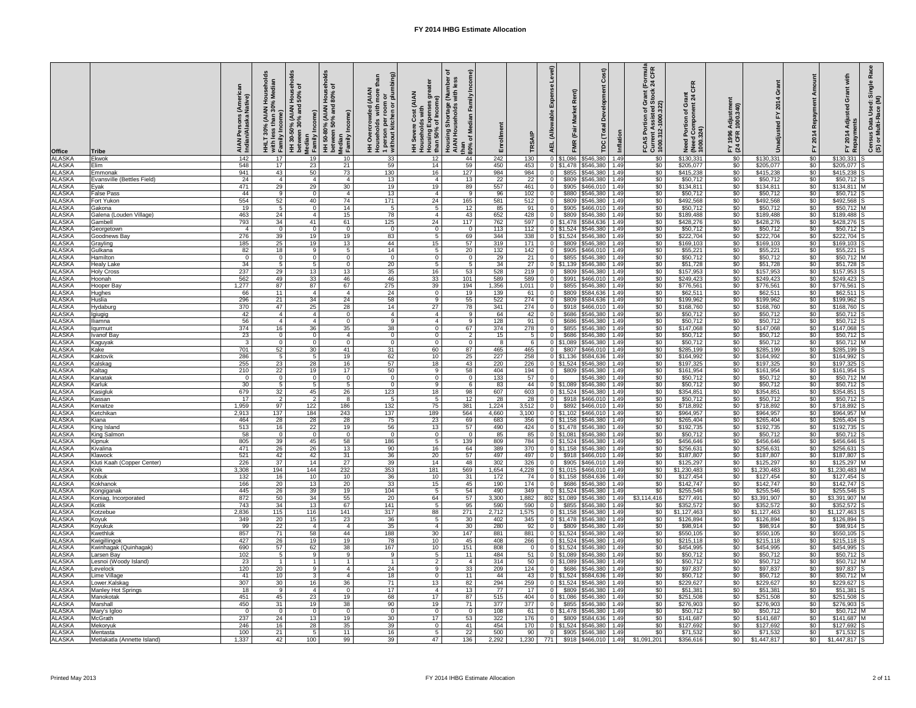# FY 2014 IHBG Estimate Allocation

| Office | Tribe | AIAN Persons (American Indian/Alaska Native) | HHLT 30% (AIAN Households with less than 30% Median Family Income) | HH 30-50% (AIAN Households between 30% and 50% of Median Family Income) | HH 50-80% (AIAN Households between 50% and 80% of Median Family Income) | HH Overcrowded (AIAN Households with more than 1 person per room or without kitchen or plumbing) | HH Severe Cost (AIAN Households with Housing Expenses greater than 50% of Income) | Housing Shortage (Number of AIAN Households with less than 80% of Median Family Income) | Enrollment | TRSAIP | AEL (Allowable Expense Level) | FMR (Fair Market Rent) | TDC (Total Development Cost) | Inflation | FCAS Portion of Grant (Formula Current Assisted Stock 24 CFR 1000.312-1000.322) | Need Portion of Grant (Need Component 24 CFR 1000.324) | FY 1996 Adjustment (24 CFR 1000.340) | Unadjusted FY 2014 Grant | FY 2014 Repayment Amount | FY 2014 Adjusted Grant with Repayments | Census Data Used: Single Race (S) or Multi-Race (M) |
|---|---|---|---|---|---|---|---|---|---|---|---|---|---|---|---|---|---|---|---|---|---|
| ALASKA | Ekwok | 142 | 17 | 19 | 10 | 33 | 12 | 44 | 242 | 130 | 0 | $1,086 | $546,380 | 1.49 | $0 | $130,331 | $0 | $130,331 | $0 | $130,331 | S |
| ALASKA | Elim | 548 | 17 | 23 | 21 | 59 | 14 | 59 | 450 | 453 | 0 | $1,478 | $546,380 | 1.49 | $0 | $205,077 | $0 | $205,077 | $0 | $205,077 | S |
| ALASKA | Emmonak | 941 | 43 | 50 | 73 | 130 | 16 | 127 | 984 | 984 | 0 | $855 | $546,380 | 1.49 | $0 | $415,238 | $0 | $415,238 | $0 | $415,238 | S |
| ALASKA | Evansville (Bettles Field) | 24 | 4 | 4 | 4 | 13 | 4 | 13 | 22 | 22 | 0 | $809 | $546,380 | 1.49 | $0 | $50,712 | $0 | $50,712 | $0 | $50,712 | S |
| ALASKA | Eyak | 471 | 29 | 29 | 30 | 19 | 19 | 89 | 557 | 461 | 0 | $905 | $466,010 | 1.49 | $0 | $134,811 | $0 | $134,811 | $0 | $134,811 | M |
| ALASKA | False Pass | 44 | 9 | 0 | 4 | 13 | 4 | 9 | 96 | 102 | 0 | $880 | $546,380 | 1.49 | $0 | $50,712 | $0 | $50,712 | $0 | $50,712 | S |
| ALASKA | Fort Yukon | 554 | 52 | 40 | 74 | 171 | 24 | 165 | 581 | 512 | 0 | $809 | $546,380 | 1.49 | $0 | $492,568 | $0 | $492,568 | $0 | $492,568 | S |
| ALASKA | Gakona | 19 | 5 | 0 | 14 | 5 | 5 | 12 | 85 | 91 | 0 | $905 | $466,010 | 1.49 | $0 | $50,712 | $0 | $50,712 | $0 | $50,712 | M |
| ALASKA | Galena (Louden Village) | 463 | 24 | 4 | 15 | 78 | 4 | 43 | 652 | 428 | 0 | $809 | $546,380 | 1.49 | $0 | $189,488 | $0 | $189,488 | $0 | $189,488 | S |
| ALASKA | Gambell | 793 | 34 | 41 | 61 | 125 | 24 | 117 | 762 | 597 | 0 | $1,478 | $584,636 | 1.49 | $0 | $428,276 | $0 | $428,276 | $0 | $428,276 | S |
| ALASKA | Georgetown | 4 | 0 | 0 | 0 | 0 | 0 | 0 | 113 | 112 | 0 | $1,524 | $546,380 | 1.49 | $0 | $50,712 | $0 | $50,712 | $0 | $50,712 | S |
| ALASKA | Goodnews Bay | 276 | 39 | 19 | 19 | 83 | 5 | 69 | 344 | 338 | 0 | $1,524 | $546,380 | 1.49 | $0 | $222,704 | $0 | $222,704 | $0 | $222,704 | S |
| ALASKA | Grayling | 185 | 25 | 19 | 13 | 44 | 15 | 57 | 319 | 171 | 0 | $809 | $546,380 | 1.49 | $0 | $169,103 | $0 | $169,103 | $0 | $169,103 | S |
| ALASKA | Gulkana | 82 | 18 | 9 | 5 | 14 | 5 | 20 | 132 | 142 | 0 | $905 | $466,010 | 1.49 | $0 | $55,221 | $0 | $55,221 | $0 | $55,221 | S |
| ALASKA | Hamilton | 0 | 0 | 0 | 0 | 0 | 0 | 0 | 29 | 21 | 0 | $855 | $546,380 | 1.49 | $0 | $50,712 | $0 | $50,712 | $0 | $50,712 | M |
| ALASKA | Healy Lake | 34 | 5 | 5 | 0 | 20 | 5 | 5 | 34 | 27 | 0 | $1,139 | $546,380 | 1.49 | $0 | $51,728 | $0 | $51,728 | $0 | $51,728 | S |
| ALASKA | Holy Cross | 237 | 29 | 13 | 13 | 35 | 16 | 53 | 528 | 219 | 0 | $809 | $546,380 | 1.49 | $0 | $157,953 | $0 | $157,953 | $0 | $157,953 | S |
| ALASKA | Hoonah | 562 | 49 | 33 | 46 | 46 | 33 | 101 | 589 | 589 | 0 | $991 | $466,010 | 1.49 | $0 | $249,423 | $0 | $249,423 | $0 | $249,423 | S |
| ALASKA | Hooper Bay | 1,277 | 87 | 87 | 67 | 275 | 39 | 194 | 1,356 | 1,011 | 0 | $855 | $546,380 | 1.49 | $0 | $776,561 | $0 | $776,561 | $0 | $776,561 | S |
| ALASKA | Hughes | 66 | 11 | 4 | 4 | 24 | 0 | 19 | 139 | 61 | 0 | $809 | $584,636 | 1.49 | $0 | $62,511 | $0 | $62,511 | $0 | $62,511 | S |
| ALASKA | Huslia | 296 | 21 | 34 | 24 | 58 | 9 | 55 | 522 | 274 | 0 | $809 | $584,636 | 1.49 | $0 | $199,962 | $0 | $199,962 | $0 | $199,962 | S |
| ALASKA | Hydaburg | 370 | 47 | 25 | 28 | 14 | 27 | 78 | 341 | 274 | 0 | $918 | $466,010 | 1.49 | $0 | $168,760 | $0 | $168,760 | $0 | $168,760 | S |
| ALASKA | Igiugig | 42 | 4 | 4 | 0 | 4 | 4 | 9 | 64 | 42 | 0 | $686 | $546,380 | 1.49 | $0 | $50,712 | $0 | $50,712 | $0 | $50,712 | S |
| ALASKA | Iliamna | 56 | 4 | 4 | 0 | 9 | 4 | 9 | 128 | 91 | 0 | $686 | $546,380 | 1.49 | $0 | $50,712 | $0 | $50,712 | $0 | $50,712 | S |
| ALASKA | Iqurmuit | 374 | 16 | 36 | 35 | 38 | 0 | 67 | 374 | 278 | 0 | $855 | $546,380 | 1.49 | $0 | $147,068 | $0 | $147,068 | $0 | $147,068 | S |
| ALASKA | Ivanof Bay | 23 | 0 | 0 | 4 | 0 | 0 | 2 | 15 | 5 | 0 | $686 | $546,380 | 1.49 | $0 | $50,712 | $0 | $50,712 | $0 | $50,712 | S |
| ALASKA | Kaguyak | 3 | 0 | 0 | 0 | 0 | 0 | 0 | 8 | 6 | 0 | $1,089 | $546,380 | 1.49 | $0 | $50,712 | $0 | $50,712 | $0 | $50,712 | M |
| ALASKA | Kake | 701 | 52 | 30 | 41 | 31 | 60 | 87 | 465 | 465 | 0 | $807 | $466,010 | 1.49 | $0 | $285,199 | $0 | $285,199 | $0 | $285,199 | S |
| ALASKA | Kaktovik | 286 | 5 | 5 | 19 | 62 | 10 | 25 | 227 | 258 | 0 | $1,136 | $584,636 | 1.49 | $0 | $164,992 | $0 | $164,992 | $0 | $164,992 | S |
| ALASKA | Kalskag | 255 | 23 | 28 | 16 | 57 | 18 | 43 | 220 | 226 | 0 | $1,524 | $546,380 | 1.49 | $0 | $197,325 | $0 | $197,325 | $0 | $197,325 | S |
| ALASKA | Kaltag | 210 | 22 | 19 | 17 | 50 | 9 | 58 | 404 | 194 | 0 | $809 | $546,380 | 1.49 | $0 | $161,954 | $0 | $161,954 | $0 | $161,954 | S |
| ALASKA | Kanatak | 0 | 0 | 0 | 0 | 0 | 0 | 0 | 133 | 57 | 0 | | $546,380 | 1.49 | $0 | $50,712 | $0 | $50,712 | $0 | $50,712 | M |
| ALASKA | Karluk | 30 | 5 | 5 | 5 | 0 | 9 | 6 | 83 | 44 | 0 | $1,089 | $546,380 | 1.49 | $0 | $50,712 | $0 | $50,712 | $0 | $50,712 | S |
| ALASKA | Kasigluk | 679 | 32 | 45 | 26 | 123 | 18 | 98 | 607 | 603 | 0 | $1,524 | $546,380 | 1.49 | $0 | $354,851 | $0 | $354,851 | $0 | $354,851 | S |
| ALASKA | Kassan | 17 | 2 | 2 | 8 | 5 | 5 | 12 | 28 | 28 | 0 | $918 | $466,010 | 1.49 | $0 | $50,712 | $0 | $50,712 | $0 | $50,712 | S |
| ALASKA | Kenaitze | 1,959 | 97 | 122 | 186 | 132 | 75 | 381 | 1,224 | 3,512 | 0 | $892 | $466,010 | 1.49 | $0 | $718,892 | $0 | $718,892 | $0 | $718,892 | S |
| ALASKA | Ketchikan | 2,913 | 137 | 184 | 243 | 137 | 189 | 564 | 4,660 | 3,100 | 0 | $1,102 | $466,010 | 1.49 | $0 | $964,957 | $0 | $964,957 | $0 | $964,957 | M |
| ALASKA | Kiana | 464 | 28 | 28 | 28 | 75 | 23 | 69 | 683 | 356 | 0 | $1,158 | $546,380 | 1.49 | $0 | $265,404 | $0 | $265,404 | $0 | $265,404 | S |
| ALASKA | King Island | 513 | 16 | 22 | 19 | 56 | 13 | 57 | 490 | 424 | 0 | $1,478 | $546,380 | 1.49 | $0 | $192,735 | $0 | $192,735 | $0 | $192,735 | S |
| ALASKA | King Salmon | 58 | 0 | 0 | 0 | 0 | 0 | 0 | 85 | 85 | 0 | $1,081 | $546,380 | 1.49 | $0 | $50,712 | $0 | $50,712 | $0 | $50,712 | S |
| ALASKA | Kipnuk | 805 | 39 | 45 | 58 | 186 | 5 | 139 | 809 | 784 | 0 | $1,524 | $546,380 | 1.49 | $0 | $456,646 | $0 | $456,646 | $0 | $456,646 | S |
| ALASKA | Kivalina | 471 | 26 | 26 | 13 | 90 | 16 | 64 | 389 | 370 | 0 | $1,158 | $546,380 | 1.49 | $0 | $256,631 | $0 | $256,631 | $0 | $256,631 | S |
| ALASKA | Klawock | 521 | 42 | 42 | 31 | 36 | 20 | 57 | 497 | 497 | 0 | $918 | $466,010 | 1.49 | $0 | $187,807 | $0 | $187,807 | $0 | $187,807 | S |
| ALASKA | Kluti Kaah (Copper Center) | 226 | 37 | 14 | 27 | 39 | 14 | 48 | 302 | 326 | 0 | $905 | $466,010 | 1.49 | $0 | $125,297 | $0 | $125,297 | $0 | $125,297 | M |
| ALASKA | Knik | 3,308 | 194 | 144 | 232 | 353 | 181 | 569 | 1,654 | 4,228 | 0 | $1,015 | $466,010 | 1.49 | $0 | $1,230,483 | $0 | $1,230,483 | $0 | $1,230,483 | M |
| ALASKA | Kobuk | 132 | 16 | 10 | 10 | 36 | 10 | 31 | 172 | 74 | 0 | $1,158 | $584,636 | 1.49 | $0 | $127,454 | $0 | $127,454 | $0 | $127,454 | S |
| ALASKA | Kokhanok | 166 | 20 | 13 | 20 | 33 | 15 | 45 | 190 | 174 | 0 | $686 | $546,380 | 1.49 | $0 | $142,747 | $0 | $142,747 | $0 | $142,747 | S |
| ALASKA | Kongiganak | 445 | 26 | 39 | 19 | 104 | 5 | 54 | 490 | 349 | 0 | $1,524 | $546,380 | 1.49 | $0 | $255,546 | $0 | $255,546 | $0 | $255,546 | S |
| ALASKA | Koniag, Incorporated | 872 | 50 | 34 | 55 | 20 | 64 | 57 | 3,300 | 1,882 | 802 | $1,089 | $546,380 | 1.49 | $3,114,416 | $277,491 | $0 | $3,391,907 | $0 | $3,391,907 | M |
| ALASKA | Kotlik | 743 | 34 | 13 | 67 | 141 | 5 | 95 | 590 | 590 | 0 | $855 | $546,380 | 1.49 | $0 | $352,572 | $0 | $352,572 | $0 | $352,572 | S |
| ALASKA | Kotzebue | 2,836 | 115 | 116 | 141 | 317 | 88 | 271 | 2,712 | 1,575 | 0 | $1,158 | $546,380 | 1.49 | $0 | $1,127,463 | $0 | $1,127,463 | $0 | $1,127,463 | S |
| ALASKA | Koyuk | 349 | 20 | 15 | 23 | 36 | 5 | 30 | 402 | 345 | 0 | $1,478 | $546,380 | 1.49 | $0 | $126,894 | $0 | $126,894 | $0 | $126,894 | S |
| ALASKA | Koyukuk | 99 | 22 | 4 | 4 | 35 | 4 | 30 | 280 | 92 | 0 | $809 | $546,380 | 1.49 | $0 | $98,914 | $0 | $98,914 | $0 | $98,914 | S |
| ALASKA | Kwethluk | 857 | 71 | 58 | 44 | 188 | 30 | 147 | 881 | 881 | 0 | $1,524 | $546,380 | 1.49 | $0 | $550,105 | $0 | $550,105 | $0 | $550,105 | S |
| ALASKA | Kwigillingok | 427 | 26 | 19 | 19 | 78 | 10 | 45 | 408 | 266 | 0 | $1,524 | $546,380 | 1.49 | $0 | $215,118 | $0 | $215,118 | $0 | $215,118 | S |
| ALASKA | Kwinhagak (Quinhagak) | 690 | 57 | 62 | 38 | 167 | 10 | 151 | 808 | 0 | 0 | $1,524 | $546,380 | 1.49 | $0 | $454,995 | $0 | $454,995 | $0 | $454,995 | S |
| ALASKA | Larsen Bay | 102 | 5 | 9 | 9 | 9 | 5 | 11 | 484 | 51 | 0 | $1,089 | $546,380 | 1.49 | $0 | $50,712 | $0 | $50,712 | $0 | $50,712 | S |
| ALASKA | Lesnoi (Woody Island) | 23 | 1 | 1 | 1 | 1 | 2 | 4 | 314 | 50 | 0 | $1,089 | $546,380 | 1.49 | $0 | $50,712 | $0 | $50,712 | $0 | $50,712 | M |
| ALASKA | Levelock | 120 | 20 | 9 | 4 | 24 | 9 | 33 | 209 | 124 | 0 | $686 | $546,380 | 1.49 | $0 | $97,837 | $0 | $97,837 | $0 | $97,837 | S |
| ALASKA | Lime Village | 41 | 10 | 3 | 4 | 18 | 0 | 11 | 44 | 43 | 0 | $1,524 | $584,636 | 1.49 | $0 | $50,712 | $0 | $50,712 | $0 | $50,712 | M |
| ALASKA | Lower.Kalskag | 307 | 30 | 16 | 36 | 71 | 13 | 82 | 294 | 259 | 0 | $1,524 | $546,380 | 1.49 | $0 | $229,627 | $0 | $229,627 | $0 | $229,627 | S |
| ALASKA | Manley Hot Springs | 18 | 9 | 4 | 0 | 17 | 4 | 13 | 77 | 17 | 0 | $809 | $546,380 | 1.49 | $0 | $51,381 | $0 | $51,381 | $0 | $51,381 | S |
| ALASKA | Manokotak | 451 | 45 | 23 | 19 | 68 | 17 | 87 | 515 | 404 | 0 | $1,086 | $546,380 | 1.49 | $0 | $251,508 | $0 | $251,508 | $0 | $251,508 | S |
| ALASKA | Marshall | 450 | 31 | 19 | 38 | 90 | 19 | 71 | 377 | 377 | 0 | $855 | $546,380 | 1.49 | $0 | $276,903 | $0 | $276,903 | $0 | $276,903 | S |
| ALASKA | Mary's Igloo | 0 | 0 | 0 | 0 | 0 | 0 | 0 | 108 | 61 | 0 | $1,478 | $546,380 | 1.49 | $0 | $50,712 | $0 | $50,712 | $0 | $50,712 | M |
| ALASKA | McGrath | 237 | 24 | 13 | 19 | 30 | 17 | 53 | 322 | 176 | 0 | $809 | $584,636 | 1.49 | $0 | $141,687 | $0 | $141,687 | $0 | $141,687 | M |
| ALASKA | Mekoryuk | 246 | 16 | 28 | 35 | 39 | 0 | 41 | 454 | 170 | 0 | $1,524 | $546,380 | 1.49 | $0 | $127,692 | $0 | $127,692 | $0 | $127,692 | S |
| ALASKA | Mentasta | 100 | 21 | 5 | 11 | 16 | 5 | 22 | 500 | 90 | 0 | $905 | $546,380 | 1.49 | $0 | $71,532 | $0 | $71,532 | $0 | $71,532 | S |
| ALASKA | Metlakatla (Annette Island) | 1,337 | 42 | 100 | 99 | 39 | 47 | 136 | 2,292 | 1,230 | 771 | $918 | $466,010 | 1.49 | $1,091,201 | $356,616 | $0 | $1,447,817 | $0 | $1,447,817 | S |

Printed May 2013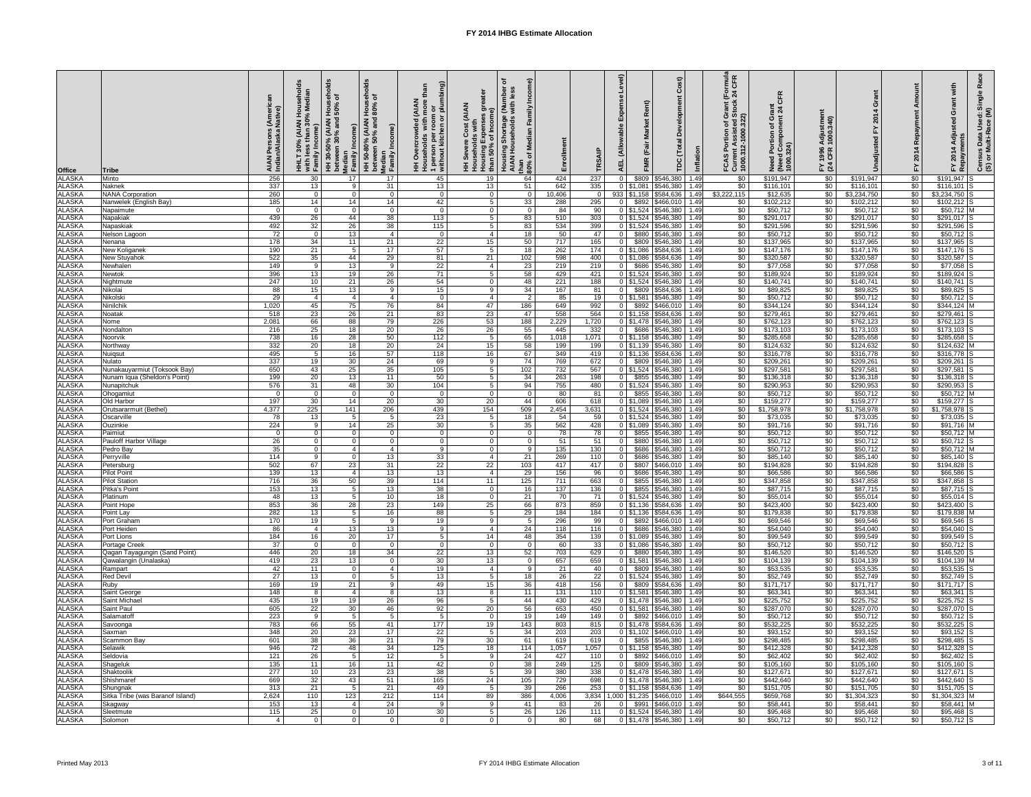# FY 2014 IHBG Estimate Allocation

| Office | Tribe | AIAN Persons (American Indian/Alaska Native) | HHLT 30% (AIAN Households with less than 30% Median Family Income) | HH 30-50% (AIAN Households between 30% and 50% of Median Family Income) | HH 50-80% (AIAN Households between 50% and 80% of Median Family Income) | HH Overcrowded (AIAN Households with more than 1 person per room or without kitchen or plumbing) | HH Severe Cost (AIAN Households with Housing Expenses greater than 50% of Income) | Housing Shortage (Number of AIAN Households with less than 80% of Median Family Income) | Enrollment | TRSAIP | AEL (Allowable Expense Level) | FMR (Fair Market Rent) | TDC (Total Development Cost) | Inflation | FCAS Portion of Grant (Formula Current Assisted Stock 24 CFR 1000.312-1000.322) | Need Portion of Grant (Need Component 24 CFR 1000.324) | FY 1996 Adjustment (24 CFR 1000.340) | Unadjusted FY 2014 Grant | FY 2014 Repayment Amount | FY 2014 Adjusted Grant with Repayments | Census Data Used: Single Race (S) or Multi-Race (M) |
|---|---|---|---|---|---|---|---|---|---|---|---|---|---|---|---|---|---|---|---|---|---|
| ALASKA | Minto | 256 | 30 | 17 | 17 | 45 | 19 | 64 | 424 | 237 | 0 | $809 | $546,380 | 1.49 | $0 | $191,947 | $0 | $191,947 | $0 | $191,947 | S |
| ALASKA | Naknek | 337 | 13 | 9 | 31 | 13 | 13 | 51 | 642 | 335 | 0 | $1,081 | $546,380 | 1.49 | $0 | $116,101 | $0 | $116,101 | $0 | $116,101 | S |
| ALASKA | NANA Corporation | 260 | 0 | 0 | 0 | 0 | 0 | 0 | 10,406 | 0 | 933 | $1,158 | $584,636 | 1.49 | $3,222,115 | $12,635 | $0 | $3,234,750 | $0 | $3,234,750 | S |
| ALASKA | Nanwelek (English Bay) | 185 | 14 | 14 | 14 | 42 | 5 | 33 | 288 | 295 | 0 | $892 | $466,010 | 1.49 | $0 | $102,212 | $0 | $102,212 | $0 | $102,212 | S |
| ALASKA | Napaimute | 0 | 0 | 0 | 0 | 0 | 0 | 0 | 84 | 90 | 0 | $1,524 | $546,380 | 1.49 | $0 | $50,712 | $0 | $50,712 | $0 | $50,712 | M |
| ALASKA | Napakiak | 439 | 26 | 44 | 38 | 113 | 5 | 83 | 510 | 303 | 0 | $1,524 | $546,380 | 1.49 | $0 | $291,017 | $0 | $291,017 | $0 | $291,017 | S |
| ALASKA | Napaskiak | 492 | 32 | 26 | 38 | 115 | 5 | 83 | 534 | 399 | 0 | $1,524 | $546,380 | 1.49 | $0 | $291,596 | $0 | $291,596 | $0 | $291,596 | S |
| ALASKA | Nelson Lagoon | 72 | 0 | 13 | 4 | 0 | 4 | 18 | 50 | 47 | 0 | $880 | $546,380 | 1.49 | $0 | $50,712 | $0 | $50,712 | $0 | $50,712 | S |
| ALASKA | Nenana | 178 | 34 | 11 | 21 | 22 | 15 | 50 | 717 | 165 | 0 | $809 | $546,380 | 1.49 | $0 | $137,965 | $0 | $137,965 | $0 | $137,965 | S |
| ALASKA | New Koliganek | 190 | 21 | 5 | 17 | 57 | 5 | 18 | 262 | 174 | 0 | $1,086 | $584,636 | 1.49 | $0 | $147,176 | $0 | $147,176 | $0 | $147,176 | S |
| ALASKA | New Stuyahok | 522 | 35 | 44 | 29 | 81 | 21 | 102 | 598 | 400 | 0 | $1,086 | $584,636 | 1.49 | $0 | $320,587 | $0 | $320,587 | $0 | $320,587 | S |
| ALASKA | Newhalen | 149 | 9 | 13 | 9 | 22 | 4 | 23 | 219 | 219 | 0 | $686 | $546,380 | 1.49 | $0 | $77,058 | $0 | $77,058 | $0 | $77,058 | S |
| ALASKA | Newtok | 396 | 13 | 19 | 26 | 71 | 5 | 58 | 429 | 421 | 0 | $1,524 | $546,380 | 1.49 | $0 | $189,924 | $0 | $189,924 | $0 | $189,924 | S |
| ALASKA | Nightmute | 247 | 10 | 21 | 26 | 54 | 0 | 48 | 221 | 188 | 0 | $1,524 | $546,380 | 1.49 | $0 | $140,741 | $0 | $140,741 | $0 | $140,741 | S |
| ALASKA | Nikolai | 88 | 15 | 13 | 9 | 15 | 9 | 34 | 167 | 81 | 0 | $809 | $584,636 | 1.49 | $0 | $89,825 | $0 | $89,825 | $0 | $89,825 | S |
| ALASKA | Nikolski | 29 | 4 | 4 | 4 | 0 | 4 | 2 | 85 | 19 | 0 | $1,581 | $546,380 | 1.49 | $0 | $50,712 | $0 | $50,712 | $0 | $50,712 | S |
| ALASKA | Ninilchik | 1,020 | 45 | 75 | 76 | 84 | 47 | 186 | 649 | 992 | 0 | $892 | $466,010 | 1.49 | $0 | $344,124 | $0 | $344,124 | $0 | $344,124 | M |
| ALASKA | Noatak | 518 | 23 | 26 | 21 | 83 | 23 | 47 | 558 | 564 | 0 | $1,158 | $584,636 | 1.49 | $0 | $279,461 | $0 | $279,461 | $0 | $279,461 | S |
| ALASKA | Nome | 2,081 | 66 | 88 | 79 | 226 | 53 | 188 | 2,229 | 1,720 | 0 | $1,478 | $546,380 | 1.49 | $0 | $762,123 | $0 | $762,123 | $0 | $762,123 | S |
| ALASKA | Nondalton | 216 | 25 | 18 | 20 | 26 | 26 | 55 | 445 | 332 | 0 | $686 | $546,380 | 1.49 | $0 | $173,103 | $0 | $173,103 | $0 | $173,103 | S |
| ALASKA | Noorvik | 738 | 16 | 28 | 50 | 112 | 5 | 65 | 1,018 | 1,071 | 0 | $1,158 | $546,380 | 1.49 | $0 | $285,658 | $0 | $285,658 | $0 | $285,658 | S |
| ALASKA | Northway | 332 | 20 | 18 | 20 | 24 | 15 | 58 | 199 | 199 | 0 | $1,139 | $546,380 | 1.49 | $0 | $124,632 | $0 | $124,632 | $0 | $124,632 | M |
| ALASKA | Nuiqsut | 495 | 5 | 16 | 57 | 118 | 16 | 67 | 349 | 419 | 0 | $1,136 | $584,636 | 1.49 | $0 | $316,778 | $0 | $316,778 | $0 | $316,778 | S |
| ALASKA | Nulato | 337 | 19 | 30 | 24 | 69 | 9 | 74 | 769 | 672 | 0 | $809 | $546,380 | 1.49 | $0 | $209,261 | $0 | $209,261 | $0 | $209,261 | S |
| ALASKA | Nunakauyarmiut (Toksook Bay) | 650 | 43 | 25 | 35 | 105 | 5 | 102 | 732 | 567 | 0 | $1,524 | $546,380 | 1.49 | $0 | $297,581 | $0 | $297,581 | $0 | $297,581 | S |
| ALASKA | Nunam Iqua (Sheldon's Point) | 199 | 20 | 13 | 11 | 50 | 5 | 34 | 263 | 198 | 0 | $855 | $546,380 | 1.49 | $0 | $136,318 | $0 | $136,318 | $0 | $136,318 | S |
| ALASKA | Nunapitchuk | 576 | 31 | 48 | 30 | 104 | 5 | 94 | 755 | 480 | 0 | $1,524 | $546,380 | 1.49 | $0 | $290,953 | $0 | $290,953 | $0 | $290,953 | S |
| ALASKA | Ohogamiut | 0 | 0 | 0 | 0 | 0 | 0 | 0 | 80 | 81 | 0 | $855 | $546,380 | 1.49 | $0 | $50,712 | $0 | $50,712 | $0 | $50,712 | M |
| ALASKA | Old Harbor | 197 | 30 | 14 | 20 | 30 | 20 | 44 | 606 | 618 | 0 | $1,089 | $546,380 | 1.49 | $0 | $159,277 | $0 | $159,277 | $0 | $159,277 | S |
| ALASKA | Orutsararmuit (Bethel) | 4,377 | 225 | 141 | 206 | 439 | 154 | 509 | 2,454 | 3,631 | 0 | $1,524 | $546,380 | 1.49 | $0 | $1,758,978 | $0 | $1,758,978 | $0 | $1,758,978 | S |
| ALASKA | Oscarville | 78 | 13 | 5 | 5 | 23 | 5 | 18 | 54 | 59 | 0 | $1,524 | $546,380 | 1.49 | $0 | $73,035 | $0 | $73,035 | $0 | $73,035 | S |
| ALASKA | Ouzinkie | 224 | 9 | 14 | 25 | 30 | 5 | 35 | 562 | 428 | 0 | $1,089 | $546,380 | 1.49 | $0 | $91,716 | $0 | $91,716 | $0 | $91,716 | M |
| ALASKA | Paimiut | 0 | 0 | 0 | 0 | 0 | 0 | 0 | 78 | 78 | 0 | $855 | $546,380 | 1.49 | $0 | $50,712 | $0 | $50,712 | $0 | $50,712 | M |
| ALASKA | Pauloff Harbor Village | 26 | 0 | 0 | 0 | 0 | 0 | 0 | 51 | 51 | 0 | $880 | $546,380 | 1.49 | $0 | $50,712 | $0 | $50,712 | $0 | $50,712 | S |
| ALASKA | Pedro Bay | 35 | 0 | 4 | 4 | 9 | 0 | 9 | 135 | 130 | 0 | $686 | $546,380 | 1.49 | $0 | $50,712 | $0 | $50,712 | $0 | $50,712 | M |
| ALASKA | Perryville | 114 | 9 | 0 | 13 | 33 | 4 | 21 | 269 | 110 | 0 | $686 | $546,380 | 1.49 | $0 | $85,140 | $0 | $85,140 | $0 | $85,140 | S |
| ALASKA | Petersburg | 502 | 67 | 23 | 31 | 22 | 22 | 103 | 417 | 417 | 0 | $807 | $466,010 | 1.49 | $0 | $194,828 | $0 | $194,828 | $0 | $194,828 | S |
| ALASKA | Pilot Point | 139 | 13 | 4 | 13 | 13 | 4 | 29 | 156 | 96 | 0 | $686 | $546,380 | 1.49 | $0 | $66,586 | $0 | $66,586 | $0 | $66,586 | S |
| ALASKA | Pilot Station | 716 | 36 | 50 | 39 | 114 | 11 | 125 | 711 | 663 | 0 | $855 | $546,380 | 1.49 | $0 | $347,858 | $0 | $347,858 | $0 | $347,858 | S |
| ALASKA | Pitka's Point | 153 | 13 | 5 | 13 | 38 | 0 | 16 | 137 | 136 | 0 | $855 | $546,380 | 1.49 | $0 | $87,715 | $0 | $87,715 | $0 | $87,715 | S |
| ALASKA | Platinum | 48 | 13 | 5 | 10 | 18 | 0 | 21 | 70 | 71 | 0 | $1,524 | $546,380 | 1.49 | $0 | $55,014 | $0 | $55,014 | $0 | $55,014 | S |
| ALASKA | Point Hope | 853 | 36 | 28 | 23 | 149 | 25 | 66 | 873 | 859 | 0 | $1,136 | $546,380 | 1.49 | $0 | $423,400 | $0 | $423,400 | $0 | $423,400 | S |
| ALASKA | Point Lay | 282 | 13 | 5 | 16 | 88 | 5 | 29 | 184 | 184 | 0 | $1,136 | $584,636 | 1.49 | $0 | $179,838 | $0 | $179,838 | $0 | $179,838 | M |
| ALASKA | Port Graham | 170 | 19 | 5 | 9 | 19 | 9 | 5 | 296 | 99 | 0 | $892 | $466,010 | 1.49 | $0 | $69,546 | $0 | $69,546 | $0 | $69,546 | S |
| ALASKA | Port Heiden | 86 | 4 | 13 | 13 | 9 | 0 | 24 | 118 | 116 | 0 | $686 | $546,380 | 1.49 | $0 | $54,040 | $0 | $54,040 | $0 | $54,040 | S |
| ALASKA | Port Lions | 184 | 16 | 20 | 17 | 5 | 14 | 48 | 354 | 139 | 0 | $1,089 | $546,380 | 1.49 | $0 | $99,549 | $0 | $99,549 | $0 | $99,549 | S |
| ALASKA | Portage Creek | 37 | 0 | 0 | 0 | 0 | 0 | 0 | 60 | 33 | 0 | $1,086 | $546,380 | 1.49 | $0 | $50,712 | $0 | $50,712 | $0 | $50,712 | S |
| ALASKA | Qagan Tayagungin (Sand Point) | 446 | 20 | 18 | 34 | 22 | 13 | 52 | 703 | 629 | 0 | $880 | $546,380 | 1.49 | $0 | $146,520 | $0 | $146,520 | $0 | $146,520 | S |
| ALASKA | Qawalangin (Unalaska) | 419 | 23 | 13 | 0 | 30 | 13 | 0 | 657 | 659 | 0 | $1,581 | $546,380 | 1.49 | $0 | $104,139 | $0 | $104,139 | $0 | $104,139 | M |
| ALASKA | Rampart | 42 | 11 | 0 | 4 | 19 | 4 | 9 | 21 | 40 | 0 | $809 | $546,380 | 1.49 | $0 | $53,535 | $0 | $53,535 | $0 | $53,535 | S |
| ALASKA | Red Devil | 27 | 13 | 0 | 5 | 13 | 5 | 18 | 26 | 22 | 0 | $1,524 | $546,380 | 1.49 | $0 | $52,749 | $0 | $52,749 | $0 | $52,749 | S |
| ALASKA | Ruby | 169 | 19 | 21 | 9 | 49 | 15 | 36 | 418 | 156 | 0 | $809 | $584,636 | 1.49 | $0 | $171,717 | $0 | $171,717 | $0 | $171,717 | S |
| ALASKA | Saint George | 148 | 8 | 4 | 8 | 13 | 8 | 11 | 131 | 110 | 0 | $1,581 | $546,380 | 1.49 | $0 | $63,341 | $0 | $63,341 | $0 | $63,341 | S |
| ALASKA | Saint Michael | 435 | 19 | 19 | 26 | 96 | 5 | 44 | 430 | 429 | 0 | $1,478 | $546,380 | 1.49 | $0 | $225,752 | $0 | $225,752 | $0 | $225,752 | S |
| ALASKA | Saint Paul | 605 | 22 | 30 | 46 | 92 | 20 | 56 | 653 | 450 | 0 | $1,581 | $546,380 | 1.49 | $0 | $287,070 | $0 | $287,070 | $0 | $287,070 | S |
| ALASKA | Salamatoff | 223 | 9 | 5 | 5 | 5 | 0 | 19 | 149 | 149 | 0 | $892 | $466,010 | 1.49 | $0 | $50,712 | $0 | $50,712 | $0 | $50,712 | S |
| ALASKA | Savoonga | 783 | 66 | 55 | 41 | 177 | 19 | 143 | 803 | 815 | 0 | $1,478 | $584,636 | 1.49 | $0 | $532,225 | $0 | $532,225 | $0 | $532,225 | S |
| ALASKA | Saxman | 348 | 20 | 23 | 17 | 22 | 5 | 34 | 203 | 203 | 0 | $1,102 | $466,010 | 1.49 | $0 | $93,152 | $0 | $93,152 | $0 | $93,152 | S |
| ALASKA | Scammon Bay | 601 | 38 | 36 | 21 | 79 | 30 | 61 | 619 | 619 | 0 | $855 | $546,380 | 1.49 | $0 | $298,485 | $0 | $298,485 | $0 | $298,485 | S |
| ALASKA | Selawik | 946 | 72 | 48 | 34 | 125 | 18 | 114 | 1,057 | 1,057 | 0 | $1,158 | $546,380 | 1.49 | $0 | $412,328 | $0 | $412,328 | $0 | $412,328 | S |
| ALASKA | Seldovia | 121 | 26 | 5 | 12 | 5 | 9 | 24 | 427 | 110 | 0 | $892 | $466,010 | 1.49 | $0 | $62,402 | $0 | $62,402 | $0 | $62,402 | S |
| ALASKA | Shageluk | 135 | 11 | 16 | 11 | 42 | 0 | 38 | 249 | 125 | 0 | $809 | $546,380 | 1.49 | $0 | $105,160 | $0 | $105,160 | $0 | $105,160 | S |
| ALASKA | Shaktoolik | 277 | 10 | 23 | 23 | 38 | 5 | 39 | 380 | 338 | 0 | $1,478 | $546,380 | 1.49 | $0 | $127,671 | $0 | $127,671 | $0 | $127,671 | S |
| ALASKA | Shishmaref | 669 | 32 | 43 | 51 | 165 | 24 | 105 | 729 | 698 | 0 | $1,478 | $546,380 | 1.49 | $0 | $442,640 | $0 | $442,640 | $0 | $442,640 | S |
| ALASKA | Shungnak | 313 | 21 | 5 | 21 | 49 | 5 | 39 | 266 | 253 | 0 | $1,158 | $584,636 | 1.49 | $0 | $151,705 | $0 | $151,705 | $0 | $151,705 | S |
| ALASKA | Sitka Tribe (was Baranof Island) | 2,624 | 110 | 123 | 212 | 114 | 89 | 386 | 4,006 | 3,834 | 1,000 | $1,235 | $466,010 | 1.49 | $644,555 | $659,768 | $0 | $1,304,323 | $0 | $1,304,323 | M |
| ALASKA | Skagway | 153 | 13 | 4 | 24 | 9 | 9 | 41 | 83 | 26 | 0 | $991 | $466,010 | 1.49 | $0 | $58,441 | $0 | $58,441 | $0 | $58,441 | M |
| ALASKA | Sleetmute | 115 | 25 | 0 | 10 | 30 | 5 | 26 | 126 | 111 | 0 | $1,524 | $546,380 | 1.49 | $0 | $95,468 | $0 | $95,468 | $0 | $95,468 | S |
| ALASKA | Solomon | 4 | 0 | 0 | 0 | 0 | 0 | 0 | 80 | 68 | 0 | $1,478 | $546,380 | 1.49 | $0 | $50,712 | $0 | $50,712 | $0 | $50,712 | S |

Printed May 2013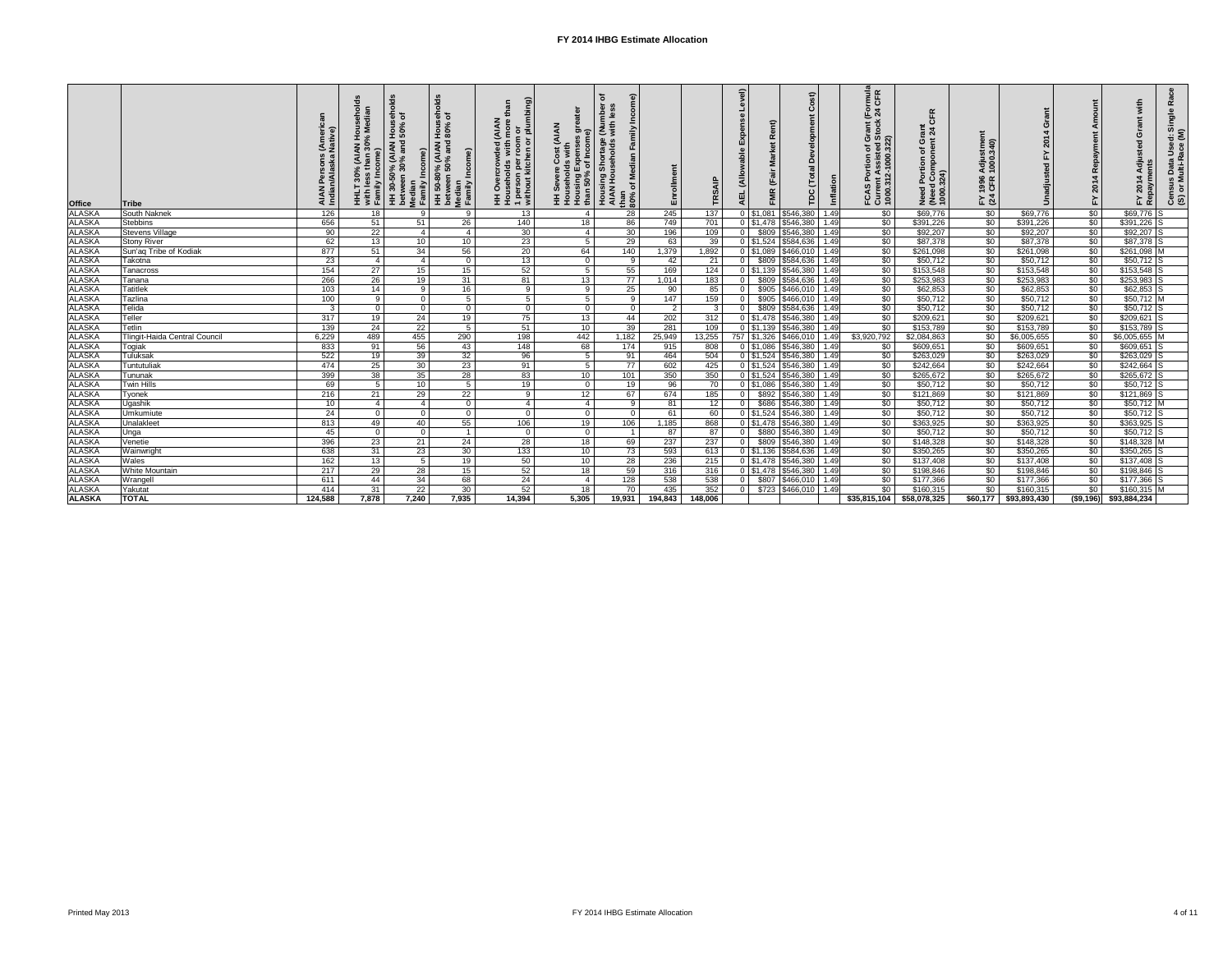# FY 2014 IHBG Estimate Allocation

| Office | Tribe | AIAN Persons (American Indian/Alaska Native) | HHLT 30% (AIAN Households with less than 30% Median Family Income) | HH 30-50% (AIAN Households between 30% and 50% of Median Family Income) | HH 50-80% (AIAN Households between 50% and 80% of Median Family Income) | HH Overcrowded (AIAN Households with more than 1 person per room or without kitchen or plumbing) | HH Severe Cost (AIAN Households with Housing Expenses greater than 50% of Income) | Housing Shortage (Number of AIAN Households with less than 80% of Median Family Income) | Enrollment | TRSAIP | AEL (Allowable Expense Level) | FMR (Fair Market Rent) | TDC (Total Development Cost) | Inflation | FCAS Portion of Grant (Formula Current Assisted Stock 24 CFR 1000.312-1000.322) | Need Portion of Grant (Need Component 24 CFR 1000.324) | FY 1996 Adjustment (24 CFR 1000.340) | Unadjusted FY 2014 Grant | FY 2014 Repayment Amount | FY 2014 Adjusted Grant with Repayments | Census Data Used: Single Race (S) or Multi-Race (M) |
|---|---|---|---|---|---|---|---|---|---|---|---|---|---|---|---|---|---|---|---|---|---|
| ALASKA | South Naknek | 126 | 18 | 9 | 9 | 13 | 4 | 28 | 245 | 137 | 0 | $1,081 | $546,380 | 1.49 | $0 | $69,776 | $0 | $69,776 | $0 | $69,776 | S |
| ALASKA | Stebbins | 656 | 51 | 51 | 26 | 140 | 18 | 86 | 749 | 701 | 0 | $1,478 | $546,380 | 1.49 | $0 | $391,226 | $0 | $391,226 | $0 | $391,226 | S |
| ALASKA | Stevens Village | 90 | 22 | 4 | 4 | 30 | 4 | 30 | 196 | 109 | 0 | $809 | $546,380 | 1.49 | $0 | $92,207 | $0 | $92,207 | $0 | $92,207 | S |
| ALASKA | Stony River | 62 | 13 | 10 | 10 | 23 | 5 | 29 | 63 | 39 | 0 | $1,524 | $584,636 | 1.49 | $0 | $87,378 | $0 | $87,378 | $0 | $87,378 | S |
| ALASKA | Sun'aq Tribe of Kodiak | 877 | 51 | 34 | 56 | 20 | 64 | 140 | 1,379 | 1,892 | 0 | $1,089 | $466,010 | 1.49 | $0 | $261,098 | $0 | $261,098 | $0 | $261,098 | M |
| ALASKA | Takotna | 23 | 4 | 4 | 0 | 13 | 0 | 9 | 42 | 21 | 0 | $809 | $584,636 | 1.49 | $0 | $50,712 | $0 | $50,712 | $0 | $50,712 | S |
| ALASKA | Tanacross | 154 | 27 | 15 | 15 | 52 | 5 | 55 | 169 | 124 | 0 | $1,139 | $546,380 | 1.49 | $0 | $153,548 | $0 | $153,548 | $0 | $153,548 | S |
| ALASKA | Tanana | 266 | 26 | 19 | 31 | 81 | 13 | 77 | 1,014 | 183 | 0 | $809 | $584,636 | 1.49 | $0 | $253,983 | $0 | $253,983 | $0 | $253,983 | S |
| ALASKA | Tatitlek | 103 | 14 | 9 | 16 | 9 | 9 | 25 | 90 | 85 | 0 | $905 | $466,010 | 1.49 | $0 | $62,853 | $0 | $62,853 | $0 | $62,853 | S |
| ALASKA | Tazlina | 100 | 9 | 0 | 5 | 5 | 5 | 9 | 147 | 159 | 0 | $905 | $466,010 | 1.49 | $0 | $50,712 | $0 | $50,712 | $0 | $50,712 | M |
| ALASKA | Telida | 3 | 0 | 0 | 0 | 0 | 0 | 0 | 2 | 3 | 0 | $809 | $584,636 | 1.49 | $0 | $50,712 | $0 | $50,712 | $0 | $50,712 | S |
| ALASKA | Teller | 317 | 19 | 24 | 19 | 75 | 13 | 44 | 202 | 312 | 0 | $1,478 | $546,380 | 1.49 | $0 | $209,621 | $0 | $209,621 | $0 | $209,621 | S |
| ALASKA | Tetlin | 139 | 24 | 22 | 5 | 51 | 10 | 39 | 281 | 109 | 0 | $1,139 | $546,380 | 1.49 | $0 | $153,789 | $0 | $153,789 | $0 | $153,789 | S |
| ALASKA | Tlingit-Haida Central Council | 6,229 | 489 | 455 | 290 | 198 | 442 | 1,182 | 25,949 | 13,255 | 757 | $1,326 | $466,010 | 1.49 | $3,920,792 | $2,084,863 | $0 | $6,005,655 | $0 | $6,005,655 | M |
| ALASKA | Togiak | 833 | 91 | 56 | 43 | 148 | 68 | 174 | 915 | 808 | 0 | $1,086 | $546,380 | 1.49 | $0 | $609,651 | $0 | $609,651 | $0 | $609,651 | S |
| ALASKA | Tuluksak | 522 | 19 | 39 | 32 | 96 | 5 | 91 | 464 | 504 | 0 | $1,524 | $546,380 | 1.49 | $0 | $263,029 | $0 | $263,029 | $0 | $263,029 | S |
| ALASKA | Tuntutuliak | 474 | 25 | 30 | 23 | 91 | 5 | 77 | 602 | 425 | 0 | $1,524 | $546,380 | 1.49 | $0 | $242,664 | $0 | $242,664 | $0 | $242,664 | S |
| ALASKA | Tununak | 399 | 38 | 35 | 28 | 83 | 10 | 101 | 350 | 350 | 0 | $1,524 | $546,380 | 1.49 | $0 | $265,672 | $0 | $265,672 | $0 | $265,672 | S |
| ALASKA | Twin Hills | 69 | 5 | 10 | 5 | 19 | 0 | 19 | 96 | 70 | 0 | $1,086 | $546,380 | 1.49 | $0 | $50,712 | $0 | $50,712 | $0 | $50,712 | S |
| ALASKA | Tyonek | 216 | 21 | 29 | 22 | 9 | 12 | 67 | 674 | 185 | 0 | $892 | $546,380 | 1.49 | $0 | $121,869 | $0 | $121,869 | $0 | $121,869 | S |
| ALASKA | Ugashik | 10 | 4 | 4 | 0 | 4 | 4 | 9 | 81 | 12 | 0 | $686 | $546,380 | 1.49 | $0 | $50,712 | $0 | $50,712 | $0 | $50,712 | M |
| ALASKA | Umkumiute | 24 | 0 | 0 | 0 | 0 | 0 | 0 | 61 | 60 | 0 | $1,524 | $546,380 | 1.49 | $0 | $50,712 | $0 | $50,712 | $0 | $50,712 | S |
| ALASKA | Unalakleet | 813 | 49 | 40 | 55 | 106 | 19 | 106 | 1,185 | 868 | 0 | $1,478 | $546,380 | 1.49 | $0 | $363,925 | $0 | $363,925 | $0 | $363,925 | S |
| ALASKA | Unga | 45 | 0 | 0 | 1 | 0 | 0 | 1 | 87 | 87 | 0 | $880 | $546,380 | 1.49 | $0 | $50,712 | $0 | $50,712 | $0 | $50,712 | S |
| ALASKA | Venetie | 396 | 23 | 21 | 24 | 28 | 18 | 69 | 237 | 237 | 0 | $809 | $546,380 | 1.49 | $0 | $148,328 | $0 | $148,328 | $0 | $148,328 | M |
| ALASKA | Wainwright | 638 | 31 | 23 | 30 | 133 | 10 | 73 | 593 | 613 | 0 | $1,136 | $584,636 | 1.49 | $0 | $350,265 | $0 | $350,265 | $0 | $350,265 | S |
| ALASKA | Wales | 162 | 13 | 5 | 19 | 50 | 10 | 28 | 236 | 215 | 0 | $1,478 | $546,380 | 1.49 | $0 | $137,408 | $0 | $137,408 | $0 | $137,408 | S |
| ALASKA | White Mountain | 217 | 29 | 28 | 15 | 52 | 18 | 59 | 316 | 316 | 0 | $1,478 | $546,380 | 1.49 | $0 | $198,846 | $0 | $198,846 | $0 | $198,846 | S |
| ALASKA | Wrangell | 611 | 44 | 34 | 68 | 24 | 4 | 128 | 538 | 538 | 0 | $807 | $466,010 | 1.49 | $0 | $177,366 | $0 | $177,366 | $0 | $177,366 | S |
| ALASKA | Yakutat | 414 | 31 | 22 | 30 | 52 | 18 | 70 | 435 | 352 | 0 | $723 | $466,010 | 1.49 | $0 | $160,315 | $0 | $160,315 | $0 | $160,315 | M |
| **ALASKA** | **TOTAL** | **124,588** | **7,878** | **7,240** | **7,935** | **14,394** | **5,305** | **19,931** | **194,843** | **148,006** | | | | | **$35,815,104** | **$58,078,325** | **$60,177** | **$93,893,430** | **($9,196)** | **$93,884,234** | |

Printed May 2013 | FY 2014 IHBG Estimate Allocation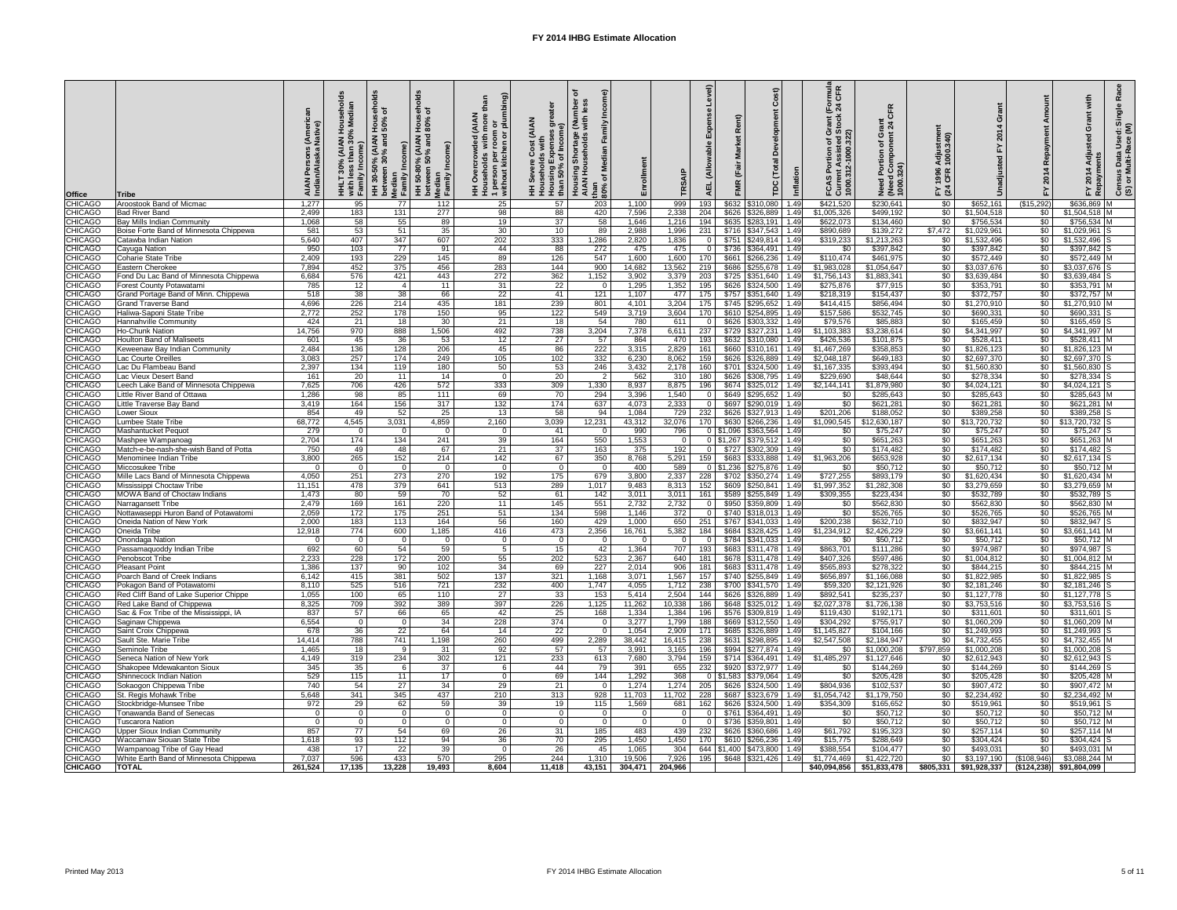# FY 2014 IHBG Estimate Allocation

| Office | Tribe | AIAN Persons (American Indian/Alaska Native) | HHLT 30% (AIAN Households with less than 30% Median Family Income) | HH 30-50% (AIAN Households between 30% and 50% of Median Family Income) | HH 50-80% (AIAN Households between 50% and 80% of Median Family Income) | HH Overcrowded (AIAN Households with more than 1 person per room or without kitchen or plumbing) | HH Severe Cost (AIAN Households with Housing Expenses greater than 50% of Income) | Housing Shortage (Number of AIAN Households with less than 80% of Median Family Income) | Enrollment | TRSAIP | AEL (Allowable Expense Level) | FMR (Fair Market Rent) | TDC (Total Development Cost) | Inflation | FCAS Portion of Grant (Formula Current Assisted Stock 24 CFR 1000.312-1000.322) | Need Portion of Grant (Need Component 24 CFR 1000.324) | FY 1996 Adjustment (24 CFR 1000.340) | Unadjusted FY 2014 Grant | FY 2014 Repayment Amount | FY 2014 Adjusted Grant with Repayments | Census Data Used: Single Race (S) or Multi-Race (M) |
|---|---|---|---|---|---|---|---|---|---|---|---|---|---|---|---|---|---|---|---|---|---|
| CHICAGO | Aroostook Band of Micmac | 1,277 | 95 | 77 | 112 | 25 | 57 | 203 | 1,100 | 999 | 193 | $632 | $310,080 | 1.49 | $421,520 | $230,641 | $0 | $652,161 | ($15,292) | $636,869 | M |
| CHICAGO | Bad River Band | 2,499 | 183 | 131 | 277 | 98 | 88 | 420 | 7,596 | 2,338 | 204 | $626 | $326,889 | 1.49 | $1,005,326 | $499,192 | $0 | $1,504,518 | $0 | $1,504,518 | M |
| CHICAGO | Bay Mills Indian Community | 1,068 | 58 | 55 | 89 | 19 | 37 | 58 | 1,646 | 1,216 | 194 | $635 | $283,191 | 1.49 | $622,073 | $134,460 | $0 | $756,534 | $0 | $756,534 | M |
| CHICAGO | Boise Forte Band of Minnesota Chippewa | 581 | 53 | 51 | 35 | 30 | 10 | 89 | 2,988 | 1,996 | 231 | $716 | $347,543 | 1.49 | $890,689 | $139,272 | $7,472 | $1,029,961 | $0 | $1,029,961 | S |
| CHICAGO | Catawba Indian Nation | 5,640 | 407 | 347 | 607 | 202 | 333 | 1,286 | 2,820 | 1,836 | 0 | $751 | $249,814 | 1.49 | $319,233 | $1,213,263 | $0 | $1,532,496 | $0 | $1,532,496 | S |
| CHICAGO | Cayuga Nation | 950 | 103 | 77 | 91 | 44 | 88 | 272 | 475 | 475 | 0 | $736 | $364,491 | 1.49 | $0 | $397,842 | $0 | $397,842 | $0 | $397,842 | S |
| CHICAGO | Coharie State Tribe | 2,409 | 193 | 229 | 145 | 89 | 126 | 547 | 1,600 | 1,600 | 170 | $661 | $266,236 | 1.49 | $110,474 | $461,975 | $0 | $572,449 | $0 | $572,449 | M |
| CHICAGO | Eastern Cherokee | 7,894 | 452 | 375 | 456 | 283 | 144 | 900 | 14,682 | 13,562 | 219 | $686 | $255,678 | 1.49 | $1,983,028 | $1,054,647 | $0 | $3,037,676 | $0 | $3,037,676 | S |
| CHICAGO | Fond Du Lac Band of Minnesota Chippewa | 6,684 | 576 | 421 | 443 | 272 | 362 | 1,152 | 3,902 | 3,379 | 203 | $725 | $351,640 | 1.49 | $1,756,143 | $1,883,341 | $0 | $3,639,484 | $0 | $3,639,484 | S |
| CHICAGO | Forest County Potawatami | 785 | 12 | 4 | 11 | 31 | 22 | 0 | 1,295 | 1,352 | 195 | $626 | $324,500 | 1.49 | $275,876 | $77,915 | $0 | $353,791 | $0 | $353,791 | M |
| CHICAGO | Grand Portage Band of Minn. Chippewa | 518 | 38 | 38 | 66 | 22 | 41 | 121 | 1,107 | 477 | 175 | $757 | $351,640 | 1.49 | $218,319 | $154,437 | $0 | $372,757 | $0 | $372,757 | M |
| CHICAGO | Grand Traverse Band | 4,696 | 226 | 214 | 435 | 181 | 239 | 801 | 4,101 | 3,204 | 175 | $745 | $295,652 | 1.49 | $414,415 | $856,494 | $0 | $1,270,910 | $0 | $1,270,910 | M |
| CHICAGO | Haliwa-Saponi State Tribe | 2,772 | 252 | 178 | 150 | 95 | 122 | 549 | 3,719 | 3,604 | 170 | $610 | $254,895 | 1.49 | $157,586 | $532,745 | $0 | $690,331 | $0 | $690,331 | S |
| CHICAGO | Hannahville Community | 424 | 21 | 18 | 30 | 21 | 18 | 54 | 780 | 611 | 0 | $626 | $303,332 | 1.49 | $79,576 | $85,883 | $0 | $165,459 | $0 | $165,459 | S |
| CHICAGO | Ho-Chunk Nation | 14,756 | 970 | 888 | 1,506 | 492 | 738 | 3,204 | 7,378 | 6,611 | 237 | $729 | $327,231 | 1.49 | $1,103,383 | $3,238,614 | $0 | $4,341,997 | $0 | $4,341,997 | M |
| CHICAGO | Houlton Band of Maliseets | 601 | 45 | 36 | 53 | 12 | 27 | 57 | 864 | 470 | 193 | $632 | $310,080 | 1.49 | $426,536 | $101,875 | $0 | $528,411 | $0 | $528,411 | M |
| CHICAGO | Keweenaw Bay Indian Community | 2,484 | 136 | 128 | 206 | 45 | 86 | 222 | 3,315 | 2,829 | 161 | $660 | $310,161 | 1.49 | $1,467,269 | $358,853 | $0 | $1,826,123 | $0 | $1,826,123 | M |
| CHICAGO | Lac Courte Oreilles | 3,083 | 257 | 174 | 249 | 105 | 102 | 332 | 6,230 | 8,062 | 159 | $626 | $326,889 | 1.49 | $2,048,187 | $649,183 | $0 | $2,697,370 | $0 | $2,697,370 | S |
| CHICAGO | Lac Du Flambeau Band | 2,397 | 134 | 119 | 180 | 50 | 53 | 246 | 3,432 | 2,178 | 160 | $701 | $324,500 | 1.49 | $1,167,335 | $393,494 | $0 | $1,560,830 | $0 | $1,560,830 | S |
| CHICAGO | Lac Vieux Desert Band | 161 | 20 | 11 | 14 | 0 | 20 | 2 | 562 | 310 | 180 | $626 | $308,795 | 1.49 | $229,690 | $48,644 | $0 | $278,334 | $0 | $278,334 | S |
| CHICAGO | Leech Lake Band of Minnesota Chippewa | 7,625 | 706 | 426 | 572 | 333 | 309 | 1,330 | 8,937 | 8,875 | 196 | $674 | $325,012 | 1.49 | $2,144,141 | $1,879,980 | $0 | $4,024,121 | $0 | $4,024,121 | S |
| CHICAGO | Little River Band of Ottawa | 1,286 | 98 | 85 | 111 | 69 | 70 | 294 | 3,396 | 1,540 | 0 | $649 | $295,652 | 1.49 | $0 | $285,643 | $0 | $285,643 | $0 | $285,643 | M |
| CHICAGO | Little Traverse Bay Band | 3,419 | 164 | 156 | 317 | 132 | 174 | 637 | 4,073 | 2,333 | 0 | $697 | $290,019 | 1.49 | $0 | $621,281 | $0 | $621,281 | $0 | $621,281 | M |
| CHICAGO | Lower Sioux | 854 | 49 | 52 | 25 | 13 | 58 | 94 | 1,084 | 729 | 232 | $626 | $327,913 | 1.49 | $201,206 | $188,052 | $0 | $389,258 | $0 | $389,258 | S |
| CHICAGO | Lumbee State Tribe | 68,772 | 4,545 | 3,031 | 4,859 | 2,160 | 3,039 | 12,231 | 43,312 | 32,076 | 170 | $630 | $266,236 | 1.49 | $1,090,545 | $12,630,187 | $0 | $13,720,732 | $0 | $13,720,732 | S |
| CHICAGO | Mashantucket Pequot | 279 | 0 | 0 | 0 | 0 | 41 | 0 | 990 | 796 | 0 | $1,096 | $363,564 | 1.49 | $0 | $75,247 | $0 | $75,247 | $0 | $75,247 | S |
| CHICAGO | Mashpee Wampanoag | 2,704 | 174 | 134 | 241 | 39 | 164 | 550 | 1,553 | 0 | 0 | $1,267 | $379,512 | 1.49 | $0 | $651,263 | $0 | $651,263 | $0 | $651,263 | M |
| CHICAGO | Match-e-be-nash-she-wish Band of Potta | 750 | 49 | 48 | 67 | 21 | 37 | 163 | 375 | 192 | 0 | $727 | $302,309 | 1.49 | $0 | $174,482 | $0 | $174,482 | $0 | $174,482 | S |
| CHICAGO | Menominee Indian Tribe | 3,800 | 265 | 152 | 214 | 142 | 67 | 350 | 8,768 | 5,291 | 159 | $683 | $333,888 | 1.49 | $1,963,206 | $653,928 | $0 | $2,617,134 | $0 | $2,617,134 | S |
| CHICAGO | Miccosukee Tribe | 0 | 0 | 0 | 0 | 0 | 0 | 0 | 400 | 589 | 0 | $1,236 | $275,876 | 1.49 | $0 | $50,712 | $0 | $50,712 | $0 | $50,712 | M |
| CHICAGO | Mille Lacs Band of Minnesota Chippewa | 4,050 | 251 | 273 | 270 | 192 | 175 | 679 | 3,800 | 2,337 | 228 | $702 | $350,274 | 1.49 | $727,255 | $893,179 | $0 | $1,620,434 | $0 | $1,620,434 | M |
| CHICAGO | Mississippi Choctaw Tribe | 11,151 | 478 | 379 | 641 | 513 | 289 | 1,017 | 9,483 | 8,313 | 152 | $609 | $250,841 | 1.49 | $1,997,352 | $1,282,308 | $0 | $3,279,659 | $0 | $3,279,659 | M |
| CHICAGO | MOWA Band of Choctaw Indians | 1,473 | 80 | 59 | 70 | 52 | 61 | 142 | 3,011 | 3,011 | 161 | $589 | $255,849 | 1.49 | $309,355 | $223,434 | $0 | $532,789 | $0 | $532,789 | S |
| CHICAGO | Narragansett Tribe | 2,479 | 169 | 161 | 220 | 11 | 145 | 551 | 2,732 | 2,732 | 0 | $950 | $359,809 | 1.49 | $0 | $562,830 | $0 | $562,830 | $0 | $562,830 | M |
| CHICAGO | Nottawaseppi Huron Band of Potawatomi | 2,059 | 172 | 175 | 251 | 51 | 134 | 598 | 1,146 | 372 | 0 | $740 | $318,013 | 1.49 | $0 | $526,765 | $0 | $526,765 | $0 | $526,765 | M |
| CHICAGO | Oneida Nation of New York | 2,000 | 183 | 113 | 164 | 56 | 160 | 429 | 1,000 | 650 | 251 | $767 | $341,033 | 1.49 | $200,238 | $632,710 | $0 | $832,947 | $0 | $832,947 | S |
| CHICAGO | Oneida Tribe | 12,918 | 774 | 600 | 1,185 | 416 | 473 | 2,356 | 16,761 | 5,382 | 184 | $684 | $328,425 | 1.49 | $1,234,912 | $2,426,229 | $0 | $3,661,141 | $0 | $3,661,141 | M |
| CHICAGO | Onondaga Nation | 0 | 0 | 0 | 0 | 0 | 0 | 0 | 0 | 0 | 0 | $784 | $341,033 | 1.49 | $0 | $50,712 | $0 | $50,712 | $0 | $50,712 | M |
| CHICAGO | Passamaquoddy Indian Tribe | 692 | 60 | 54 | 59 | 5 | 15 | 42 | 1,364 | 707 | 193 | $683 | $311,478 | 1.49 | $863,701 | $111,286 | $0 | $974,987 | $0 | $974,987 | S |
| CHICAGO | Penobscot Tribe | 2,233 | 228 | 172 | 200 | 55 | 202 | 523 | 2,367 | 640 | 181 | $678 | $311,478 | 1.49 | $407,326 | $597,486 | $0 | $1,004,812 | $0 | $1,004,812 | M |
| CHICAGO | Pleasant Point | 1,386 | 137 | 90 | 102 | 34 | 69 | 227 | 2,014 | 906 | 181 | $683 | $311,478 | 1.49 | $565,893 | $278,322 | $0 | $844,215 | $0 | $844,215 | M |
| CHICAGO | Poarch Band of Creek Indians | 6,142 | 415 | 381 | 502 | 137 | 321 | 1,168 | 3,071 | 1,567 | 157 | $740 | $255,849 | 1.49 | $656,897 | $1,166,088 | $0 | $1,822,985 | $0 | $1,822,985 | S |
| CHICAGO | Pokagon Band of Potawatomi | 8,110 | 525 | 516 | 721 | 232 | 400 | 1,747 | 4,055 | 1,712 | 238 | $700 | $341,570 | 1.49 | $59,320 | $2,121,926 | $0 | $2,181,246 | $0 | $2,181,246 | S |
| CHICAGO | Red Cliff Band of Lake Superior Chippe | 1,055 | 100 | 65 | 110 | 27 | 33 | 153 | 5,414 | 2,504 | 144 | $626 | $326,889 | 1.49 | $892,541 | $235,237 | $0 | $1,127,778 | $0 | $1,127,778 | S |
| CHICAGO | Red Lake Band of Chippewa | 8,325 | 709 | 392 | 389 | 397 | 226 | 1,125 | 11,262 | 10,338 | 186 | $648 | $325,012 | 1.49 | $2,027,378 | $1,726,138 | $0 | $3,753,516 | $0 | $3,753,516 | S |
| CHICAGO | Sac & Fox Tribe of the Mississippi, IA | 837 | 57 | 66 | 65 | 42 | 25 | 168 | 1,334 | 1,384 | 196 | $576 | $309,819 | 1.49 | $119,430 | $192,171 | $0 | $311,601 | $0 | $311,601 | S |
| CHICAGO | Saginaw Chippewa | 6,554 | 0 | 0 | 34 | 228 | 374 | 0 | 3,277 | 1,799 | 188 | $669 | $312,550 | 1.49 | $304,292 | $755,917 | $0 | $1,060,209 | $0 | $1,060,209 | M |
| CHICAGO | Saint Croix Chippewa | 678 | 36 | 22 | 64 | 14 | 22 | 0 | 1,054 | 2,909 | 171 | $685 | $326,889 | 1.49 | $1,145,827 | $104,166 | $0 | $1,249,993 | $0 | $1,249,993 | S |
| CHICAGO | Sault Ste. Marie Tribe | 14,414 | 788 | 741 | 1,198 | 260 | 499 | 2,289 | 38,442 | 16,415 | 238 | $631 | $298,895 | 1.49 | $2,547,508 | $2,184,947 | $0 | $4,732,455 | $0 | $4,732,455 | M |
| CHICAGO | Seminole Tribe | 1,465 | 18 | 9 | 31 | 92 | 57 | 57 | 3,991 | 3,165 | 196 | $994 | $277,874 | 1.49 | $0 | $1,000,208 | $797,859 | $1,000,208 | $0 | $1,000,208 | S |
| CHICAGO | Seneca Nation of New York | 4,149 | 319 | 234 | 302 | 121 | 233 | 613 | 7,680 | 3,794 | 159 | $714 | $364,491 | 1.49 | $1,485,297 | $1,127,646 | $0 | $2,612,943 | $0 | $2,612,943 | S |
| CHICAGO | Shakopee Mdewakanton Sioux | 345 | 35 | 6 | 37 | 6 | 44 | 79 | 391 | 655 | 232 | $920 | $372,977 | 1.49 | $0 | $144,269 | $0 | $144,269 | $0 | $144,269 | S |
| CHICAGO | Shinnecock Indian Nation | 529 | 115 | 11 | 17 | 0 | 69 | 144 | 1,292 | 368 | 0 | $1,583 | $379,064 | 1.49 | $0 | $205,428 | $0 | $205,428 | $0 | $205,428 | M |
| CHICAGO | Sokaogon Chippewa Tribe | 740 | 54 | 27 | 34 | 29 | 21 | 0 | 1,274 | 1,274 | 205 | $626 | $324,500 | 1.49 | $804,936 | $102,537 | $0 | $907,472 | $0 | $907,472 | M |
| CHICAGO | St. Regis Mohawk Tribe | 5,648 | 341 | 345 | 437 | 210 | 313 | 928 | 11,703 | 11,702 | 228 | $687 | $323,679 | 1.49 | $1,054,742 | $1,179,750 | $0 | $2,234,492 | $0 | $2,234,492 | M |
| CHICAGO | Stockbridge-Munsee Tribe | 972 | 29 | 62 | 59 | 39 | 19 | 115 | 1,569 | 681 | 162 | $626 | $324,500 | 1.49 | $354,309 | $165,652 | $0 | $519,961 | $0 | $519,961 | S |
| CHICAGO | Tonawanda Band of Senecas | 0 | 0 | 0 | 0 | 0 | 0 | 0 | 0 | 0 | 0 | $761 | $364,491 | 1.49 | $0 | $50,712 | $0 | $50,712 | $0 | $50,712 | M |
| CHICAGO | Tuscarora Nation | 0 | 0 | 0 | 0 | 0 | 0 | 0 | 0 | 0 | 0 | $736 | $359,801 | 1.49 | $0 | $50,712 | $0 | $50,712 | $0 | $50,712 | M |
| CHICAGO | Upper Sioux Indian Community | 857 | 77 | 54 | 69 | 26 | 31 | 185 | 483 | 439 | 232 | $626 | $360,686 | 1.49 | $61,792 | $195,323 | $0 | $257,114 | $0 | $257,114 | M |
| CHICAGO | Waccamaw Siouan State Tribe | 1,618 | 93 | 112 | 94 | 36 | 70 | 295 | 1,450 | 1,450 | 170 | $610 | $266,236 | 1.49 | $15,775 | $288,649 | $0 | $304,424 | $0 | $304,424 | S |
| CHICAGO | Wampanoag Tribe of Gay Head | 438 | 17 | 22 | 39 | 0 | 26 | 45 | 1,065 | 304 | 644 | $1,400 | $473,800 | 1.49 | $388,554 | $104,477 | $0 | $493,031 | $0 | $493,031 | M |
| CHICAGO | White Earth Band of Minnesota Chippewa | 7,037 | 596 | 433 | 570 | 295 | 244 | 1,310 | 19,506 | 7,926 | 195 | $648 | $321,426 | 1.49 | $1,774,469 | $1,422,720 | $0 | $3,197,190 | ($108,946) | $3,088,244 | M |
| **CHICAGO** | **TOTAL** | **261,524** | **17,135** | **13,228** | **19,493** | **8,604** | **11,418** | **43,151** | **304,471** | **204,966** | | | | | **$40,094,856** | **$51,833,478** | **$805,331** | **$91,928,337** | **($124,238)** | **$91,804,099** | |

Printed May 2013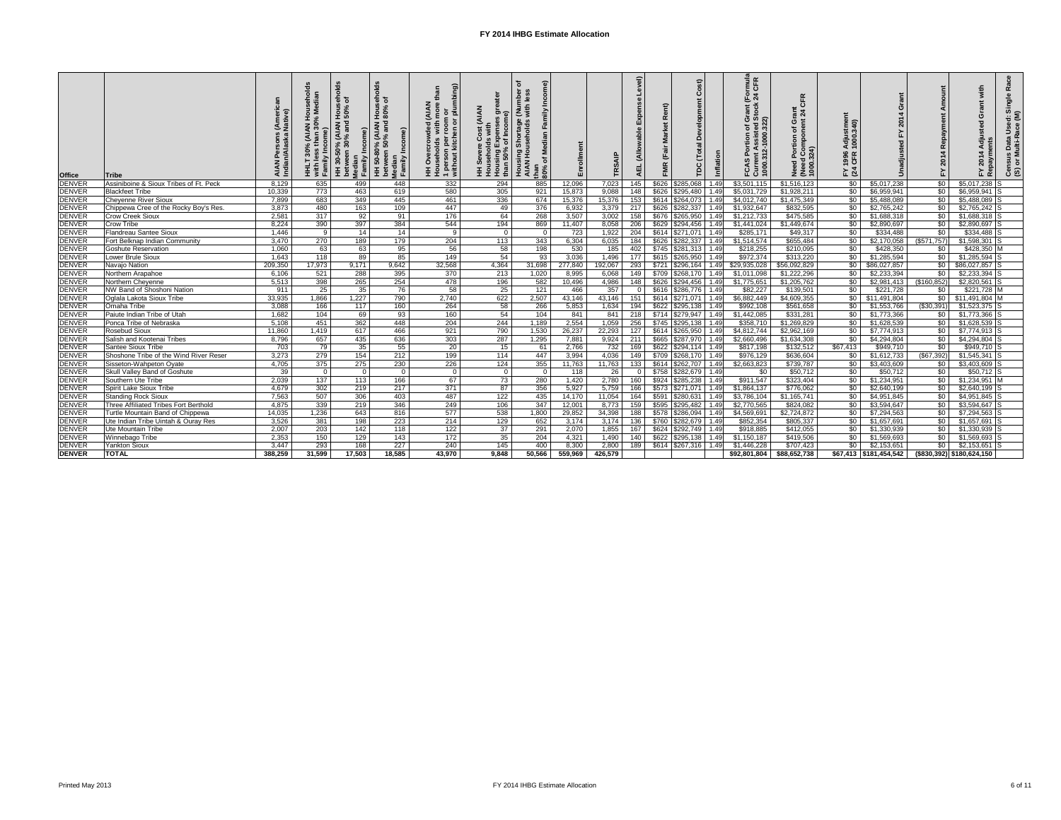# FY 2014 IHBG Estimate Allocation

| Office | Tribe | AIAN Persons (American Indian/Alaska Native) | HHLT 30% (AIAN Households with less than 30% Median Family Income) | HH 30-50% (AIAN Households between 30% and 50% of Median Family Income) | HH 50-80% (AIAN Households between 50% and 80% of Median Family Income) | HH Overcrowded (AIAN Households with more than 1 person per room or without kitchen or plumbing) | HH Severe Cost (AIAN Households with Housing Expenses greater than 50% of Income) | Housing Shortage (Number of AIAN Households with less than 80% of Median Family Income) | Enrollment | TRSAIP | AEL (Allowable Expense Level) | FMR (Fair Market Rent) | TDC (Total Development Cost) | Inflation | FCAS Portion of Grant (Formula Current Assisted Stock 24 CFR 1000.312-1000.322) | Need Portion of Grant (Need Component 24 CFR 1000.324) | FY 1996 Adjustment (24 CFR 1000.340) | Unadjusted FY 2014 Grant | FY 2014 Repayment Amount | FY 2014 Adjusted Grant with Repayments | Census Data Used: Single Race (S) or Multi-Race (M) |
|---|---|---|---|---|---|---|---|---|---|---|---|---|---|---|---|---|---|---|---|---|---|
| DENVER | Assiniboine & Sioux Tribes of Ft. Peck | 8,129 | 635 | 499 | 448 | 332 | 294 | 885 | 12,096 | 7,023 | 145 | $626 | $285,068 | 1.49 | $3,501,115 | $1,516,123 | $0 | $5,017,238 | $0 | $5,017,238 | S |
| DENVER | Blackfeet Tribe | 10,339 | 773 | 463 | 619 | 580 | 305 | 921 | 15,873 | 9,088 | 148 | $626 | $295,480 | 1.49 | $5,031,729 | $1,928,211 | $0 | $6,959,941 | $0 | $6,959,941 | S |
| DENVER | Cheyenne River Sioux | 7,899 | 683 | 349 | 445 | 461 | 336 | 674 | 15,376 | 15,376 | 153 | $614 | $264,073 | 1.49 | $4,012,740 | $1,475,349 | $0 | $5,488,089 | $0 | $5,488,089 | S |
| DENVER | Chippewa Cree of the Rocky Boy's Res. | 3,873 | 480 | 163 | 109 | 447 | 49 | 376 | 6,932 | 3,379 | 217 | $626 | $282,337 | 1.49 | $1,932,647 | $832,595 | $0 | $2,765,242 | $0 | $2,765,242 | S |
| DENVER | Crow Creek Sioux | 2,581 | 317 | 92 | 91 | 176 | 64 | 268 | 3,507 | 3,002 | 158 | $676 | $265,950 | 1.49 | $1,212,733 | $475,585 | $0 | $1,688,318 | $0 | $1,688,318 | S |
| DENVER | Crow Tribe | 8,224 | 390 | 397 | 384 | 544 | 194 | 869 | 11,407 | 8,058 | 206 | $629 | $294,456 | 1.49 | $1,441,024 | $1,449,674 | $0 | $2,890,697 | $0 | $2,890,697 | S |
| DENVER | Flandreau Santee Sioux | 1,446 | 9 | 14 | 14 | 9 | 0 | 0 | 723 | 1,922 | 204 | $614 | $271,071 | 1.49 | $285,171 | $49,317 | $0 | $334,488 | $0 | $334,488 | S |
| DENVER | Fort Belknap Indian Community | 3,470 | 270 | 189 | 179 | 204 | 113 | 343 | 6,304 | 6,035 | 184 | $626 | $282,337 | 1.49 | $1,514,574 | $655,484 | $0 | $2,170,058 | ($571,757) | $1,598,301 | S |
| DENVER | Goshute Reservation | 1,060 | 63 | 63 | 95 | 56 | 58 | 198 | 530 | 185 | 402 | $745 | $281,313 | 1.49 | $218,255 | $210,095 | $0 | $428,350 | $0 | $428,350 | M |
| DENVER | Navajo Nation | 209,350 | 17,973 | 9,171 | 9,642 | 32,568 | 4,364 | 31,698 | 277,840 | 192,067 | 293 | $721 | $296,164 | 1.49 | $29,935,028 | $56,092,829 | $0 | $86,027,857 | $0 | $86,027,857 | S |
| DENVER | Northern Arapahoe | 6,106 | 521 | 288 | 395 | 370 | 213 | 1,020 | 8,995 | 6,068 | 149 | $709 | $268,170 | 1.49 | $1,011,098 | $1,222,296 | $0 | $2,233,394 | $0 | $2,233,394 | S |
| DENVER | Northern Cheyenne | 5,513 | 398 | 265 | 254 | 478 | 196 | 582 | 10,496 | 4,986 | 148 | $626 | $294,456 | 1.49 | $1,775,651 | $1,205,762 | $0 | $2,981,413 | ($160,852) | $2,820,561 | S |
| DENVER | NW Band of Shoshoni Nation | 911 | 25 | 35 | 76 | 58 | 25 | 121 | 466 | 357 | 0 | $616 | $286,776 | 1.49 | $82,227 | $139,501 | $0 | $221,728 | $0 | $221,728 | M |
| DENVER | Oglala Lakota Sioux Tribe | 33,935 | 1,866 | 1,227 | 790 | 2,740 | 622 | 2,507 | 43,146 | 43,146 | 151 | $614 | $271,071 | 1.49 | $6,882,449 | $4,609,355 | $0 | $11,491,804 | $0 | $11,491,804 | M |
| DENVER | Omaha Tribe | 3,088 | 166 | 117 | 160 | 264 | 58 | 266 | 5,853 | 1,634 | 194 | $622 | $295,138 | 1.49 | $992,108 | $561,658 | $0 | $1,553,766 | ($30,391) | $1,523,375 | S |
| DENVER | Paiute Indian Tribe of Utah | 1,682 | 104 | 69 | 93 | 160 | 54 | 104 | 841 | 841 | 218 | $714 | $279,947 | 1.49 | $1,442,085 | $331,281 | $0 | $1,773,366 | $0 | $1,773,366 | S |
| DENVER | Ponca Tribe of Nebraska | 5,108 | 451 | 362 | 448 | 204 | 244 | 1,189 | 2,554 | 1,059 | 256 | $745 | $295,138 | 1.49 | $358,710 | $1,269,829 | $0 | $1,628,539 | $0 | $1,628,539 | S |
| DENVER | Rosebud Sioux | 11,860 | 1,419 | 617 | 466 | 921 | 790 | 1,530 | 26,237 | 22,293 | 127 | $614 | $265,950 | 1.49 | $4,812,744 | $2,962,169 | $0 | $7,774,913 | $0 | $7,774,913 | S |
| DENVER | Salish and Kootenai Tribes | 8,796 | 657 | 435 | 636 | 303 | 287 | 1,295 | 7,881 | 9,924 | 211 | $665 | $287,970 | 1.49 | $2,660,496 | $1,634,308 | $0 | $4,294,804 | $0 | $4,294,804 | S |
| DENVER | Santee Sioux Tribe | 703 | 79 | 35 | 55 | 20 | 15 | 61 | 2,766 | 732 | 169 | $622 | $294,114 | 1.49 | $817,198 | $132,512 | $67,413 | $949,710 | $0 | $949,710 | S |
| DENVER | Shoshone Tribe of the Wind River Reser | 3,273 | 279 | 154 | 212 | 199 | 114 | 447 | 3,994 | 4,036 | 149 | $709 | $268,170 | 1.49 | $976,129 | $636,604 | $0 | $1,612,733 | ($67,392) | $1,545,341 | S |
| DENVER | Sisseton-Wahpeton Oyate | 4,705 | 375 | 275 | 230 | 226 | 124 | 355 | 11,763 | 11,763 | 133 | $614 | $262,707 | 1.49 | $2,663,823 | $739,787 | $0 | $3,403,609 | $0 | $3,403,609 | S |
| DENVER | Skull Valley Band of Goshute | 39 | 0 | 0 | 0 | 0 | 0 | 0 | 118 | 26 | 0 | $758 | $282,679 | 1.49 | $0 | $50,712 | $0 | $50,712 | $0 | $50,712 | S |
| DENVER | Southern Ute Tribe | 2,039 | 137 | 113 | 166 | 67 | 73 | 280 | 1,420 | 2,780 | 160 | $924 | $285,238 | 1.49 | $911,547 | $323,404 | $0 | $1,234,951 | $0 | $1,234,951 | M |
| DENVER | Spirit Lake Sioux Tribe | 4,679 | 302 | 219 | 217 | 371 | 87 | 356 | 5,927 | 5,759 | 166 | $573 | $271,071 | 1.49 | $1,864,137 | $776,062 | $0 | $2,640,199 | $0 | $2,640,199 | S |
| DENVER | Standing Rock Sioux | 7,563 | 507 | 306 | 403 | 487 | 122 | 435 | 14,170 | 11,054 | 164 | $591 | $280,631 | 1.49 | $3,786,104 | $1,165,741 | $0 | $4,951,845 | $0 | $4,951,845 | S |
| DENVER | Three Affiliated Tribes Fort Berthold | 4,875 | 339 | 219 | 346 | 249 | 106 | 347 | 12,001 | 8,773 | 159 | $595 | $295,482 | 1.49 | $2,770,565 | $824,082 | $0 | $3,594,647 | $0 | $3,594,647 | S |
| DENVER | Turtle Mountain Band of Chippewa | 14,035 | 1,236 | 643 | 816 | 577 | 538 | 1,800 | 29,852 | 34,398 | 188 | $578 | $286,094 | 1.49 | $4,569,691 | $2,724,872 | $0 | $7,294,563 | $0 | $7,294,563 | S |
| DENVER | Ute Indian Tribe Uintah & Ouray Res | 3,526 | 381 | 198 | 223 | 214 | 129 | 652 | 3,174 | 3,174 | 136 | $760 | $282,679 | 1.49 | $852,354 | $805,337 | $0 | $1,657,691 | $0 | $1,657,691 | S |
| DENVER | Ute Mountain Tribe | 2,007 | 203 | 142 | 118 | 122 | 37 | 291 | 2,070 | 1,855 | 167 | $624 | $292,749 | 1.49 | $918,885 | $412,055 | $0 | $1,330,939 | $0 | $1,330,939 | S |
| DENVER | Winnebago Tribe | 2,353 | 150 | 129 | 143 | 172 | 35 | 204 | 4,321 | 1,490 | 140 | $622 | $295,138 | 1.49 | $1,150,187 | $419,506 | $0 | $1,569,693 | $0 | $1,569,693 | S |
| DENVER | Yankton Sioux | 3,447 | 293 | 168 | 227 | 240 | 145 | 400 | 8,300 | 2,800 | 189 | $614 | $267,316 | 1.49 | $1,446,228 | $707,423 | $0 | $2,153,651 | $0 | $2,153,651 | S |
| **DENVER** | **TOTAL** | **388,259** | **31,599** | **17,503** | **18,585** | **43,970** | **9,848** | **50,566** | **559,969** | **426,579** | | | | | **$92,801,804** | **$88,652,738** | **$67,413** | **$181,454,542** | **($830,392)** | **$180,624,150** | |

Printed May 2013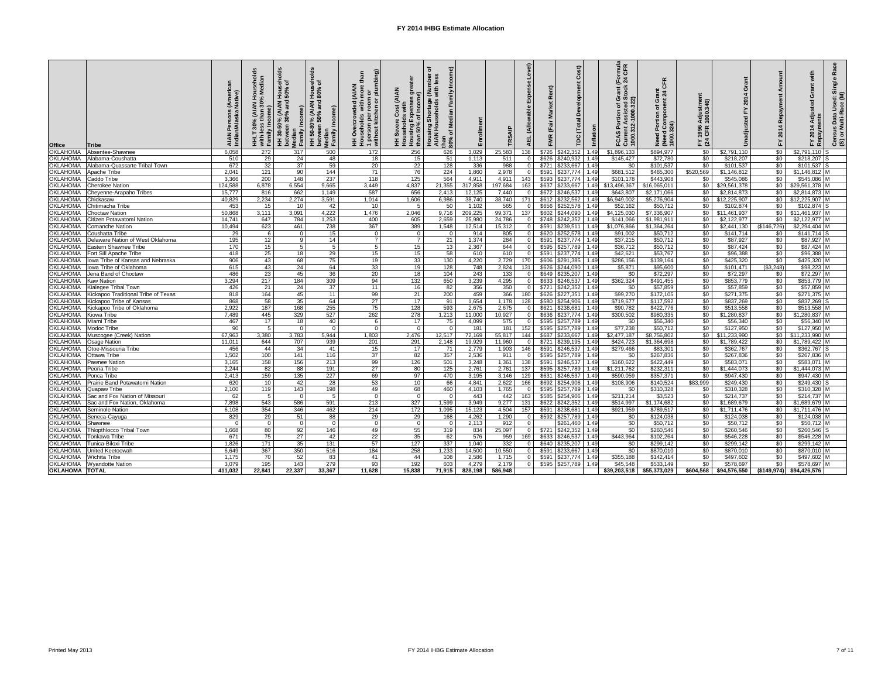# FY 2014 IHBG Estimate Allocation

| Office | Tribe | AIAN Persons (American Indian/Alaska Native) | HHLT 30% (AIAN Households with less than 30% Median Family Income) | HH 30-50% (AIAN Households between 30% and 50% of Median Family Income) | HH 50-80% (AIAN Households between 50% and 80% of Median Family Income) | HH Overcrowded (AIAN Households with more than 1 person per room or without kitchen or plumbing) | HH Severe Cost (AIAN Households with Housing Expenses greater than 50% of Income) | Housing Shortage (Number of AIAN Households with less than 80% of Median Family Income) | Enrollment | TRSAIP | AEL (Allowable Expense Level) | FMR (Fair Market Rent) | TDC (Total Development Cost) | Inflation | FCAS Portion of Grant (Formula Current Assisted Stock 24 CFR 1000.312-1000.322) | Need Portion of Grant (Need Component 24 CFR 1000.324) | FY 1996 Adjustment (24 CFR 1000.340) | Unadjusted FY 2014 Grant | FY 2014 Repayment Amount | FY 2014 Adjusted Grant with Repayments | Census Data Used: Single Race (S) or Multi-Race (M) |
|---|---|---|---|---|---|---|---|---|---|---|---|---|---|---|---|---|---|---|---|---|---|
| OKLAHOMA | Absentee-Shawnee | 6,058 | 272 | 317 | 500 | 172 | 256 | 626 | 3,029 | 25,583 | 138 | $726 | $242,352 | 1.49 | $1,896,133 | $894,977 | $0 | $2,791,110 | $0 | $2,791,110 | S |
| OKLAHOMA | Alabama-Coushatta | 510 | 29 | 24 | 48 | 18 | 15 | 51 | 1,113 | 511 | 0 | $626 | $240,932 | 1.49 | $145,427 | $72,780 | $0 | $218,207 | $0 | $218,207 | S |
| OKLAHOMA | Alabama-Quassarte Tribal Town | 672 | 32 | 37 | 59 | 20 | 22 | 128 | 336 | 988 | 0 | $721 | $233,667 | 1.49 | $0 | $101,537 | $0 | $101,537 | $0 | $101,537 | S |
| OKLAHOMA | Apache Tribe | 2,041 | 121 | 90 | 144 | 71 | 76 | 224 | 1,860 | 2,978 | 0 | $591 | $237,774 | 1.49 | $681,512 | $465,300 | $520,569 | $1,146,812 | $0 | $1,146,812 | M |
| OKLAHOMA | Caddo Tribe | 3,366 | 200 | 148 | 237 | 118 | 125 | 564 | 4,911 | 4,911 | 143 | $593 | $237,774 | 1.49 | $101,178 | $443,908 | $0 | $545,086 | $0 | $545,086 | M |
| OKLAHOMA | Cherokee Nation | 124,588 | 6,878 | 6,554 | 9,665 | 3,449 | 4,837 | 21,355 | 317,858 | 197,684 | 163 | $637 | $233,667 | 1.49 | $13,496,367 | $16,065,011 | $0 | $29,561,378 | $0 | $29,561,378 | M |
| OKLAHOMA | Cheyenne-Arapaho Tribes | 15,777 | 816 | 662 | 1,149 | 587 | 656 | 2,413 | 12,125 | 7,440 | 0 | $672 | $246,537 | 1.49 | $643,807 | $2,171,066 | $0 | $2,814,873 | $0 | $2,814,873 | M |
| OKLAHOMA | Chickasaw | 40,829 | 2,234 | 2,274 | 3,591 | 1,014 | 1,606 | 6,986 | 38,740 | 38,740 | 171 | $612 | $232,562 | 1.49 | $6,949,002 | $5,276,904 | $0 | $12,225,907 | $0 | $12,225,907 | M |
| OKLAHOMA | Chitimacha Tribe | 453 | 15 | 10 | 42 | 10 | 5 | 50 | 1,102 | 565 | 0 | $656 | $252,578 | 1.49 | $52,162 | $50,712 | $0 | $102,874 | $0 | $102,874 | S |
| OKLAHOMA | Choctaw Nation | 50,868 | 3,111 | 3,091 | 4,222 | 1,476 | 2,046 | 9,716 | 209,225 | 99,371 | 137 | $602 | $244,090 | 1.49 | $4,125,030 | $7,336,907 | $0 | $11,461,937 | $0 | $11,461,937 | M |
| OKLAHOMA | Citizen Potawatomi Nation | 14,741 | 647 | 784 | 1,253 | 400 | 605 | 2,659 | 25,980 | 24,786 | 0 | $748 | $242,352 | 1.49 | $141,066 | $1,981,911 | $0 | $2,122,977 | $0 | $2,122,977 | M |
| OKLAHOMA | Comanche Nation | 10,494 | 623 | 461 | 738 | 367 | 389 | 1,548 | 12,514 | 15,312 | 0 | $591 | $239,511 | 1.49 | $1,076,866 | $1,364,264 | $0 | $2,441,130 | ($146,726) | $2,294,404 | M |
| OKLAHOMA | Coushatta Tribe | 29 | 6 | 0 | 15 | 0 | 0 | 0 | 914 | 805 | 0 | $620 | $252,578 | 1.49 | $91,002 | $50,712 | $0 | $141,714 | $0 | $141,714 | S |
| OKLAHOMA | Delaware Nation of West Oklahoma | 195 | 12 | 9 | 14 | 7 | 7 | 21 | 1,374 | 284 | 0 | $591 | $237,774 | 1.49 | $37,215 | $50,712 | $0 | $87,927 | $0 | $87,927 | M |
| OKLAHOMA | Eastern Shawnee Tribe | 170 | 15 | 5 | 5 | 5 | 15 | 13 | 2,367 | 644 | 0 | $595 | $257,789 | 1.49 | $36,712 | $50,712 | $0 | $87,424 | $0 | $87,424 | M |
| OKLAHOMA | Fort Sill Apache Tribe | 418 | 25 | 18 | 29 | 15 | 15 | 58 | 610 | 610 | 0 | $591 | $237,774 | 1.49 | $42,621 | $53,767 | $0 | $96,388 | $0 | $96,388 | M |
| OKLAHOMA | Iowa Tribe of Kansas and Nebraska | 906 | 43 | 68 | 75 | 19 | 33 | 130 | 4,220 | 2,729 | 170 | $606 | $291,385 | 1.49 | $286,156 | $139,164 | $0 | $425,320 | $0 | $425,320 | M |
| OKLAHOMA | Iowa Tribe of Oklahoma | 615 | 43 | 24 | 64 | 33 | 19 | 128 | 748 | 2,824 | 131 | $626 | $244,090 | 1.49 | $5,871 | $95,600 | $0 | $101,471 | ($3,248) | $98,223 | M |
| OKLAHOMA | Jena Band of Choctaw | 486 | 23 | 45 | 36 | 20 | 18 | 104 | 243 | 133 | 0 | $649 | $235,207 | 1.49 | $0 | $72,297 | $0 | $72,297 | $0 | $72,297 | M |
| OKLAHOMA | Kaw Nation | 3,294 | 217 | 184 | 309 | 94 | 132 | 650 | 3,239 | 4,295 | 0 | $633 | $246,537 | 1.49 | $362,324 | $491,455 | $0 | $853,779 | $0 | $853,779 | M |
| OKLAHOMA | Kialegee Tribal Town | 426 | 21 | 24 | 37 | 11 | 16 | 82 | 356 | 350 | 0 | $721 | $242,352 | 1.49 | $0 | $57,859 | $0 | $57,859 | $0 | $57,859 | M |
| OKLAHOMA | Kickapoo Traditional Tribe of Texas | 818 | 164 | 45 | 11 | 99 | 21 | 200 | 459 | 366 | 180 | $626 | $227,351 | 1.49 | $99,270 | $172,105 | $0 | $271,375 | $0 | $271,375 | M |
| OKLAHOMA | Kickapoo Tribe of Kansas | 868 | 58 | 35 | 64 | 27 | 17 | 91 | 1,654 | 1,178 | 128 | $580 | $254,906 | 1.49 | $719,677 | $117,592 | $0 | $837,269 | $0 | $837,269 | S |
| OKLAHOMA | Kickapoo Tribe of Oklahoma | 2,922 | 187 | 168 | 255 | 75 | 128 | 593 | 2,675 | 2,675 | 0 | $621 | $238,681 | 1.49 | $90,782 | $422,776 | $0 | $513,558 | $0 | $513,558 | M |
| OKLAHOMA | Kiowa Tribe | 7,489 | 445 | 329 | 527 | 262 | 278 | 1,213 | 11,000 | 10,927 | 0 | $636 | $237,774 | 1.49 | $300,502 | $980,335 | $0 | $1,280,837 | $0 | $1,280,837 | M |
| OKLAHOMA | Miami Tribe | 467 | 17 | 18 | 40 | 6 | 17 | 75 | 4,099 | 575 | 0 | $595 | $257,789 | 1.49 | $0 | $56,340 | $0 | $56,340 | $0 | $56,340 | M |
| OKLAHOMA | Modoc Tribe | 90 | 5 | 0 | 0 | 0 | 0 | 0 | 181 | 181 | 152 | $595 | $257,789 | 1.49 | $77,238 | $50,712 | $0 | $127,950 | $0 | $127,950 | M |
| OKLAHOMA | Muscogee (Creek) Nation | 67,963 | 3,380 | 3,783 | 5,944 | 1,803 | 2,476 | 12,517 | 72,169 | 55,817 | 144 | $687 | $233,667 | 1.49 | $2,477,187 | $8,756,802 | $0 | $11,233,990 | $0 | $11,233,990 | M |
| OKLAHOMA | Osage Nation | 11,011 | 644 | 707 | 939 | 201 | 291 | 2,148 | 19,929 | 11,960 | 0 | $721 | $239,195 | 1.49 | $424,723 | $1,364,698 | $0 | $1,789,422 | $0 | $1,789,422 | M |
| OKLAHOMA | Otoe-Missouria Tribe | 456 | 44 | 34 | 41 | 15 | 17 | 71 | 2,779 | 1,903 | 146 | $591 | $246,537 | 1.49 | $279,466 | $83,301 | $0 | $362,767 | $0 | $362,767 | S |
| OKLAHOMA | Ottawa Tribe | 1,502 | 100 | 141 | 116 | 37 | 82 | 357 | 2,536 | 911 | 0 | $595 | $257,789 | 1.49 | $0 | $267,836 | $0 | $267,836 | $0 | $267,836 | M |
| OKLAHOMA | Pawnee Nation | 3,165 | 158 | 156 | 213 | 99 | 126 | 501 | 3,248 | 1,361 | 138 | $591 | $246,537 | 1.49 | $160,622 | $422,449 | $0 | $583,071 | $0 | $583,071 | M |
| OKLAHOMA | Peoria Tribe | 2,244 | 82 | 88 | 191 | 27 | 80 | 125 | 2,761 | 2,761 | 137 | $595 | $257,789 | 1.49 | $1,211,762 | $232,311 | $0 | $1,444,073 | $0 | $1,444,073 | M |
| OKLAHOMA | Ponca Tribe | 2,413 | 159 | 135 | 227 | 69 | 97 | 470 | 3,195 | 3,146 | 129 | $631 | $246,537 | 1.49 | $590,059 | $357,371 | $0 | $947,430 | $0 | $947,430 | M |
| OKLAHOMA | Prairie Band Potawatomi Nation | 620 | 10 | 42 | 28 | 53 | 10 | 66 | 4,841 | 2,622 | 166 | $692 | $254,906 | 1.49 | $108,906 | $140,524 | $83,999 | $249,430 | $0 | $249,430 | S |
| OKLAHOMA | Quapaw Tribe | 2,100 | 119 | 143 | 198 | 49 | 68 | 460 | 4,103 | 1,765 | 0 | $595 | $257,789 | 1.49 | $0 | $310,328 | $0 | $310,328 | $0 | $310,328 | M |
| OKLAHOMA | Sac and Fox Nation of Missouri | 62 | 5 | 0 | 5 | 0 | 0 | 0 | 443 | 442 | 163 | $585 | $254,906 | 1.49 | $211,214 | $3,523 | $0 | $214,737 | $0 | $214,737 | M |
| OKLAHOMA | Sac and Fox Nation, Oklahoma | 7,898 | 543 | 586 | 591 | 213 | 327 | 1,599 | 3,949 | 9,277 | 131 | $622 | $242,352 | 1.49 | $514,997 | $1,174,682 | $0 | $1,689,679 | $0 | $1,689,679 | M |
| OKLAHOMA | Seminole Nation | 6,108 | 354 | 346 | 462 | 214 | 172 | 1,095 | 15,123 | 4,504 | 157 | $591 | $238,681 | 1.49 | $921,959 | $789,517 | $0 | $1,711,476 | $0 | $1,711,476 | M |
| OKLAHOMA | Seneca-Cayuga | 829 | 29 | 51 | 88 | 29 | 29 | 168 | 4,262 | 1,290 | 0 | $592 | $257,789 | 1.49 | $0 | $124,038 | $0 | $124,038 | $0 | $124,038 | M |
| OKLAHOMA | Shawnee | 0 | 0 | 0 | 0 | 0 | 0 | 0 | 2,113 | 912 | 0 | | $261,460 | 1.49 | $0 | $50,712 | $0 | $50,712 | $0 | $50,712 | M |
| OKLAHOMA | Thlopthlocco Tribal Town | 1,668 | 80 | 92 | 146 | 49 | 55 | 319 | 834 | 25,097 | 0 | $721 | $242,352 | 1.49 | $0 | $260,546 | $0 | $260,546 | $0 | $260,546 | S |
| OKLAHOMA | Tonkawa Tribe | 671 | 75 | 27 | 42 | 22 | 35 | 62 | 576 | 959 | 169 | $633 | $246,537 | 1.49 | $443,964 | $102,264 | $0 | $546,228 | $0 | $546,228 | M |
| OKLAHOMA | Tunica-Biloxi Tribe | 1,826 | 171 | 35 | 131 | 57 | 127 | 337 | 1,040 | 332 | 0 | $640 | $235,207 | 1.49 | $0 | $299,142 | $0 | $299,142 | $0 | $299,142 | M |
| OKLAHOMA | United Keetoowah | 6,649 | 367 | 350 | 516 | 184 | 258 | 1,233 | 14,500 | 10,550 | 0 | $591 | $233,667 | 1.49 | $0 | $870,010 | $0 | $870,010 | $0 | $870,010 | M |
| OKLAHOMA | Wichita Tribe | 1,175 | 70 | 52 | 83 | 41 | 44 | 108 | 2,586 | 1,715 | 0 | $591 | $237,774 | 1.49 | $355,188 | $142,414 | $0 | $497,602 | $0 | $497,602 | M |
| OKLAHOMA | Wyandotte Nation | 3,079 | 195 | 143 | 279 | 93 | 192 | 603 | 4,279 | 2,179 | 0 | $595 | $257,789 | 1.49 | $45,548 | $533,149 | $0 | $578,697 | $0 | $578,697 | M |
| **OKLAHOMA** | **TOTAL** | **411,032** | **22,841** | **22,337** | **33,367** | **11,628** | **15,838** | **71,915** | **828,198** | **586,948** | | | | | **$39,203,518** | **$55,373,029** | **$604,568** | **$94,576,550** | **($149,974)** | **$94,426,576** | |

Printed May 2013 | FY 2014 IHBG Estimate Allocation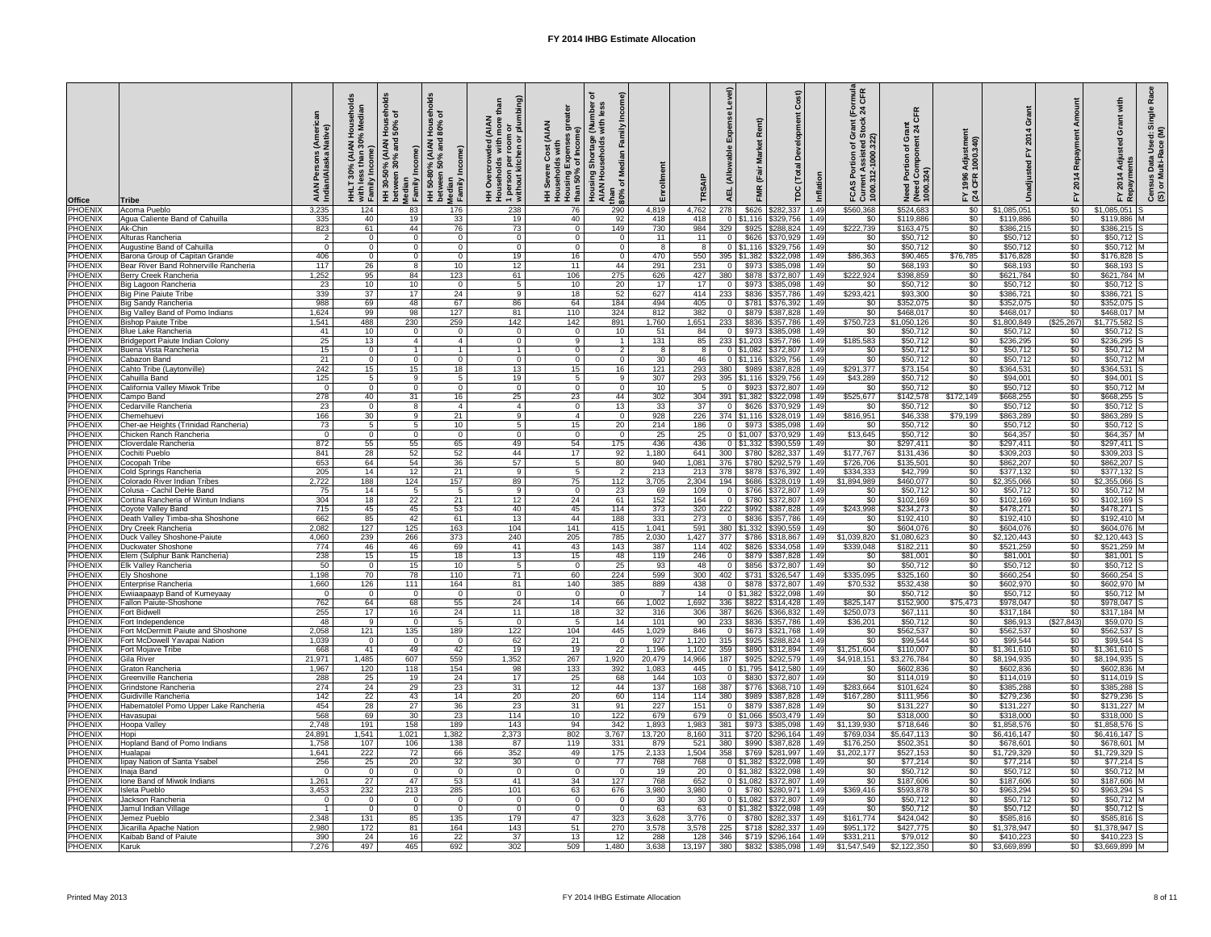# FY 2014 IHBG Estimate Allocation

| Office | Tribe | AIAN Persons (American Indian/Alaska Native) | HHLT 30% (AIAN Households with less than 30% Median Family Income) | HH 30-50% (AIAN Households between 30% and 50% of Median Family Income) | HH 50-80% (AIAN Households between 50% and 80% of Median Family Income) | HH Overcrowded (AIAN Households with more than 1 person per room or without kitchen or plumbing) | HH Severe Cost (AIAN Households with Housing Expenses greater than 50% of Income) | Housing Shortage (Number of AIAN Households with less than 80% of Median Family Income) | Enrollment | TRSAIP | AEL (Allowable Expense Level) | FMR (Fair Market Rent) | TDC (Total Development Cost) | Inflation | FCAS Portion of Grant (Formula Current Assisted Stock 24 CFR 1000.312-1000.322) | Need Portion of Grant (Need Component 24 CFR 1000.324) | FY 1996 Adjustment (24 CFR 1000.340) | Unadjusted FY 2014 Grant | FY 2014 Repayment Amount | FY 2014 Adjusted Grant with Repayments | Census Data Used: Single Race (S) or Multi-Race (M) |
|---|---|---|---|---|---|---|---|---|---|---|---|---|---|---|---|---|---|---|---|---|---|
| PHOENIX | Acoma Pueblo | 3,235 | 124 | 83 | 176 | 238 | 76 | 290 | 4,819 | 4,762 | 278 | $626 | $282,337 | 1.49 | $560,368 | $524,683 | $0 | $1,085,051 | $0 | $1,085,051 | S |
| PHOENIX | Agua Caliente Band of Cahuilla | 335 | 40 | 19 | 33 | 19 | 40 | 92 | 418 | 418 | 0 | $1,116 | $329,756 | 1.49 | $0 | $119,886 | $0 | $119,886 | $0 | $119,886 | M |
| PHOENIX | Ak-Chin | 823 | 61 | 44 | 76 | 73 | 0 | 149 | 730 | 984 | 329 | $925 | $288,824 | 1.49 | $222,739 | $163,475 | $0 | $386,215 | $0 | $386,215 | S |
| PHOENIX | Alturas Rancheria | 2 | 0 | 0 | 0 | 0 | 0 | 0 | 11 | 11 | 0 | $626 | $370,929 | 1.49 | $0 | $50,712 | $0 | $50,712 | $0 | $50,712 | S |
| PHOENIX | Augustine Band of Cahuilla | 0 | 0 | 0 | 0 | 0 | 0 | 0 | 8 | 8 | 0 | $1,116 | $329,756 | 1.49 | $0 | $50,712 | $0 | $50,712 | $0 | $50,712 | M |
| PHOENIX | Barona Group of Capitan Grande | 406 | 0 | 0 | 0 | 19 | 16 | 0 | 470 | 550 | 395 | $1,382 | $322,098 | 1.49 | $86,363 | $90,465 | $76,785 | $176,828 | $0 | $176,828 | S |
| PHOENIX | Bear River Band Rohnerville Rancheria | 117 | 26 | 8 | 10 | 12 | 11 | 44 | 291 | 231 | 0 | $973 | $385,098 | 1.49 | $0 | $68,193 | $0 | $68,193 | $0 | $68,193 | S |
| PHOENIX | Berry Creek Rancheria | 1,252 | 95 | 84 | 123 | 61 | 106 | 275 | 626 | 427 | 380 | $878 | $372,807 | 1.49 | $222,924 | $398,859 | $0 | $621,784 | $0 | $621,784 | M |
| PHOENIX | Big Lagoon Rancheria | 23 | 10 | 10 | 0 | 5 | 10 | 20 | 17 | 17 | 0 | $973 | $385,098 | 1.49 | $0 | $50,712 | $0 | $50,712 | $0 | $50,712 | S |
| PHOENIX | Big Pine Paiute Tribe | 339 | 37 | 17 | 24 | 9 | 18 | 52 | 627 | 414 | 233 | $836 | $357,786 | 1.49 | $293,421 | $93,300 | $0 | $386,721 | $0 | $386,721 | S |
| PHOENIX | Big Sandy Rancheria | 988 | 69 | 48 | 67 | 86 | 64 | 184 | 494 | 405 | 0 | $781 | $376,392 | 1.49 | $0 | $352,075 | $0 | $352,075 | $0 | $352,075 | S |
| PHOENIX | Big Valley Band of Pomo Indians | 1,624 | 99 | 98 | 127 | 81 | 110 | 324 | 812 | 382 | 0 | $879 | $387,828 | 1.49 | $0 | $468,017 | $0 | $468,017 | $0 | $468,017 | M |
| PHOENIX | Bishop Paiute Tribe | 1,541 | 488 | 230 | 259 | 142 | 142 | 891 | 1,760 | 1,651 | 233 | $836 | $357,786 | 1.49 | $750,723 | $1,050,126 | $0 | $1,800,849 | ($25,267) | $1,775,582 | S |
| PHOENIX | Blue Lake Rancheria | 41 | 10 | 0 | 0 | 0 | 0 | 10 | 51 | 84 | 0 | $973 | $385,098 | 1.49 | $0 | $50,712 | $0 | $50,712 | $0 | $50,712 | S |
| PHOENIX | Bridgeport Paiute Indian Colony | 25 | 13 | 4 | 4 | 0 | 9 | 1 | 131 | 85 | 233 | $1,203 | $357,786 | 1.49 | $185,583 | $50,712 | $0 | $236,295 | $0 | $236,295 | S |
| PHOENIX | Buena Vista Rancheria | 15 | 0 | 1 | 1 | 1 | 0 | 2 | 8 | 8 | 0 | $1,082 | $372,807 | 1.49 | $0 | $50,712 | $0 | $50,712 | $0 | $50,712 | M |
| PHOENIX | Cabazon Band | 21 | 0 | 0 | 0 | 0 | 0 | 0 | 30 | 46 | 0 | $1,116 | $329,756 | 1.49 | $0 | $50,712 | $0 | $50,712 | $0 | $50,712 | M |
| PHOENIX | Cahto Tribe (Laytonville) | 242 | 15 | 15 | 18 | 13 | 15 | 16 | 121 | 293 | 380 | $989 | $387,828 | 1.49 | $291,377 | $73,154 | $0 | $364,531 | $0 | $364,531 | S |
| PHOENIX | Cahuilla Band | 125 | 5 | 9 | 5 | 19 | 5 | 9 | 307 | 293 | 395 | $1,116 | $329,756 | 1.49 | $43,289 | $50,712 | $0 | $94,001 | $0 | $94,001 | S |
| PHOENIX | California Valley Miwok Tribe | 0 | 0 | 0 | 0 | 0 | 0 | 0 | 10 | 5 | 0 | $923 | $372,807 | 1.49 | $0 | $50,712 | $0 | $50,712 | $0 | $50,712 | M |
| PHOENIX | Campo Band | 278 | 40 | 31 | 16 | 25 | 23 | 44 | 302 | 304 | 391 | $1,382 | $322,098 | 1.49 | $525,677 | $142,578 | $172,149 | $668,255 | $0 | $668,255 | S |
| PHOENIX | Cedarville Rancheria | 23 | 0 | 8 | 4 | 4 | 0 | 13 | 33 | 37 | 0 | $626 | $370,929 | 1.49 | $0 | $50,712 | $0 | $50,712 | $0 | $50,712 | S |
| PHOENIX | Chemehuevi | 166 | 30 | 9 | 21 | 9 | 4 | 0 | 928 | 226 | 374 | $1,116 | $328,019 | 1.49 | $816,951 | $46,338 | $79,199 | $863,289 | $0 | $863,289 | S |
| PHOENIX | Cher-ae Heights (Trinidad Rancheria) | 73 | 5 | 5 | 10 | 5 | 15 | 20 | 214 | 186 | 0 | $973 | $385,098 | 1.49 | $0 | $50,712 | $0 | $50,712 | $0 | $50,712 | S |
| PHOENIX | Chicken Ranch Rancheria | 0 | 0 | 0 | 0 | 0 | 0 | 0 | 25 | 25 | 0 | $1,007 | $370,929 | 1.49 | $13,645 | $50,712 | $0 | $64,357 | $0 | $64,357 | M |
| PHOENIX | Cloverdale Rancheria | 872 | 55 | 55 | 65 | 49 | 54 | 175 | 436 | 436 | 0 | $1,332 | $390,559 | 1.49 | $0 | $297,411 | $0 | $297,411 | $0 | $297,411 | S |
| PHOENIX | Cochiti Pueblo | 841 | 28 | 52 | 52 | 44 | 17 | 92 | 1,180 | 641 | 300 | $780 | $282,337 | 1.49 | $177,767 | $131,436 | $0 | $309,203 | $0 | $309,203 | S |
| PHOENIX | Cocopah Tribe | 653 | 64 | 54 | 36 | 57 | 5 | 80 | 940 | 1,081 | 376 | $780 | $292,579 | 1.49 | $726,706 | $135,501 | $0 | $862,207 | $0 | $862,207 | S |
| PHOENIX | Cold Springs Rancheria | 205 | 14 | 12 | 21 | 9 | 5 | 2 | 213 | 213 | 378 | $878 | $376,392 | 1.49 | $334,333 | $42,799 | $0 | $377,132 | $0 | $377,132 | S |
| PHOENIX | Colorado River Indian Tribes | 2,722 | 188 | 124 | 157 | 89 | 75 | 112 | 3,705 | 2,304 | 194 | $686 | $328,019 | 1.49 | $1,894,989 | $460,077 | $0 | $2,355,066 | $0 | $2,355,066 | S |
| PHOENIX | Colusa - Cachil DeHe Band | 75 | 14 | 5 | 5 | 9 | 0 | 23 | 69 | 109 | 0 | $766 | $372,807 | 1.49 | $0 | $50,712 | $0 | $50,712 | $0 | $50,712 | M |
| PHOENIX | Cortina Rancheria of Wintun Indians | 304 | 18 | 22 | 21 | 12 | 24 | 61 | 152 | 164 | 0 | $780 | $372,807 | 1.49 | $0 | $102,169 | $0 | $102,169 | $0 | $102,169 | S |
| PHOENIX | Coyote Valley Band | 715 | 45 | 45 | 53 | 40 | 45 | 114 | 373 | 320 | 222 | $992 | $387,828 | 1.49 | $243,998 | $234,273 | $0 | $478,271 | $0 | $478,271 | S |
| PHOENIX | Death Valley Timba-sha Shoshone | 662 | 85 | 42 | 61 | 13 | 44 | 188 | 331 | 273 | 0 | $836 | $357,786 | 1.49 | $0 | $192,410 | $0 | $192,410 | $0 | $192,410 | M |
| PHOENIX | Dry Creek Rancheria | 2,082 | 127 | 125 | 163 | 104 | 141 | 415 | 1,041 | 591 | 380 | $1,332 | $390,559 | 1.49 | $0 | $604,076 | $0 | $604,076 | $0 | $604,076 | M |
| PHOENIX | Duck Valley Shoshone-Paiute | 4,060 | 239 | 266 | 373 | 240 | 205 | 785 | 2,030 | 1,427 | 377 | $786 | $318,867 | 1.49 | $1,039,820 | $1,080,623 | $0 | $2,120,443 | $0 | $2,120,443 | S |
| PHOENIX | Duckwater Shoshone | 774 | 46 | 46 | 69 | 41 | 43 | 143 | 387 | 114 | 402 | $826 | $334,058 | 1.49 | $339,048 | $182,211 | $0 | $521,259 | $0 | $521,259 | M |
| PHOENIX | Elem (Sulphur Bank Rancheria) | 238 | 15 | 15 | 18 | 13 | 15 | 48 | 119 | 246 | 0 | $879 | $387,828 | 1.49 | $0 | $81,001 | $0 | $81,001 | $0 | $81,001 | S |
| PHOENIX | Elk Valley Rancheria | 50 | 0 | 15 | 10 | 5 | 0 | 25 | 93 | 48 | 0 | $856 | $372,807 | 1.49 | $0 | $50,712 | $0 | $50,712 | $0 | $50,712 | S |
| PHOENIX | Ely Shoshone | 1,198 | 70 | 78 | 110 | 71 | 60 | 224 | 599 | 300 | 402 | $731 | $326,547 | 1.49 | $335,095 | $325,160 | $0 | $660,254 | $0 | $660,254 | S |
| PHOENIX | Enterprise Rancheria | 1,660 | 126 | 111 | 164 | 81 | 140 | 385 | 889 | 438 | 0 | $878 | $372,807 | 1.49 | $70,532 | $532,438 | $0 | $602,970 | $0 | $602,970 | M |
| PHOENIX | Ewiiaapaayp Band of Kumeyaay | 0 | 0 | 0 | 0 | 0 | 0 | 0 | 7 | 14 | 0 | $1,382 | $322,098 | 1.49 | $0 | $50,712 | $0 | $50,712 | $0 | $50,712 | M |
| PHOENIX | Fallon Paiute-Shoshone | 762 | 64 | 68 | 55 | 24 | 14 | 66 | 1,002 | 1,692 | 336 | $822 | $314,428 | 1.49 | $825,147 | $152,900 | $75,473 | $978,047 | $0 | $978,047 | S |
| PHOENIX | Fort Bidwell | 255 | 17 | 16 | 24 | 11 | 18 | 32 | 316 | 306 | 387 | $626 | $366,832 | 1.49 | $250,073 | $67,111 | $0 | $317,184 | $0 | $317,184 | M |
| PHOENIX | Fort Independence | 48 | 9 | 0 | 5 | 0 | 5 | 14 | 101 | 90 | 233 | $836 | $357,786 | 1.49 | $36,201 | $50,712 | $0 | $86,913 | ($27,843) | $59,070 | S |
| PHOENIX | Fort McDermitt Paiute and Shoshone | 2,058 | 121 | 135 | 189 | 122 | 104 | 445 | 1,029 | 846 | 0 | $673 | $321,768 | 1.49 | $0 | $562,537 | $0 | $562,537 | $0 | $562,537 | S |
| PHOENIX | Fort McDowell Yavapai Nation | 1,039 | 0 | 0 | 0 | 62 | 21 | 0 | 927 | 1,120 | 315 | $925 | $288,824 | 1.49 | $0 | $99,544 | $0 | $99,544 | $0 | $99,544 | S |
| PHOENIX | Fort Mojave Tribe | 668 | 41 | 49 | 42 | 19 | 19 | 22 | 1,196 | 1,102 | 359 | $890 | $312,894 | 1.49 | $1,251,604 | $110,007 | $0 | $1,361,610 | $0 | $1,361,610 | S |
| PHOENIX | Gila River | 21,971 | 1,485 | 607 | 559 | 1,352 | 267 | 1,920 | 20,479 | 14,966 | 187 | $925 | $292,579 | 1.49 | $4,918,151 | $3,276,784 | $0 | $8,194,935 | $0 | $8,194,935 | S |
| PHOENIX | Graton Rancheria | 1,967 | 120 | 118 | 154 | 98 | 133 | 392 | 1,083 | 445 | 0 | $1,795 | $412,580 | 1.49 | $0 | $602,836 | $0 | $602,836 | $0 | $602,836 | M |
| PHOENIX | Greenville Rancheria | 288 | 25 | 19 | 24 | 17 | 25 | 68 | 144 | 103 | 0 | $830 | $372,807 | 1.49 | $0 | $114,019 | $0 | $114,019 | $0 | $114,019 | S |
| PHOENIX | Grindstone Rancheria | 274 | 24 | 29 | 23 | 31 | 12 | 44 | 137 | 168 | 387 | $776 | $368,710 | 1.49 | $283,664 | $101,624 | $0 | $385,288 | $0 | $385,288 | S |
| PHOENIX | Guidiville Rancheria | 142 | 22 | 43 | 14 | 20 | 20 | 60 | 114 | 114 | 380 | $989 | $387,828 | 1.49 | $167,280 | $111,956 | $0 | $279,236 | $0 | $279,236 | S |
| PHOENIX | Habematolel Pomo Upper Lake Rancheria | 454 | 28 | 27 | 36 | 23 | 31 | 91 | 227 | 151 | 0 | $879 | $387,828 | 1.49 | $0 | $131,227 | $0 | $131,227 | $0 | $131,227 | M |
| PHOENIX | Havasupai | 568 | 69 | 30 | 23 | 114 | 10 | 122 | 679 | 679 | 0 | $1,066 | $503,479 | 1.49 | $0 | $318,000 | $0 | $318,000 | $0 | $318,000 | S |
| PHOENIX | Hoopa Valley | 2,748 | 191 | 158 | 189 | 143 | 94 | 342 | 1,893 | 1,983 | 381 | $973 | $385,098 | 1.49 | $1,139,930 | $718,646 | $0 | $1,858,576 | $0 | $1,858,576 | S |
| PHOENIX | Hopi | 24,891 | 1,541 | 1,021 | 1,382 | 2,373 | 802 | 3,767 | 13,720 | 8,160 | 311 | $720 | $296,164 | 1.49 | $769,034 | $5,647,113 | $0 | $6,416,147 | $0 | $6,416,147 | S |
| PHOENIX | Hopland Band of Pomo Indians | 1,758 | 107 | 106 | 138 | 87 | 119 | 331 | 879 | 521 | 380 | $990 | $387,828 | 1.49 | $176,250 | $502,351 | $0 | $678,601 | $0 | $678,601 | M |
| PHOENIX | Hualapai | 1,641 | 222 | 72 | 66 | 352 | 49 | 175 | 2,133 | 1,504 | 358 | $769 | $281,997 | 1.49 | $1,202,177 | $527,153 | $0 | $1,729,329 | $0 | $1,729,329 | S |
| PHOENIX | Iipay Nation of Santa Ysabel | 256 | 25 | 20 | 32 | 30 | 0 | 77 | 768 | 768 | 0 | $1,382 | $322,098 | 1.49 | $0 | $77,214 | $0 | $77,214 | $0 | $77,214 | S |
| PHOENIX | Inaja Band | 0 | 0 | 0 | 0 | 0 | 0 | 0 | 19 | 20 | 0 | $1,382 | $322,098 | 1.49 | $0 | $50,712 | $0 | $50,712 | $0 | $50,712 | M |
| PHOENIX | Ione Band of Miwok Indians | 1,261 | 27 | 47 | 53 | 41 | 34 | 127 | 768 | 652 | 0 | $1,082 | $372,807 | 1.49 | $0 | $187,606 | $0 | $187,606 | $0 | $187,606 | M |
| PHOENIX | Isleta Pueblo | 3,453 | 232 | 213 | 285 | 101 | 63 | 676 | 3,980 | 3,980 | 0 | $780 | $280,971 | 1.49 | $369,416 | $593,878 | $0 | $963,294 | $0 | $963,294 | S |
| PHOENIX | Jackson Rancheria | 0 | 0 | 0 | 0 | 0 | 0 | 0 | 30 | 30 | 0 | $1,082 | $372,807 | 1.49 | $0 | $50,712 | $0 | $50,712 | $0 | $50,712 | M |
| PHOENIX | Jamul Indian Village | 1 | 0 | 0 | 0 | 0 | 0 | 0 | 63 | 63 | 0 | $1,382 | $322,098 | 1.49 | $0 | $50,712 | $0 | $50,712 | $0 | $50,712 | S |
| PHOENIX | Jemez Pueblo | 2,348 | 131 | 85 | 135 | 179 | 47 | 323 | 3,628 | 3,776 | 0 | $780 | $282,337 | 1.49 | $161,774 | $424,042 | $0 | $585,816 | $0 | $585,816 | S |
| PHOENIX | Jicarilla Apache Nation | 2,980 | 172 | 81 | 164 | 143 | 51 | 270 | 3,578 | 3,578 | 225 | $718 | $282,337 | 1.49 | $951,172 | $427,775 | $0 | $1,378,947 | $0 | $1,378,947 | S |
| PHOENIX | Kaibab Band of Paiute | 390 | 24 | 16 | 22 | 37 | 13 | 12 | 288 | 128 | 346 | $719 | $296,164 | 1.49 | $331,211 | $79,012 | $0 | $410,223 | $0 | $410,223 | S |
| PHOENIX | Karuk | 7,276 | 497 | 465 | 692 | 302 | 509 | 1,480 | 3,638 | 13,197 | 380 | $832 | $385,098 | 1.49 | $1,547,549 | $2,122,350 | $0 | $3,669,899 | $0 | $3,669,899 | M |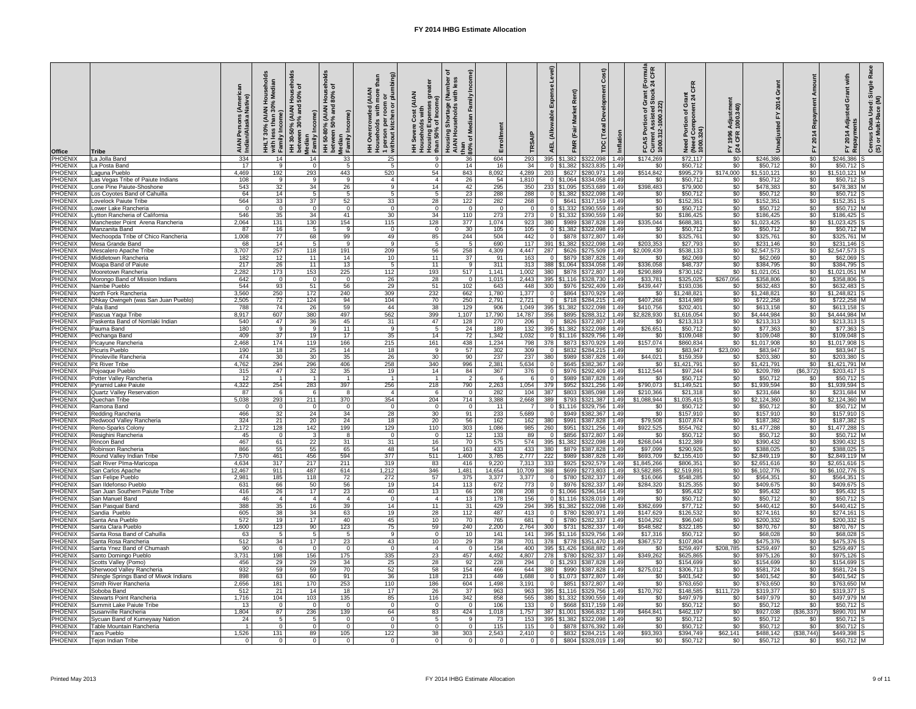# FY 2014 IHBG Estimate Allocation

| Office | Tribe | AIAN Persons (American Indian/Alaska Native) | HHLT 30% (AIAN Households with less than 30% Median Family Income) | HH 30-50% (AIAN Households between 30% and 50% of Median Family Income) | HH 50-80% (AIAN Households between 50% and 80% of Median Family Income) | HH Overcrowded (AIAN Households with more than 1 person per room or without kitchen or plumbing) | HH Severe Cost (AIAN Households with Housing Expenses greater than 50% of Income) | Housing Shortage (Number of AIAN Households with less than 80% of Median Family Income) | Enrollment | TRSAIP | AEL (Allowable Expense Level) | FMR (Fair Market Rent) | TDC (Total Development Cost) | Inflation | FCAS Portion of Grant (Formula Current Assisted Stock 24 CFR 1000.312-1000.322) | Need Portion of Grant (Need Component 24 CFR 1000.324) | FY 1996 Adjustment (24 CFR 1000.340) | Unadjusted FY 2014 Grant | FY 2014 Repayment Amount | FY 2014 Adjusted Grant with Repayments | Census Data Used: Single Race (S) or Multi-Race (M) |
|---|---|---|---|---|---|---|---|---|---|---|---|---|---|---|---|---|---|---|---|---|---|
| PHOENIX | La Jolla Band | 334 | 14 | 14 | 33 | 25 | 9 | 36 | 604 | 293 | 395 | $1,382 | $322,098 | 1.49 | $174,269 | $72,117 | $0 | $246,386 | $0 | $246,386 | S |
| PHOENIX | La Posta Band | 17 | 9 | 0 | 5 | 5 | 0 | 14 | 16 | 34 | 0 | $1,382 | $323,835 | 1.49 | $0 | $50,712 | $0 | $50,712 | $0 | $50,712 | S |
| PHOENIX | Laguna Pueblo | 4,469 | 192 | 293 | 443 | 520 | 54 | 843 | 8,092 | 4,289 | 203 | $627 | $280,971 | 1.49 | $514,842 | $995,279 | $174,000 | $1,510,121 | $0 | $1,510,121 | M |
| PHOENIX | Las Vegas Tribe of Paiute Indians | 108 | 9 | 9 | 9 | 4 | 4 | 26 | 54 | 1,810 | 0 | $1,064 | $334,058 | 1.49 | $0 | $50,712 | $0 | $50,712 | $0 | $50,712 | S |
| PHOENIX | Lone Pine Paiute-Shoshone | 543 | 32 | 34 | 26 | 9 | 14 | 42 | 295 | 350 | 233 | $1,095 | $353,689 | 1.49 | $398,483 | $79,900 | $0 | $478,383 | $0 | $478,383 | M |
| PHOENIX | Los Coyotes Band of Cahuilla | 64 | 14 | 5 | 5 | 5 | 5 | 23 | 288 | 288 | 0 | $1,382 | $322,098 | 1.49 | $0 | $50,712 | $0 | $50,712 | $0 | $50,712 | S |
| PHOENIX | Lovelock Paiute Tribe | 564 | 33 | 37 | 52 | 33 | 28 | 122 | 282 | 268 | 0 | $641 | $317,159 | 1.49 | $0 | $152,351 | $0 | $152,351 | $0 | $152,351 | S |
| PHOENIX | Lower Lake Rancheria | 0 | 0 | 0 | 0 | 0 | 0 | 0 | 0 | 0 | 0 | $1,332 | $390,559 | 1.49 | $0 | $50,712 | $0 | $50,712 | $0 | $50,712 | M |
| PHOENIX | Lytton Rancheria of California | 546 | 35 | 34 | 41 | 30 | 34 | 110 | 273 | 273 | 0 | $1,332 | $390,559 | 1.49 | $0 | $186,425 | $0 | $186,425 | $0 | $186,425 | S |
| PHOENIX | Manchester Point Arena Rancheria | 2,064 | 131 | 130 | 154 | 115 | 128 | 377 | 1,074 | 923 | 380 | $989 | $387,828 | 1.49 | $335,044 | $688,381 | $0 | $1,023,425 | $0 | $1,023,425 | S |
| PHOENIX | Manzanita Band | 87 | 16 | 5 | 9 | 0 | 0 | 30 | 105 | 105 | 0 | $1,382 | $322,098 | 1.49 | $0 | $50,712 | $0 | $50,712 | $0 | $50,712 | M |
| PHOENIX | Mechoopda Tribe of Chico Rancheria | 1,008 | 77 | 68 | 99 | 49 | 85 | 244 | 504 | 442 | 0 | $878 | $372,807 | 1.49 | $0 | $325,761 | $0 | $325,761 | $0 | $325,761 | M |
| PHOENIX | Mesa Grande Band | 68 | 14 | 5 | 9 | 9 | 5 | 5 | 690 | 117 | 391 | $1,382 | $322,098 | 1.49 | $203,353 | $27,793 | $0 | $231,146 | $0 | $231,146 | S |
| PHOENIX | Mescalero Apache Tribe | 3,707 | 257 | 118 | 191 | 209 | 56 | 258 | 4,309 | 4,447 | 287 | $626 | $275,509 | 1.49 | $2,009,439 | $538,133 | $0 | $2,547,573 | $0 | $2,547,573 | S |
| PHOENIX | Middletown Rancheria | 182 | 12 | 11 | 14 | 10 | 11 | 37 | 91 | 163 | 0 | $879 | $387,828 | 1.49 | $0 | $62,069 | $0 | $62,069 | $0 | $62,069 | S |
| PHOENIX | Moapa Band of Paiute | 217 | 26 | 11 | 13 | 5 | 11 | 9 | 311 | 313 | 388 | $1,064 | $334,058 | 1.49 | $336,058 | $48,737 | $0 | $384,795 | $0 | $384,795 | S |
| PHOENIX | Mooretown Rancheria | 2,282 | 173 | 153 | 225 | 112 | 193 | 517 | 1,141 | 1,002 | 380 | $878 | $372,807 | 1.49 | $290,889 | $730,162 | $0 | $1,021,051 | $0 | $1,021,051 | M |
| PHOENIX | Morongo Band of Mission Indians | 642 | 0 | 0 | 0 | 26 | 28 | 0 | 1,015 | 2,443 | 395 | $1,116 | $328,730 | 1.49 | $33,781 | $325,025 | $267,056 | $358,806 | $0 | $358,806 | S |
| PHOENIX | Nambe Pueblo | 544 | 93 | 51 | 56 | 29 | 51 | 102 | 643 | 448 | 300 | $976 | $292,409 | 1.49 | $439,447 | $193,036 | $0 | $632,483 | $0 | $632,483 | S |
| PHOENIX | North Fork Rancheria | 3,560 | 250 | 172 | 240 | 309 | 232 | 662 | 1,780 | 1,377 | 0 | $864 | $370,929 | 1.49 | $0 | $1,248,821 | $0 | $1,248,821 | $0 | $1,248,821 | S |
| PHOENIX | Ohkay Owingeh (was San Juan Pueblo) | 2,505 | 72 | 124 | 94 | 104 | 70 | 250 | 2,791 | 2,721 | 0 | $718 | $284,215 | 1.49 | $407,268 | $314,989 | $0 | $722,258 | $0 | $722,258 | M |
| PHOENIX | Pala Band | 788 | 74 | 26 | 59 | 44 | 38 | 129 | 906 | 1,049 | 395 | $1,382 | $322,098 | 1.49 | $410,756 | $202,401 | $0 | $613,158 | $0 | $613,158 | S |
| PHOENIX | Pascua Yaqui Tribe | 8,917 | 607 | 380 | 497 | 562 | 399 | 1,107 | 17,790 | 14,787 | 356 | $895 | $288,312 | 1.49 | $2,828,930 | $1,616,054 | $0 | $4,444,984 | $0 | $4,444,984 | M |
| PHOENIX | Paskenta Band of Nomlaki Indian | 540 | 47 | 36 | 45 | 31 | 47 | 128 | 270 | 206 | 0 | $826 | $372,807 | 1.49 | $0 | $213,313 | $0 | $213,313 | $0 | $213,313 | S |
| PHOENIX | Pauma Band | 180 | 9 | 9 | 11 | 9 | 5 | 24 | 189 | 132 | 395 | $1,382 | $322,098 | 1.49 | $26,651 | $50,712 | $0 | $77,363 | $0 | $77,363 | S |
| PHOENIX | Pechanga Band | 409 | 37 | 19 | 17 | 35 | 14 | 72 | 1,342 | 1,032 | 0 | $1,116 | $329,756 | 1.49 | $0 | $109,048 | $0 | $109,048 | $0 | $109,048 | S |
| PHOENIX | Picayune Rancheria | 2,468 | 174 | 119 | 166 | 215 | 161 | 438 | 1,234 | 798 | 378 | $873 | $370,929 | 1.49 | $157,074 | $860,834 | $0 | $1,017,908 | $0 | $1,017,908 | S |
| PHOENIX | Picuris Pueblo | 190 | 18 | 25 | 14 | 18 | 9 | 57 | 302 | 309 | 0 | $832 | $284,215 | 1.49 | $0 | $60,857 | $23,090 | $83,947 | $0 | $83,947 | S |
| PHOENIX | Pinoleville Rancheria | 474 | 30 | 30 | 35 | 26 | 30 | 90 | 237 | 237 | 380 | $989 | $387,828 | 1.49 | $44,021 | $159,359 | $0 | $203,380 | $0 | $203,380 | S |
| PHOENIX | Pit River Tribe | 4,762 | 294 | 296 | 406 | 258 | 340 | 996 | 2,381 | 5,634 | 0 | $645 | $382,367 | 1.49 | $0 | $1,421,791 | $0 | $1,421,791 | $0 | $1,421,791 | M |
| PHOENIX | Pojoaque Pueblo | 315 | 47 | 32 | 35 | 19 | 14 | 84 | 367 | 376 | 0 | $976 | $292,409 | 1.49 | $112,544 | $97,244 | $0 | $209,789 | ($6,372) | $203,417 | S |
| PHOENIX | Potter Valley Rancheria | 12 | 1 | 1 | 1 | 1 | 1 | 2 | 6 | 6 | 0 | $989 | $387,828 | 1.49 | $0 | $50,712 | $0 | $50,712 | $0 | $50,712 | S |
| PHOENIX | Pyramid Lake Paiute | 4,322 | 254 | 283 | 397 | 256 | 218 | 790 | 2,263 | 1,054 | 379 | $952 | $321,256 | 1.49 | $790,073 | $1,149,521 | $0 | $1,939,594 | $0 | $1,939,594 | S |
| PHOENIX | Quartz Valley Reservation | 87 | 6 | 6 | 8 | 4 | 6 | 0 | 282 | 104 | 387 | $803 | $385,098 | 1.49 | $210,366 | $21,318 | $0 | $231,684 | $0 | $231,684 | M |
| PHOENIX | Quechan Tribe | 5,038 | 293 | 211 | 370 | 354 | 204 | 714 | 3,388 | 2,668 | 389 | $793 | $321,387 | 1.49 | $1,088,944 | $1,035,415 | $0 | $2,124,360 | $0 | $2,124,360 | M |
| PHOENIX | Ramona Band | 0 | 0 | 0 | 0 | 0 | 0 | 0 | 11 | 7 | 0 | $1,116 | $329,756 | 1.49 | $0 | $50,712 | $0 | $50,712 | $0 | $50,712 | M |
| PHOENIX | Redding Rancheria | 466 | 32 | 24 | 34 | 28 | 30 | 91 | 233 | 5,689 | 0 | $949 | $382,367 | 1.49 | $0 | $157,910 | $0 | $157,910 | $0 | $157,910 | S |
| PHOENIX | Redwood Valley Rancheria | 324 | 21 | 20 | 24 | 18 | 20 | 56 | 162 | 162 | 380 | $991 | $387,828 | 1.49 | $79,508 | $107,874 | $0 | $187,382 | $0 | $187,382 | S |
| PHOENIX | Reno-Sparks Colony | 2,172 | 128 | 142 | 199 | 129 | 110 | 303 | 1,086 | 985 | 260 | $951 | $321,256 | 1.49 | $922,525 | $554,762 | $0 | $1,477,288 | $0 | $1,477,288 | S |
| PHOENIX | Resighini Rancheria | 45 | 0 | 3 | 8 | 0 | 0 | 12 | 133 | 89 | 0 | $856 | $372,807 | 1.49 | $0 | $50,712 | $0 | $50,712 | $0 | $50,712 | M |
| PHOENIX | Rincon Band | 467 | 61 | 22 | 31 | 31 | 16 | 70 | 575 | 574 | 395 | $1,382 | $322,098 | 1.49 | $268,044 | $122,389 | $0 | $390,432 | $0 | $390,432 | S |
| PHOENIX | Robinson Rancheria | 866 | 55 | 55 | 65 | 48 | 54 | 163 | 433 | 433 | 380 | $879 | $387,828 | 1.49 | $97,099 | $290,926 | $0 | $388,025 | $0 | $388,025 | S |
| PHOENIX | Round Valley Indian Tribe | 7,570 | 461 | 456 | 594 | 377 | 511 | 1,400 | 3,785 | 2,777 | 222 | $989 | $387,828 | 1.49 | $693,709 | $2,155,410 | $0 | $2,849,119 | $0 | $2,849,119 | M |
| PHOENIX | Salt River Plma-Maricopa | 4,634 | 317 | 217 | 211 | 319 | 83 | 416 | 9,220 | 7,313 | 333 | $925 | $292,579 | 1.49 | $1,845,266 | $806,351 | $0 | $2,651,616 | $0 | $2,651,616 | S |
| PHOENIX | San Carlos Apache | 12,467 | 911 | 487 | 614 | 1,212 | 346 | 1,481 | 14,654 | 10,709 | 368 | $699 | $273,803 | 1.49 | $3,582,886 | $2,519,891 | $0 | $6,102,776 | $0 | $6,102,776 | S |
| PHOENIX | San Felipe Pueblo | 2,981 | 185 | 118 | 72 | 272 | 57 | 375 | 3,377 | 3,377 | 0 | $780 | $282,337 | 1.49 | $16,066 | $548,285 | $0 | $564,351 | $0 | $564,351 | S |
| PHOENIX | San Ildefonso Pueblo | 631 | 66 | 50 | 56 | 19 | 14 | 113 | 672 | 773 | 0 | $976 | $282,337 | 1.49 | $284,320 | $125,355 | $0 | $409,675 | $0 | $409,675 | S |
| PHOENIX | San Juan Southern Paiute Tribe | 416 | 26 | 17 | 23 | 40 | 13 | 66 | 208 | 208 | 0 | $1,066 | $296,164 | 1.49 | $0 | $95,432 | $0 | $95,432 | $0 | $95,432 | S |
| PHOENIX | San Manuel Band | 46 | 4 | 4 | 4 | 0 | 4 | 13 | 178 | 156 | 0 | $1,116 | $328,019 | 1.49 | $0 | $50,712 | $0 | $50,712 | $0 | $50,712 | S |
| PHOENIX | San Pasqual Band | 388 | 35 | 16 | 39 | 14 | 11 | 31 | 429 | 294 | 395 | $1,382 | $322,098 | 1.49 | $362,699 | $77,712 | $0 | $440,412 | $0 | $440,412 | S |
| PHOENIX | Sandia Pueblo | 605 | 38 | 34 | 63 | 19 | 28 | 112 | 487 | 413 | 0 | $780 | $280,971 | 1.49 | $147,629 | $126,532 | $0 | $274,161 | $0 | $274,161 | S |
| PHOENIX | Santa Ana Pueblo | 572 | 19 | 17 | 40 | 45 | 10 | 70 | 765 | 681 | 0 | $780 | $282,337 | 1.49 | $104,292 | $96,040 | $0 | $200,332 | $0 | $200,332 | S |
| PHOENIX | Santa Clara Pueblo | 1,600 | 123 | 90 | 123 | 75 | 59 | 240 | 2,200 | 2,764 | 300 | $731 | $282,337 | 1.49 | $548,582 | $322,185 | $0 | $870,767 | $0 | $870,767 | S |
| PHOENIX | Santa Rosa Band of Cahuilla | 63 | 5 | 5 | 5 | 9 | 0 | 10 | 141 | 141 | 395 | $1,116 | $329,756 | 1.49 | $17,316 | $50,712 | $0 | $68,028 | $0 | $68,028 | S |
| PHOENIX | Santa Rosa Rancheria | 512 | 34 | 17 | 23 | 43 | 10 | 29 | 738 | 701 | 378 | $778 | $351,470 | 1.49 | $367,572 | $107,804 | $0 | $475,376 | $0 | $475,376 | S |
| PHOENIX | Santa Ynez Band of Chumash | 90 | 0 | 0 | 0 | 0 | 4 | 0 | 154 | 400 | 395 | $1,426 | $368,882 | 1.49 | $0 | $259,497 | $208,785 | $259,497 | $0 | $259,497 | S |
| PHOENIX | Santo Domingo Pueblo | 3,731 | 198 | 156 | 175 | 335 | 23 | 457 | 4,492 | 4,807 | 278 | $780 | $282,337 | 1.49 | $349,262 | $625,865 | $0 | $975,126 | $0 | $975,126 | S |
| PHOENIX | Scotts Valley (Pomo) | 456 | 29 | 29 | 34 | 25 | 28 | 92 | 228 | 294 | 0 | $1,293 | $387,828 | 1.49 | $0 | $154,699 | $0 | $154,699 | $0 | $154,699 | S |
| PHOENIX | Sherwood Valley Rancheria | 932 | 59 | 59 | 70 | 52 | 58 | 154 | 466 | 644 | 380 | $990 | $387,828 | 1.49 | $275,012 | $306,713 | $0 | $581,724 | $0 | $581,724 | S |
| PHOENIX | Shingle Springs Band of Miwok Indians | 898 | 63 | 60 | 91 | 36 | 118 | 213 | 449 | 1,688 | 0 | $1,073 | $372,807 | 1.49 | $0 | $401,542 | $0 | $401,542 | $0 | $401,542 | S |
| PHOENIX | Smith River Rancheria | 2,656 | 181 | 170 | 253 | 110 | 186 | 604 | 1,498 | 3,191 | 0 | $851 | $372,807 | 1.49 | $0 | $763,650 | $0 | $763,650 | $0 | $763,650 | M |
| PHOENIX | Soboba Band | 512 | 21 | 14 | 18 | 17 | 26 | 37 | 963 | 963 | 395 | $1,116 | $329,756 | 1.49 | $170,792 | $148,585 | $111,729 | $319,377 | $0 | $319,377 | S |
| PHOENIX | Stewarts Point Rancheria | 1,716 | 104 | 103 | 135 | 85 | 116 | 342 | 858 | 565 | 380 | $1,332 | $390,559 | 1.49 | $0 | $497,979 | $0 | $497,979 | $0 | $497,979 | M |
| PHOENIX | Summit Lake Paiute Tribe | 13 | 0 | 0 | 0 | 0 | 0 | 0 | 106 | 133 | 0 | $668 | $317,159 | 1.49 | $0 | $50,712 | $0 | $50,712 | $0 | $50,712 | S |
| PHOENIX | Susanville Rancheria | 1,804 | 87 | 236 | 139 | 64 | 83 | 424 | 1,018 | 1,757 | 387 | $1,001 | $366,832 | 1.49 | $464,841 | $462,197 | $0 | $927,038 | ($36,337) | $890,701 | M |
| PHOENIX | Sycuan Band of Kumeyaay Nation | 24 | 5 | 5 | 0 | 0 | 5 | 9 | 73 | 153 | 395 | $1,382 | $322,098 | 1.49 | $0 | $50,712 | $0 | $50,712 | $0 | $50,712 | S |
| PHOENIX | Table Mountain Rancheria | 1 | 0 | 0 | 0 | 0 | 0 | 0 | 115 | 115 | 0 | $878 | $376,392 | 1.49 | $0 | $50,712 | $0 | $50,712 | $0 | $50,712 | S |
| PHOENIX | Taos Pueblo | 1,526 | 131 | 89 | 105 | 122 | 38 | 303 | 2,543 | 2,410 | 0 | $832 | $284,215 | 1.49 | $93,393 | $394,749 | $62,141 | $488,142 | ($38,744) | $449,398 | S |
| PHOENIX | Tejon Indian Tribe | 0 | 0 | 0 | 0 | 0 | 0 | 0 | 0 | 0 | 0 | $804 | $328,019 | 1.49 | $0 | $50,712 | $0 | $50,712 | $0 | $50,712 | M |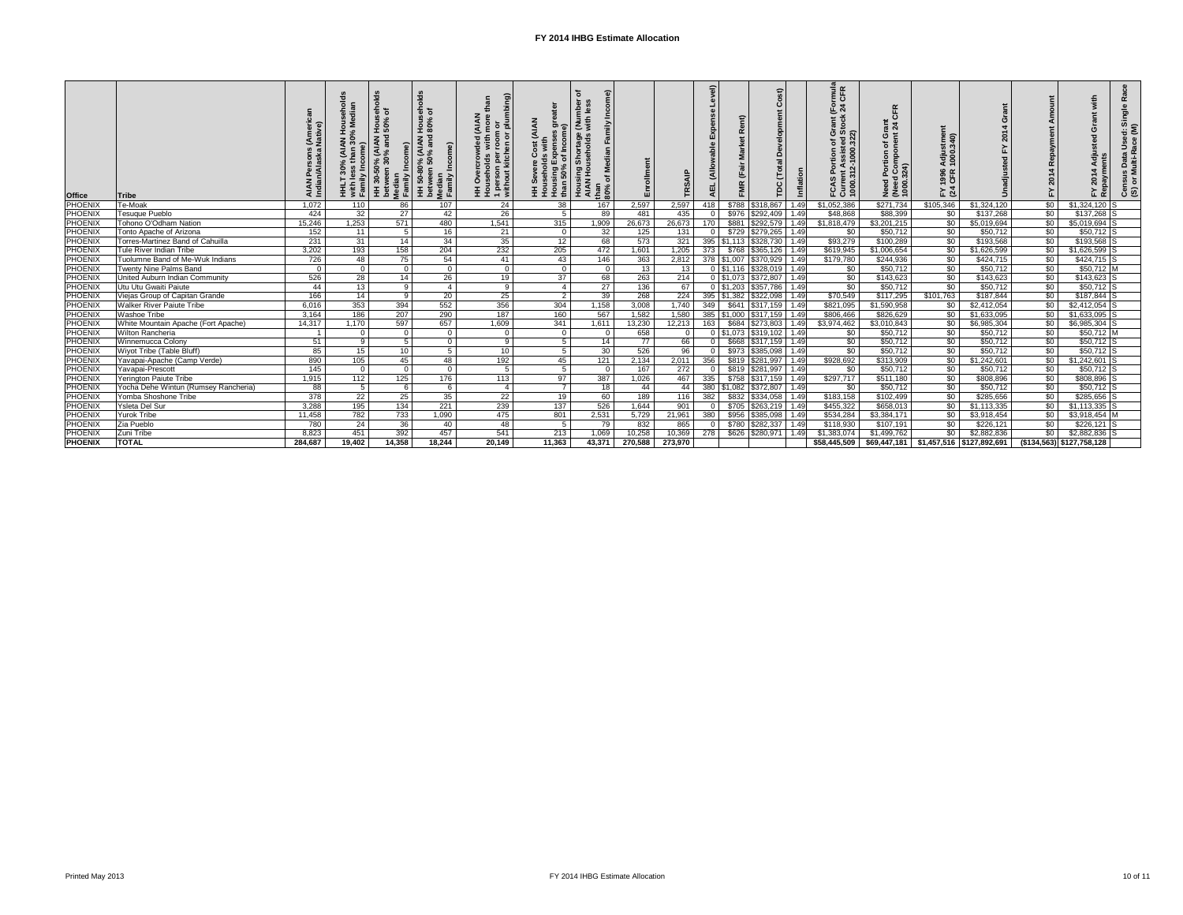# FY 2014 IHBG Estimate Allocation

| Office | Tribe | AIAN Persons (American Indian/Alaska Native) | HHLT 30% (AIAN Households with less than 30% Median Family Income) | HH 30-50% (AIAN Households between 30% and 50% of Median Family Income) | HH 50-80% (AIAN Households between 50% and 80% of Median Family Income) | HH Overcrowded (AIAN Households with more than 1 person per room or without kitchen or plumbing) | HH Severe Cost (AIAN Households with Housing Expenses greater than 50% of Income) | Housing Shortage (Number of AIAN Households with less than 80% of Median Family Income) | Enrollment | TRSAIP | AEL (Allowable Expense Level) | FMR (Fair Market Rent) | TDC (Total Development Cost) | Inflation | FCAS Portion of Grant (Formula Current Assisted Stock 24 CFR 1000.312-1000.322) | Need Portion of Grant (Need Component 24 CFR 1000.324) | FY 1996 Adjustment (24 CFR 1000.340) | Unadjusted FY 2014 Grant | FY 2014 Repayment Amount | FY 2014 Adjusted Grant with Repayments | Census Data Used: Single Race (S) or Multi-Race (M) |
|---|---|---|---|---|---|---|---|---|---|---|---|---|---|---|---|---|---|---|---|---|---|
| PHOENIX | Te-Moak | 1,072 | 110 | 86 | 107 | 24 | 38 | 167 | 2,597 | 2,597 | 418 | $788 | $318,867 | 1.49 | $1,052,386 | $271,734 | $105,346 | $1,324,120 | $0 | $1,324,120 | S |
| PHOENIX | Tesuque Pueblo | 424 | 32 | 27 | 42 | 26 | 5 | 89 | 481 | 435 | 0 | $976 | $292,409 | 1.49 | $48,868 | $88,399 | $0 | $137,268 | $0 | $137,268 | S |
| PHOENIX | Tohono O'Odham Nation | 15,246 | 1,253 | 571 | 480 | 1,541 | 315 | 1,909 | 26,673 | 26,673 | 170 | $881 | $292,579 | 1.49 | $1,818,479 | $3,201,215 | $0 | $5,019,694 | $0 | $5,019,694 | S |
| PHOENIX | Tonto Apache of Arizona | 152 | 11 | 5 | 16 | 21 | 0 | 32 | 125 | 131 | 0 | $729 | $279,265 | 1.49 | $0 | $50,712 | $0 | $50,712 | $0 | $50,712 | S |
| PHOENIX | Torres-Martinez Band of Cahuilla | 231 | 31 | 14 | 34 | 35 | 12 | 68 | 573 | 321 | 395 | $1,113 | $328,730 | 1.49 | $93,279 | $100,289 | $0 | $193,568 | $0 | $193,568 | S |
| PHOENIX | Tule River Indian Tribe | 3,202 | 193 | 158 | 204 | 232 | 205 | 472 | 1,601 | 1,205 | 373 | $768 | $365,126 | 1.49 | $619,945 | $1,006,654 | $0 | $1,626,599 | $0 | $1,626,599 | S |
| PHOENIX | Tuolumne Band of Me-Wuk Indians | 726 | 48 | 75 | 54 | 41 | 43 | 146 | 363 | 2,812 | 378 | $1,007 | $370,929 | 1.49 | $179,780 | $244,936 | $0 | $424,715 | $0 | $424,715 | S |
| PHOENIX | Twenty Nine Palms Band | 0 | 0 | 0 | 0 | 0 | 0 | 0 | 13 | 13 | 0 | $1,116 | $328,019 | 1.49 | $0 | $50,712 | $0 | $50,712 | $0 | $50,712 | M |
| PHOENIX | United Auburn Indian Community | 526 | 28 | 14 | 26 | 19 | 37 | 68 | 263 | 214 | 0 | $1,073 | $372,807 | 1.49 | $0 | $143,623 | $0 | $143,623 | $0 | $143,623 | S |
| PHOENIX | Utu Utu Gwaiti Paiute | 44 | 13 | 9 | 4 | 9 | 4 | 27 | 136 | 67 | 0 | $1,203 | $357,786 | 1.49 | $0 | $50,712 | $0 | $50,712 | $0 | $50,712 | S |
| PHOENIX | Viejas Group of Capitan Grande | 166 | 14 | 9 | 20 | 25 | 2 | 39 | 268 | 224 | 395 | $1,382 | $322,098 | 1.49 | $70,549 | $117,295 | $101,763 | $187,844 | $0 | $187,844 | S |
| PHOENIX | Walker River Paiute Tribe | 6,016 | 353 | 394 | 552 | 356 | 304 | 1,158 | 3,008 | 1,740 | 349 | $641 | $317,159 | 1.49 | $821,095 | $1,590,958 | $0 | $2,412,054 | $0 | $2,412,054 | S |
| PHOENIX | Washoe Tribe | 3,164 | 186 | 207 | 290 | 187 | 160 | 567 | 1,582 | 1,580 | 385 | $1,000 | $317,159 | 1.49 | $806,466 | $826,629 | $0 | $1,633,095 | $0 | $1,633,095 | S |
| PHOENIX | White Mountain Apache (Fort Apache) | 14,317 | 1,170 | 597 | 657 | 1,609 | 341 | 1,611 | 13,230 | 12,213 | 163 | $684 | $273,803 | 1.49 | $3,974,462 | $3,010,843 | $0 | $6,985,304 | $0 | $6,985,304 | S |
| PHOENIX | Wilton Rancheria | 1 | 0 | 0 | 0 | 0 | 0 | 0 | 658 | 0 | 0 | $1,073 | $319,102 | 1.49 | $0 | $50,712 | $0 | $50,712 | $0 | $50,712 | M |
| PHOENIX | Winnemucca Colony | 51 | 9 | 5 | 0 | 9 | 5 | 14 | 77 | 66 | 0 | $668 | $317,159 | 1.49 | $0 | $50,712 | $0 | $50,712 | $0 | $50,712 | S |
| PHOENIX | Wiyot Tribe (Table Bluff) | 85 | 15 | 10 | 5 | 10 | 5 | 30 | 526 | 96 | 0 | $973 | $385,098 | 1.49 | $0 | $50,712 | $0 | $50,712 | $0 | $50,712 | S |
| PHOENIX | Yavapai-Apache (Camp Verde) | 890 | 105 | 45 | 48 | 192 | 45 | 121 | 2,134 | 2,011 | 356 | $819 | $281,997 | 1.49 | $928,692 | $313,909 | $0 | $1,242,601 | $0 | $1,242,601 | S |
| PHOENIX | Yavapai-Prescott | 145 | 0 | 0 | 0 | 5 | 5 | 0 | 167 | 272 | 0 | $819 | $281,997 | 1.49 | $0 | $50,712 | $0 | $50,712 | $0 | $50,712 | S |
| PHOENIX | Yerington Paiute Tribe | 1,915 | 112 | 125 | 176 | 113 | 97 | 387 | 1,026 | 467 | 335 | $758 | $317,159 | 1.49 | $297,717 | $511,180 | $0 | $808,896 | $0 | $808,896 | S |
| PHOENIX | Yocha Dehe Wintun (Rumsey Rancheria) | 88 | 5 | 6 | 6 | 4 | 7 | 18 | 44 | 44 | 380 | $1,082 | $372,807 | 1.49 | $0 | $50,712 | $0 | $50,712 | $0 | $50,712 | S |
| PHOENIX | Yomba Shoshone Tribe | 378 | 22 | 25 | 35 | 22 | 19 | 60 | 189 | 116 | 382 | $832 | $334,058 | 1.49 | $183,158 | $102,499 | $0 | $285,656 | $0 | $285,656 | S |
| PHOENIX | Ysleta Del Sur | 3,288 | 195 | 134 | 221 | 239 | 137 | 526 | 1,644 | 901 | 0 | $705 | $263,219 | 1.49 | $455,322 | $658,013 | $0 | $1,113,335 | $0 | $1,113,335 | S |
| PHOENIX | Yurok Tribe | 11,458 | 782 | 733 | 1,090 | 475 | 801 | 2,531 | 5,729 | 21,961 | 380 | $956 | $385,098 | 1.49 | $534,284 | $3,384,171 | $0 | $3,918,454 | $0 | $3,918,454 | M |
| PHOENIX | Zia Pueblo | 780 | 24 | 36 | 40 | 48 | 5 | 79 | 832 | 865 | 0 | $780 | $282,337 | 1.49 | $118,930 | $107,191 | $0 | $226,121 | $0 | $226,121 | S |
| PHOENIX | Zuni Tribe | 8,823 | 451 | 392 | 457 | 541 | 213 | 1,069 | 10,258 | 10,369 | 278 | $626 | $280,971 | 1.49 | $1,383,074 | $1,499,762 | $0 | $2,882,836 | $0 | $2,882,836 | S |
| **PHOENIX** | **TOTAL** | **284,687** | **19,402** | **14,358** | **18,244** | **20,149** | **11,363** | **43,371** | **270,588** | **273,970** | | | | | **$58,445,509** | **$69,447,181** | **$1,457,516** | **$127,892,691** | **($134,563)** | **$127,758,128** | |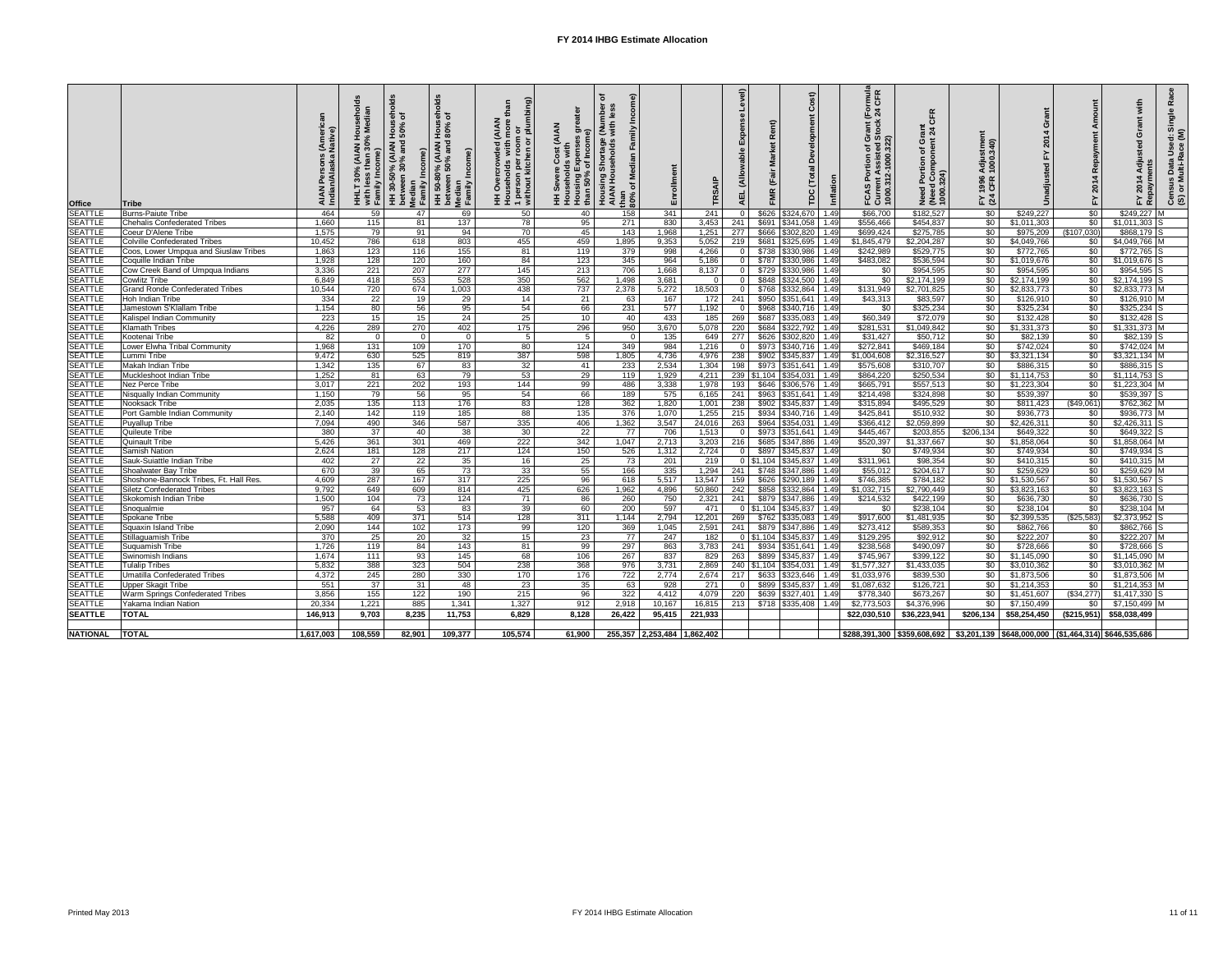# FY 2014 IHBG Estimate Allocation

| Office | Tribe | AIAN Persons (American Indian/Alaska Native) | HHLT 30% (AIAN Households with less than 30% Median Family Income) | HH 30-50% (AIAN Households between 30% and 50% of Median Family Income) | HH 50-80% (AIAN Households between 50% and 80% of Median Family Income) | HH Overcrowded (AIAN Households with more than 1 person per room or without kitchen or plumbing) | HH Severe Cost (AIAN Households with Housing Expenses greater than 50% of Income) | Housing Shortage (Number of AIAN Households with less than 80% of Median Family Income) | Enrollment | TRSAIP | AEL (Allowable Expense Level) | FMR (Fair Market Rent) | TDC (Total Development Cost) | Inflation | FCAS Portion of Grant (Formula Current Assisted Stock 24 CFR 1000.312-1000.322) | Need Portion of Grant (Need Component 24 CFR 1000.324) | FY 1996 Adjustment (24 CFR 1000.340) | Unadjusted FY 2014 Grant | FY 2014 Repayment Amount | FY 2014 Adjusted Grant with Repayments | Census Data Used: Single Race (S) or Multi-Race (M) |
|---|---|---|---|---|---|---|---|---|---|---|---|---|---|---|---|---|---|---|---|---|---|
| SEATTLE | Burns-Paiute Tribe | 464 | 59 | 47 | 69 | 50 | 40 | 158 | 341 | 241 | 0 | $626 | $324,670 | 1.49 | $66,700 | $182,527 | $0 | $249,227 | $0 | $249,227 | M |
| SEATTLE | Chehalis Confederated Tribes | 1,660 | 115 | 81 | 137 | 78 | 95 | 271 | 830 | 3,453 | 241 | $691 | $341,058 | 1.49 | $556,466 | $454,837 | $0 | $1,011,303 | $0 | $1,011,303 | S |
| SEATTLE | Coeur D'Alene Tribe | 1,575 | 79 | 91 | 94 | 70 | 45 | 143 | 1,968 | 1,251 | 277 | $666 | $302,820 | 1.49 | $699,424 | $275,785 | $0 | $975,209 | ($107,030) | $868,179 | S |
| SEATTLE | Colville Confederated Tribes | 10,452 | 786 | 618 | 803 | 455 | 459 | 1,895 | 9,353 | 5,052 | 219 | $681 | $325,695 | 1.49 | $1,845,479 | $2,204,287 | $0 | $4,049,766 | $0 | $4,049,766 | M |
| SEATTLE | Coos, Lower Umpqua and Siuslaw Tribes | 1,863 | 123 | 116 | 155 | 81 | 119 | 379 | 998 | 4,266 | 0 | $738 | $330,986 | 1.49 | $242,989 | $529,775 | $0 | $772,765 | $0 | $772,765 | S |
| SEATTLE | Coquille Indian Tribe | 1,928 | 128 | 120 | 160 | 84 | 123 | 345 | 964 | 5,186 | 0 | $787 | $330,986 | 1.49 | $483,082 | $536,594 | $0 | $1,019,676 | $0 | $1,019,676 | S |
| SEATTLE | Cow Creek Band of Umpqua Indians | 3,336 | 221 | 207 | 277 | 145 | 213 | 706 | 1,668 | 8,137 | 0 | $729 | $330,986 | 1.49 | $0 | $954,595 | $0 | $954,595 | $0 | $954,595 | S |
| SEATTLE | Cowlitz Tribe | 6,849 | 418 | 553 | 528 | 350 | 562 | 1,498 | 3,681 | 0 | 0 | $848 | $324,500 | 1.49 | $0 | $2,174,199 | $0 | $2,174,199 | $0 | $2,174,199 | S |
| SEATTLE | Grand Ronde Confederated Tribes | 10,544 | 720 | 674 | 1,003 | 438 | 737 | 2,378 | 5,272 | 18,503 | 0 | $768 | $332,864 | 1.49 | $131,949 | $2,701,825 | $0 | $2,833,773 | $0 | $2,833,773 | M |
| SEATTLE | Hoh Indian Tribe | 334 | 22 | 19 | 29 | 14 | 21 | 63 | 167 | 172 | 241 | $950 | $351,641 | 1.49 | $43,313 | $83,597 | $0 | $126,910 | $0 | $126,910 | M |
| SEATTLE | Jamestown S'Klallam Tribe | 1,154 | 80 | 56 | 95 | 54 | 66 | 231 | 577 | 1,192 | 0 | $968 | $340,716 | 1.49 | $0 | $325,234 | $0 | $325,234 | $0 | $325,234 | S |
| SEATTLE | Kalispel Indian Community | 223 | 15 | 15 | 24 | 25 | 10 | 40 | 433 | 185 | 269 | $687 | $335,083 | 1.49 | $60,349 | $72,079 | $0 | $132,428 | $0 | $132,428 | S |
| SEATTLE | Klamath Tribes | 4,226 | 289 | 270 | 402 | 175 | 296 | 950 | 3,670 | 5,078 | 220 | $684 | $322,792 | 1.49 | $281,531 | $1,049,842 | $0 | $1,331,373 | $0 | $1,331,373 | M |
| SEATTLE | Kootenai Tribe | 82 | 0 | 0 | 0 | 5 | 5 | 0 | 135 | 649 | 277 | $626 | $302,820 | 1.49 | $31,427 | $50,712 | $0 | $82,139 | $0 | $82,139 | S |
| SEATTLE | Lower Elwha Tribal Community | 1,968 | 131 | 109 | 170 | 80 | 124 | 349 | 984 | 1,216 | 0 | $973 | $340,716 | 1.49 | $272,841 | $469,184 | $0 | $742,024 | $0 | $742,024 | M |
| SEATTLE | Lummi Tribe | 9,472 | 630 | 525 | 819 | 387 | 598 | 1,805 | 4,736 | 4,976 | 238 | $902 | $345,837 | 1.49 | $1,004,608 | $2,316,527 | $0 | $3,321,134 | $0 | $3,321,134 | M |
| SEATTLE | Makah Indian Tribe | 1,342 | 135 | 67 | 83 | 32 | 41 | 233 | 2,534 | 1,304 | 198 | $973 | $351,641 | 1.49 | $575,608 | $310,707 | $0 | $886,315 | $0 | $886,315 | S |
| SEATTLE | Muckleshoot Indian Tribe | 1,252 | 81 | 63 | 79 | 53 | 29 | 119 | 1,929 | 4,211 | 239 | $1,104 | $354,031 | 1.49 | $864,220 | $250,534 | $0 | $1,114,753 | $0 | $1,114,753 | S |
| SEATTLE | Nez Perce Tribe | 3,017 | 221 | 202 | 193 | 144 | 99 | 486 | 3,338 | 1,978 | 193 | $646 | $306,576 | 1.49 | $665,791 | $557,513 | $0 | $1,223,304 | $0 | $1,223,304 | M |
| SEATTLE | Nisqually Indian Community | 1,150 | 79 | 56 | 95 | 54 | 66 | 189 | 575 | 6,165 | 241 | $963 | $351,641 | 1.49 | $214,498 | $324,898 | $0 | $539,397 | $0 | $539,397 | S |
| SEATTLE | Nooksack Tribe | 2,035 | 135 | 113 | 176 | 83 | 128 | 362 | 1,820 | 1,001 | 238 | $902 | $345,837 | 1.49 | $315,894 | $495,529 | $0 | $811,423 | ($49,061) | $762,362 | M |
| SEATTLE | Port Gamble Indian Community | 2,140 | 142 | 119 | 185 | 88 | 135 | 376 | 1,070 | 1,255 | 215 | $934 | $340,716 | 1.49 | $425,841 | $510,932 | $0 | $936,773 | $0 | $936,773 | M |
| SEATTLE | Puyallup Tribe | 7,094 | 490 | 346 | 587 | 335 | 406 | 1,362 | 3,547 | 24,016 | 263 | $964 | $354,031 | 1.49 | $366,412 | $2,059,899 | $0 | $2,426,311 | $0 | $2,426,311 | S |
| SEATTLE | Quileute Tribe | 380 | 37 | 40 | 38 | 30 | 22 | 77 | 706 | 1,513 | 0 | $973 | $351,641 | 1.49 | $445,467 | $203,855 | $206,134 | $649,322 | $0 | $649,322 | S |
| SEATTLE | Quinault Tribe | 5,426 | 361 | 301 | 469 | 222 | 342 | 1,047 | 2,713 | 3,203 | 216 | $685 | $347,886 | 1.49 | $520,397 | $1,337,667 | $0 | $1,858,064 | $0 | $1,858,064 | M |
| SEATTLE | Samish Nation | 2,624 | 181 | 128 | 217 | 124 | 150 | 526 | 1,312 | 2,724 | 0 | $897 | $345,837 | 1.49 | $0 | $749,934 | $0 | $749,934 | $0 | $749,934 | S |
| SEATTLE | Sauk-Suiattle Indian Tribe | 402 | 27 | 22 | 35 | 16 | 25 | 73 | 201 | 219 | 0 | $1,104 | $345,837 | 1.49 | $311,961 | $98,354 | $0 | $410,315 | $0 | $410,315 | M |
| SEATTLE | Shoalwater Bay Tribe | 670 | 39 | 65 | 73 | 33 | 55 | 166 | 335 | 1,294 | 241 | $748 | $347,886 | 1.49 | $55,012 | $204,617 | $0 | $259,629 | $0 | $259,629 | M |
| SEATTLE | Shoshone-Bannock Tribes, Ft. Hall Res. | 4,609 | 287 | 167 | 317 | 225 | 96 | 618 | 5,517 | 13,547 | 159 | $626 | $290,189 | 1.49 | $746,385 | $784,182 | $0 | $1,530,567 | $0 | $1,530,567 | S |
| SEATTLE | Siletz Confederated Tribes | 9,792 | 649 | 609 | 814 | 425 | 626 | 1,962 | 4,896 | 50,860 | 242 | $858 | $332,864 | 1.49 | $1,032,715 | $2,790,449 | $0 | $3,823,163 | $0 | $3,823,163 | S |
| SEATTLE | Skokomish Indian Tribe | 1,500 | 104 | 73 | 124 | 71 | 86 | 260 | 750 | 2,321 | 241 | $879 | $347,886 | 1.49 | $214,532 | $422,199 | $0 | $636,730 | $0 | $636,730 | S |
| SEATTLE | Snoqualmie | 957 | 64 | 53 | 83 | 39 | 60 | 200 | 597 | 471 | 0 | $1,104 | $345,837 | 1.49 | $0 | $238,104 | $0 | $238,104 | $0 | $238,104 | M |
| SEATTLE | Spokane Tribe | 5,588 | 409 | 371 | 514 | 128 | 311 | 1,144 | 2,794 | 12,201 | 269 | $762 | $335,083 | 1.49 | $917,600 | $1,481,935 | $0 | $2,399,535 | ($25,583) | $2,373,952 | S |
| SEATTLE | Squaxin Island Tribe | 2,090 | 144 | 102 | 173 | 99 | 120 | 369 | 1,045 | 2,591 | 241 | $879 | $347,886 | 1.49 | $273,412 | $589,353 | $0 | $862,766 | $0 | $862,766 | S |
| SEATTLE | Stillaguamish Tribe | 370 | 25 | 20 | 32 | 15 | 23 | 77 | 247 | 182 | 0 | $1,104 | $345,837 | 1.49 | $129,295 | $92,912 | $0 | $222,207 | $0 | $222,207 | M |
| SEATTLE | Suquamish Tribe | 1,726 | 119 | 84 | 143 | 81 | 99 | 297 | 863 | 3,783 | 241 | $934 | $351,641 | 1.49 | $238,568 | $490,097 | $0 | $728,666 | $0 | $728,666 | S |
| SEATTLE | Swinomish Indians | 1,674 | 111 | 93 | 145 | 68 | 106 | 267 | 837 | 829 | 263 | $899 | $345,837 | 1.49 | $745,967 | $399,122 | $0 | $1,145,090 | $0 | $1,145,090 | M |
| SEATTLE | Tulalip Tribes | 5,832 | 388 | 323 | 504 | 238 | 368 | 976 | 3,731 | 2,869 | 240 | $1,104 | $354,031 | 1.49 | $1,577,327 | $1,433,035 | $0 | $3,010,362 | $0 | $3,010,362 | M |
| SEATTLE | Umatilla Confederated Tribes | 4,372 | 245 | 280 | 330 | 170 | 176 | 722 | 2,774 | 2,674 | 217 | $633 | $323,646 | 1.49 | $1,033,976 | $839,530 | $0 | $1,873,506 | $0 | $1,873,506 | M |
| SEATTLE | Upper Skagit Tribe | 551 | 37 | 31 | 48 | 23 | 35 | 63 | 928 | 271 | 0 | $899 | $345,837 | 1.49 | $1,087,632 | $126,721 | $0 | $1,214,353 | $0 | $1,214,353 | M |
| SEATTLE | Warm Springs Confederated Tribes | 3,856 | 155 | 122 | 190 | 215 | 96 | 322 | 4,412 | 4,079 | 220 | $639 | $327,401 | 1.49 | $778,340 | $673,267 | $0 | $1,451,607 | ($34,277) | $1,417,330 | S |
| SEATTLE | Yakama Indian Nation | 20,334 | 1,221 | 885 | 1,341 | 1,327 | 912 | 2,918 | 10,167 | 16,815 | 213 | $718 | $335,408 | 1.49 | $2,773,503 | $4,376,996 | $0 | $7,150,499 | $0 | $7,150,499 | M |
| **SEATTLE** | **TOTAL** | **146,913** | **9,703** | **8,235** | **11,753** | **6,829** | **8,128** | **26,422** | **95,415** | **221,933** | | | | | **$22,030,510** | **$36,223,941** | **$206,134** | **$58,254,450** | **($215,951)** | **$58,038,499** | |
| **NATIONAL** | **TOTAL** | **1,617,003** | **108,559** | **82,901** | **109,377** | **105,574** | **61,900** | **255,357** | **2,253,484** | **1,862,402** | | | | | **$288,391,300** | **$359,608,692** | **$3,201,139** | **$648,000,000** | **($1,464,314)** | **$646,535,686** | |

Printed May 2013 FY 2014 IHBG Estimate Allocation